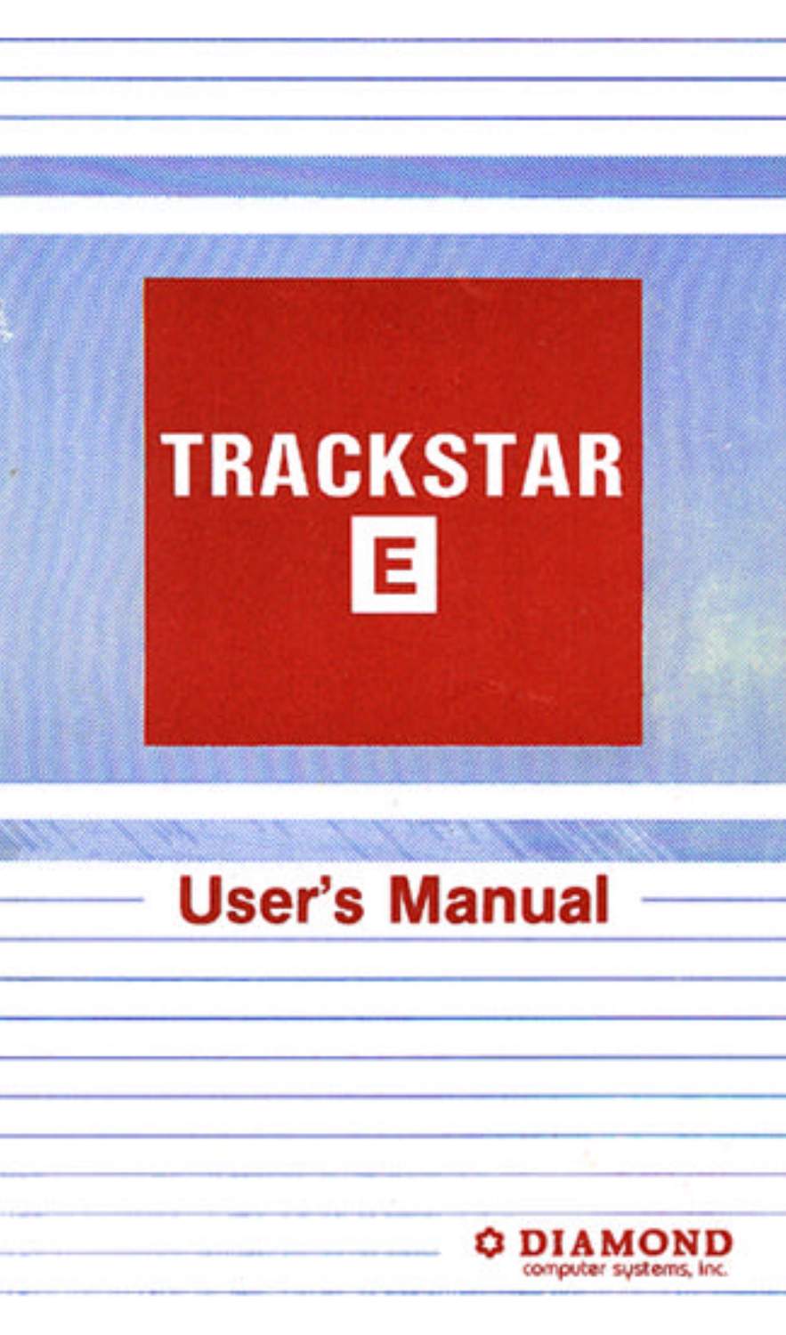# TRACKSTAR

## E

## User's Manual

DIAMOND
computer systems, inc.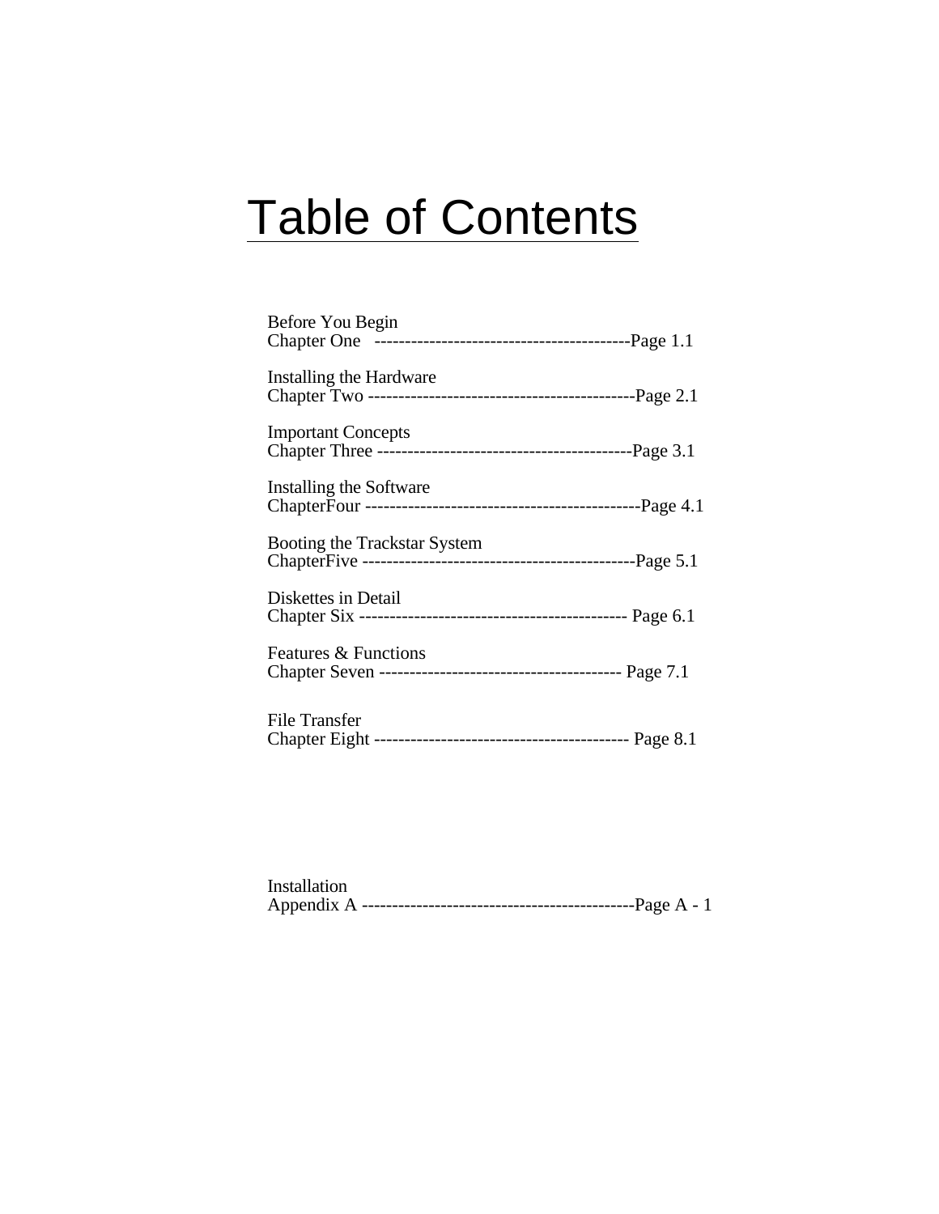# Table of Contents

Before You Begin
Chapter One ------------------------------------------Page 1.1

Installing the Hardware
Chapter Two --------------------------------------------Page 2.1

Important Concepts
Chapter Three ------------------------------------------Page 3.1

Installing the Software
ChapterFour ---------------------------------------------Page 4.1

Booting the Trackstar System
ChapterFive ---------------------------------------------Page 5.1

Diskettes in Detail
Chapter Six -------------------------------------------- Page 6.1

Features & Functions
Chapter Seven ---------------------------------------- Page 7.1

File Transfer
Chapter Eight ------------------------------------------ Page 8.1

Installation
Appendix A ---------------------------------------------Page A - 1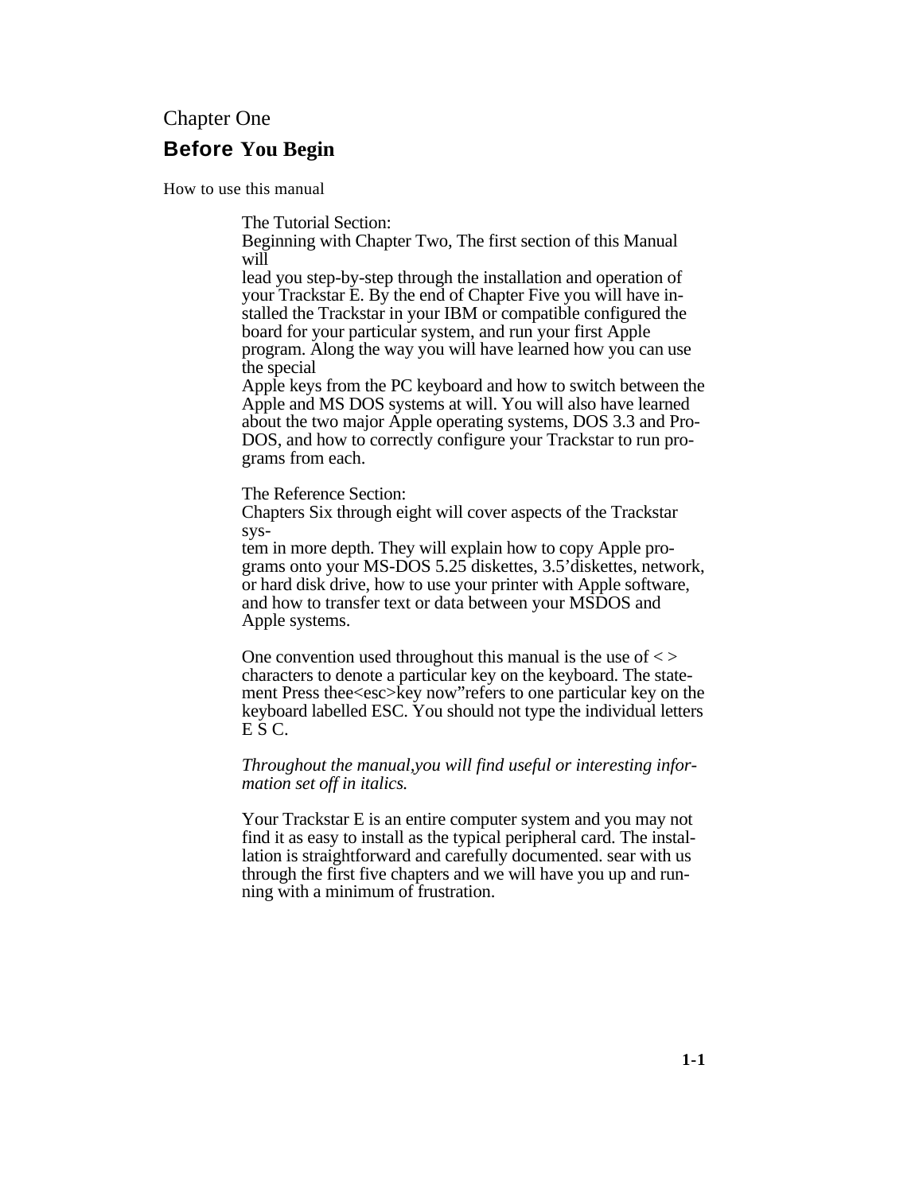Chapter One

# Before You Begin

How to use this manual

The Tutorial Section:
Beginning with Chapter Two, The first section of this Manual will lead you step-by-step through the installation and operation of your Trackstar E. By the end of Chapter Five you will have installed the Trackstar in your IBM or compatible configured the board for your particular system, and run your first Apple program. Along the way you will have learned how you can use the special Apple keys from the PC keyboard and how to switch between the Apple and MS DOS systems at will. You will also have learned about the two major Apple operating systems, DOS 3.3 and Pro-DOS, and how to correctly configure your Trackstar to run programs from each.

The Reference Section:
Chapters Six through eight will cover aspects of the Trackstar system in more depth. They will explain how to copy Apple programs onto your MS-DOS 5.25 diskettes, 3.5'diskettes, network, or hard disk drive, how to use your printer with Apple software, and how to transfer text or data between your MSDOS and Apple systems.

One convention used throughout this manual is the use of < > characters to denote a particular key on the keyboard. The statement Press thee<esc>key now"refers to one particular key on the keyboard labelled ESC. You should not type the individual letters E S C.

*Throughout the manual,you will find useful or interesting information set off in italics.*

Your Trackstar E is an entire computer system and you may not find it as easy to install as the typical peripheral card. The installation is straightforward and carefully documented. sear with us through the first five chapters and we will have you up and running with a minimum of frustration.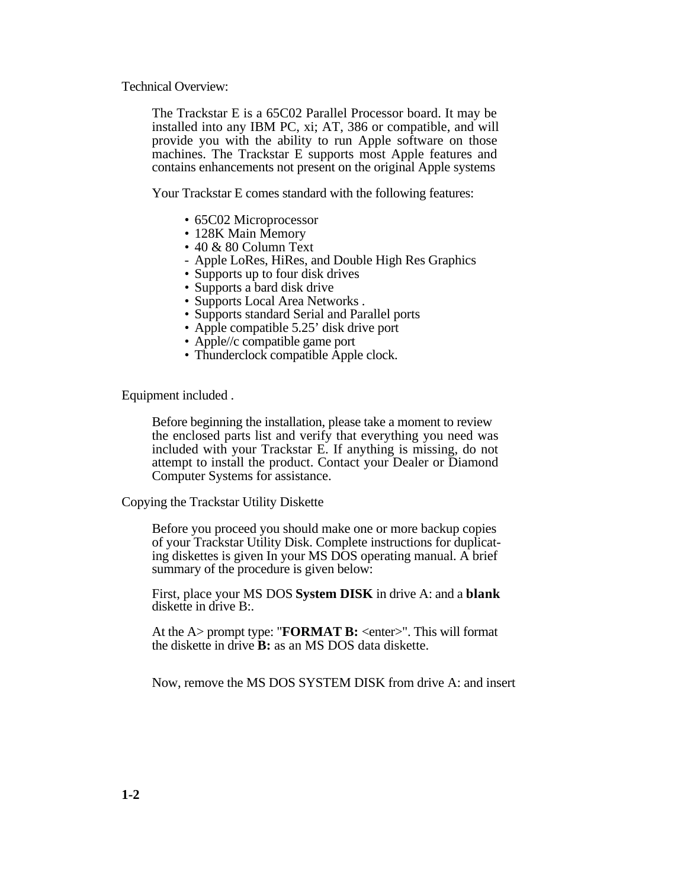Technical Overview:

The Trackstar E is a 65C02 Parallel Processor board. It may be installed into any IBM PC, xi; AT, 386 or compatible, and will provide you with the ability to run Apple software on those machines. The Trackstar E supports most Apple features and contains enhancements not present on the original Apple systems

Your Trackstar E comes standard with the following features:

- 65C02 Microprocessor
- 128K Main Memory
- 40 & 80 Column Text
- Apple LoRes, HiRes, and Double High Res Graphics
- Supports up to four disk drives
- Supports a bard disk drive
- Supports Local Area Networks .
- Supports standard Serial and Parallel ports
- Apple compatible 5.25’ disk drive port
- Apple//c compatible game port
- Thunderclock compatible Apple clock.

Equipment included .

Before beginning the installation, please take a moment to review the enclosed parts list and verify that everything you need was included with your Trackstar E. If anything is missing, do not attempt to install the product. Contact your Dealer or Diamond Computer Systems for assistance.

Copying the Trackstar Utility Diskette

Before you proceed you should make one or more backup copies of your Trackstar Utility Disk. Complete instructions for duplicating diskettes is given In your MS DOS operating manual. A brief summary of the procedure is given below:

First, place your MS DOS **System DISK** in drive A: and a **blank** diskette in drive B:.

At the A> prompt type: "**FORMAT B:** <enter>". This will format the diskette in drive **B:** as an MS DOS data diskette.

Now, remove the MS DOS SYSTEM DISK from drive A: and insert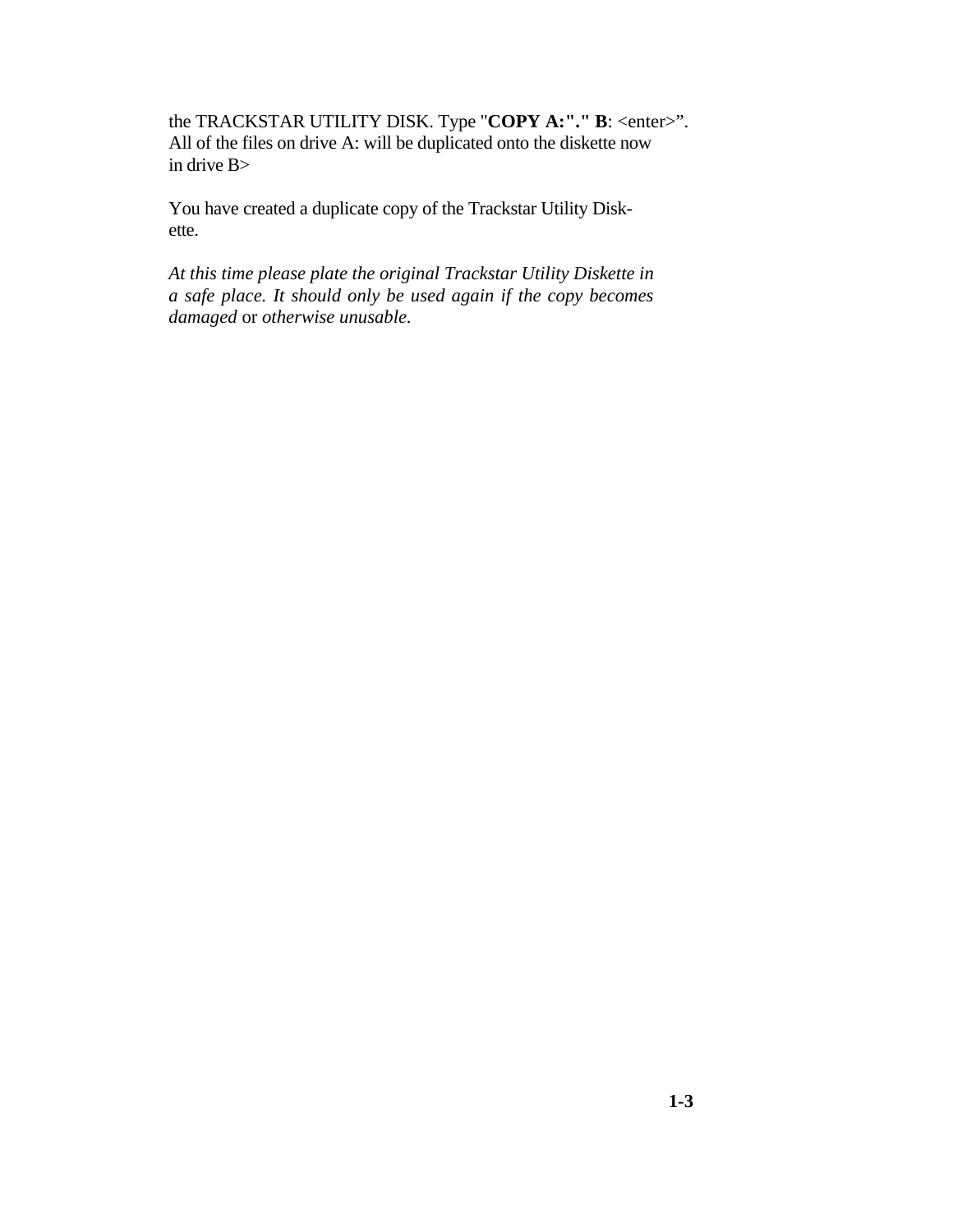the TRACKSTAR UTILITY DISK. Type "**COPY A:"." B**: <enter>". All of the files on drive A: will be duplicated onto the diskette now in drive B>

You have created a duplicate copy of the Trackstar Utility Diskette.

*At this time please plate the original Trackstar Utility Diskette in a safe place. It should only be used again if the copy becomes damaged* or *otherwise unusable.*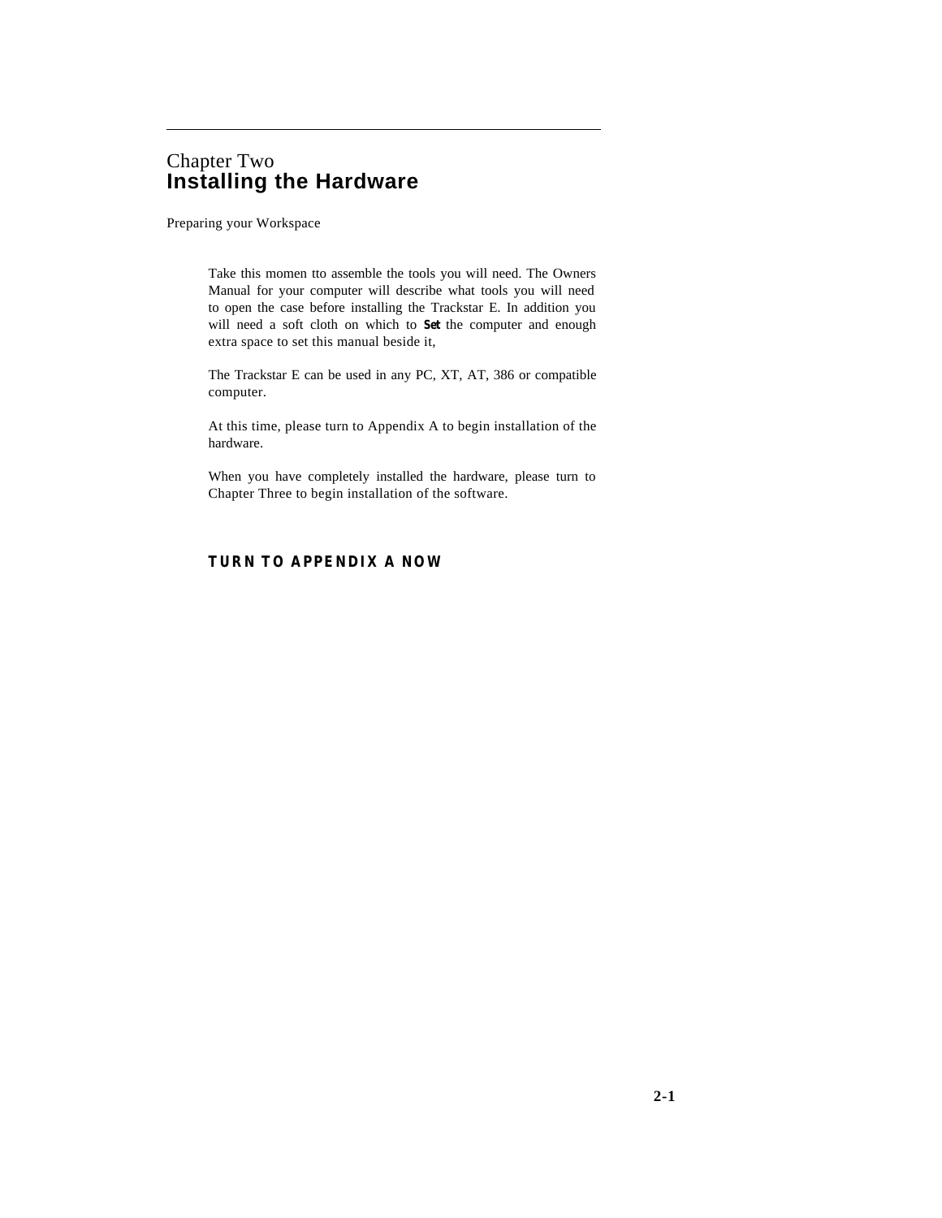# Chapter Two
# Installing the Hardware

## Preparing your Workspace

Take this momen tto assemble the tools you will need. The Owners Manual for your computer will describe what tools you will need to open the case before installing the Trackstar E. In addition you will need a soft cloth on which to **Set** the computer and enough extra space to set this manual beside it,

The Trackstar E can be used in any PC, XT, AT, 386 or compatible computer.

At this time, please turn to Appendix A to begin installation of the hardware.

When you have completely installed the hardware, please turn to Chapter Three to begin installation of the software.

**TURN TO APPENDIX A NOW**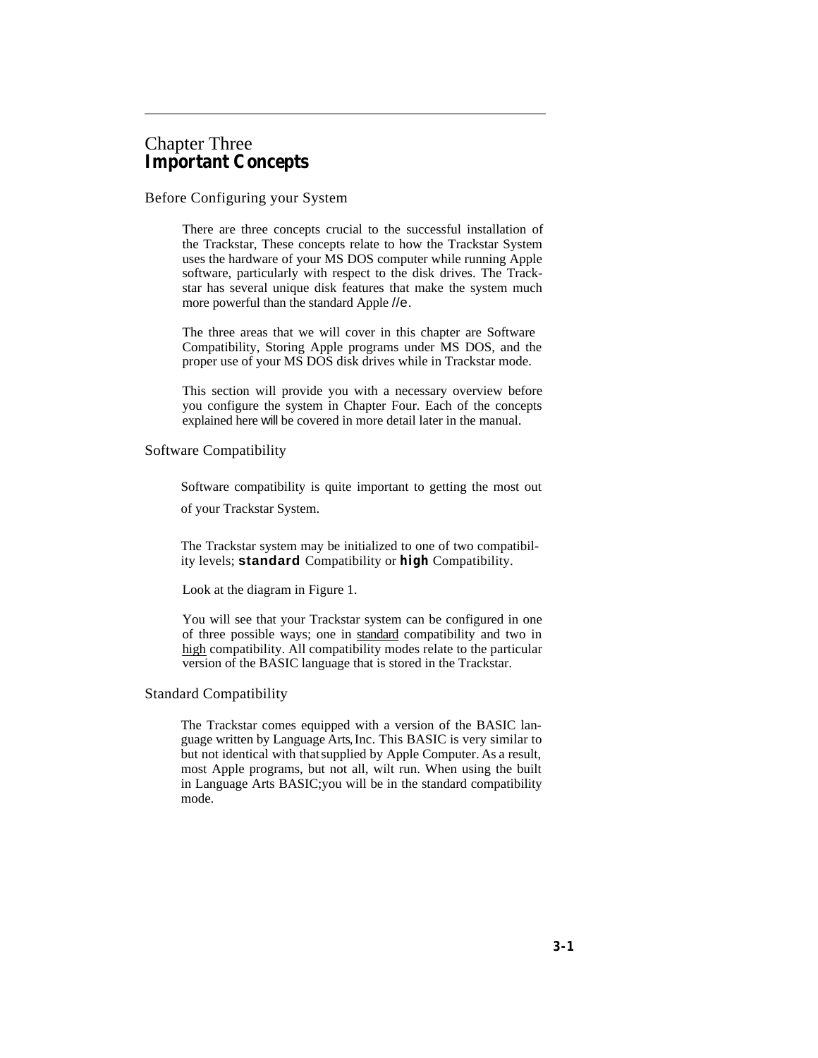# Chapter Three
# **Important Concepts**

## Before Configuring your System

There are three concepts crucial to the successful installation of the Trackstar, These concepts relate to how the Trackstar System uses the hardware of your MS DOS computer while running Apple software, particularly with respect to the disk drives. The Trackstar has several unique disk features that make the system much more powerful than the standard Apple //e.

The three areas that we will cover in this chapter are Software Compatibility, Storing Apple programs under MS DOS, and the proper use of your MS DOS disk drives while in Trackstar mode.

This section will provide you with a necessary overview before you configure the system in Chapter Four. Each of the concepts explained here will be covered in more detail later in the manual.

## Software Compatibility

Software compatibility is quite important to getting the most out of your Trackstar System.

The Trackstar system may be initialized to one of two compatibility levels; **standard** Compatibility or **high** Compatibility.

Look at the diagram in Figure 1.

You will see that your Trackstar system can be configured in one of three possible ways; one in standard compatibility and two in high compatibility. All compatibility modes relate to the particular version of the BASIC language that is stored in the Trackstar.

## Standard Compatibility

The Trackstar comes equipped with a version of the BASIC language written by Language Arts, Inc. This BASIC is very similar to but not identical with that supplied by Apple Computer. As a result, most Apple programs, but not all, wilt run. When using the built in Language Arts BASIC;you will be in the standard compatibility mode.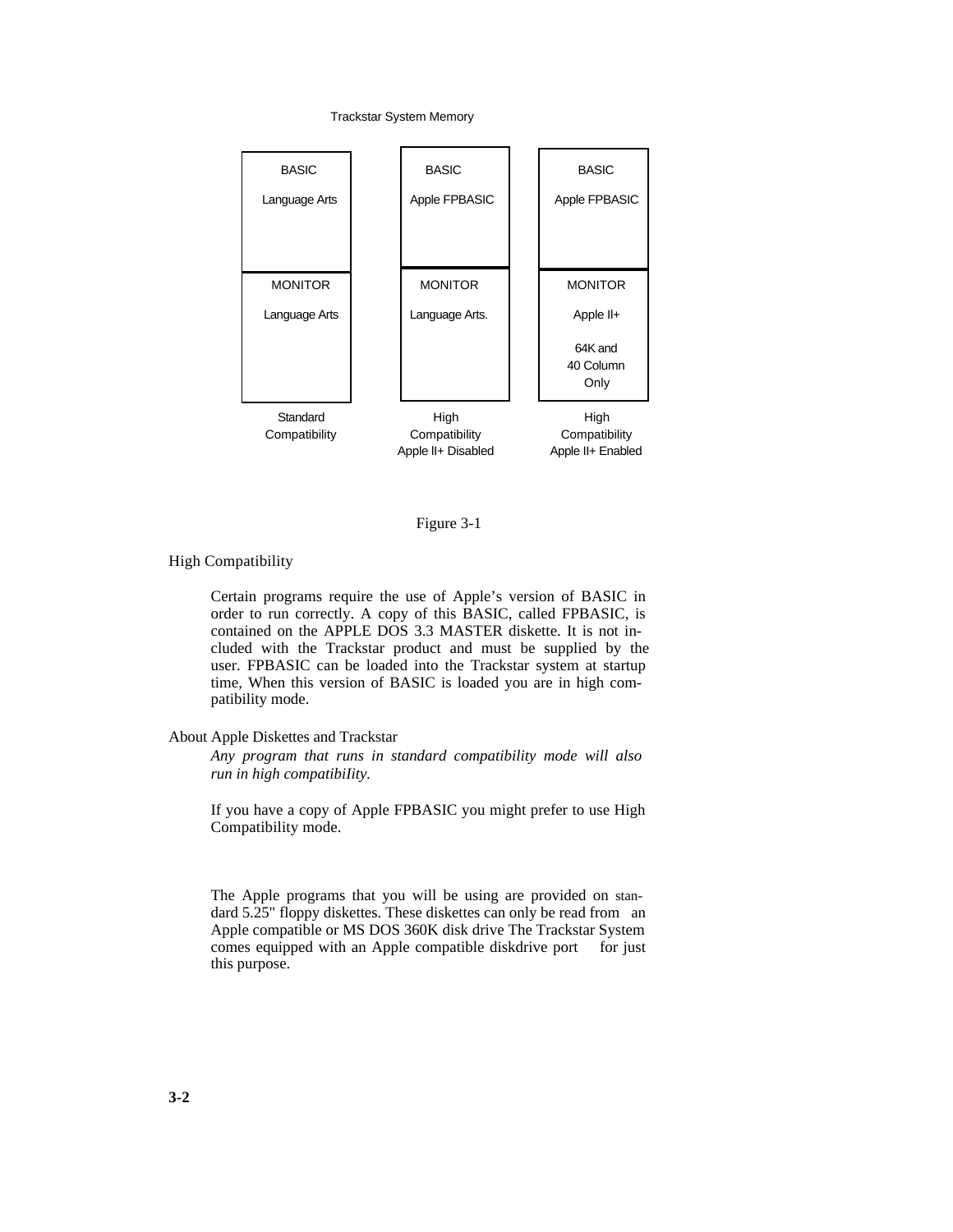Trackstar System Memory

| Standard Compatibility | High Compatibility Apple II+ Disabled | High Compatibility Apple II+ Enabled |
|---|---|---|
| BASIC<br>Language Arts | BASIC<br>Apple FPBASIC | BASIC<br>Apple FPBASIC |
| MONITOR<br>Language Arts | MONITOR<br>Language Arts. | MONITOR<br>Apple II+<br>64K and 40 Column Only |

Figure 3-1

High Compatibility

Certain programs require the use of Apple's version of BASIC in order to run correctly. A copy of this BASIC, called FPBASIC, is contained on the APPLE DOS 3.3 MASTER diskette. It is not included with the Trackstar product and must be supplied by the user. FPBASIC can be loaded into the Trackstar system at startup time, When this version of BASIC is loaded you are in high compatibility mode.

About Apple Diskettes and Trackstar

*Any program that runs in standard compatibility mode will also run in high compatibiIity.*

If you have a copy of Apple FPBASIC you might prefer to use High Compatibility mode.

The Apple programs that you will be using are provided on standard 5.25" floppy diskettes. These diskettes can only be read from an Apple compatible or MS DOS 360K disk drive The Trackstar System comes equipped with an Apple compatible diskdrive port for just this purpose.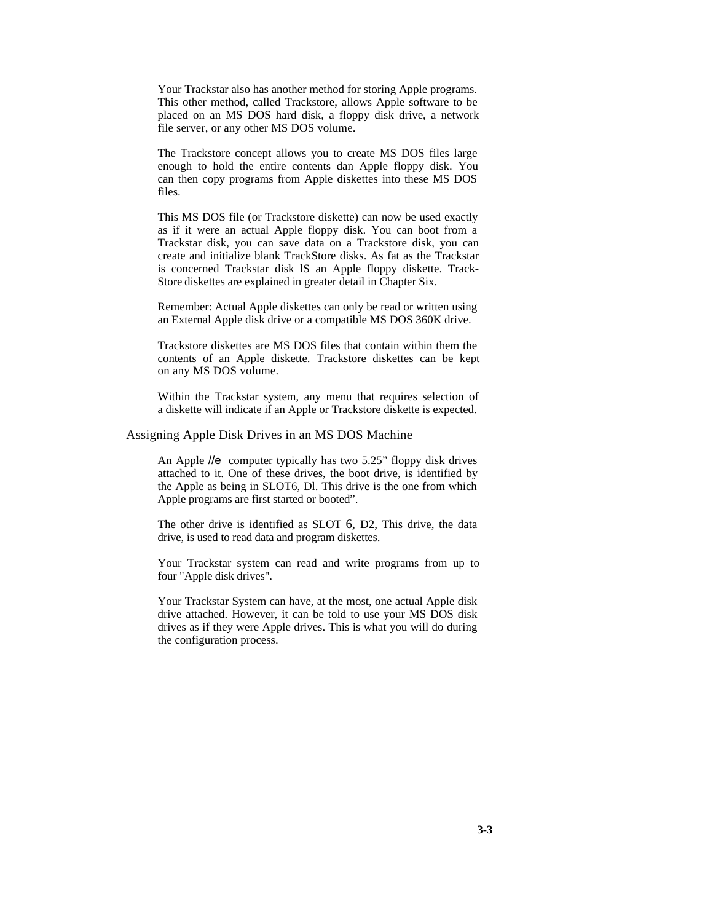Your Trackstar also has another method for storing Apple programs. This other method, called Trackstore, allows Apple software to be placed on an MS DOS hard disk, a floppy disk drive, a network file server, or any other MS DOS volume.

The Trackstore concept allows you to create MS DOS files large enough to hold the entire contents dan Apple floppy disk. You can then copy programs from Apple diskettes into these MS DOS files.

This MS DOS file (or Trackstore diskette) can now be used exactly as if it were an actual Apple floppy disk. You can boot from a Trackstar disk, you can save data on a Trackstore disk, you can create and initialize blank TrackStore disks. As fat as the Trackstar is concerned Trackstar disk lS an Apple floppy diskette. Track-Store diskettes are explained in greater detail in Chapter Six.

Remember: Actual Apple diskettes can only be read or written using an External Apple disk drive or a compatible MS DOS 360K drive.

Trackstore diskettes are MS DOS files that contain within them the contents of an Apple diskette. Trackstore diskettes can be kept on any MS DOS volume.

Within the Trackstar system, any menu that requires selection of a diskette will indicate if an Apple or Trackstore diskette is expected.

## Assigning Apple Disk Drives in an MS DOS Machine

An Apple //e computer typically has two 5.25" floppy disk drives attached to it. One of these drives, the boot drive, is identified by the Apple as being in SLOT6, Dl. This drive is the one from which Apple programs are first started or booted".

The other drive is identified as SLOT 6, D2, This drive, the data drive, is used to read data and program diskettes.

Your Trackstar system can read and write programs from up to four "Apple disk drives".

Your Trackstar System can have, at the most, one actual Apple disk drive attached. However, it can be told to use your MS DOS disk drives as if they were Apple drives. This is what you will do during the configuration process.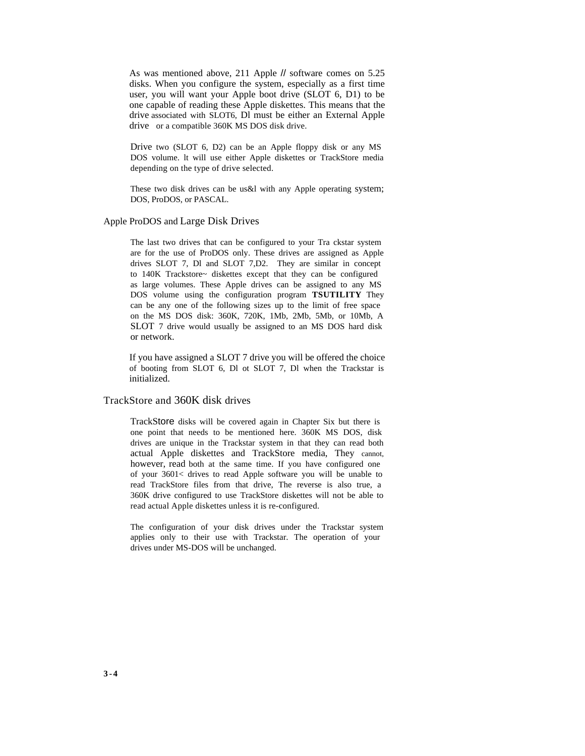As was mentioned above, 211 Apple // software comes on 5.25 disks. When you configure the system, especially as a first time user, you will want your Apple boot drive (SLOT 6, D1) to be one capable of reading these Apple diskettes. This means that the drive associated with SLOT6, Dl must be either an External Apple drive or a compatible 360K MS DOS disk drive.

Drive two (SLOT 6, D2) can be an Apple floppy disk or any MS DOS volume. lt will use either Apple diskettes or TrackStore media depending on the type of drive selected.

These two disk drives can be us&l with any Apple operating system; DOS, ProDOS, or PASCAL.

## Apple ProDOS and Large Disk Drives

The last two drives that can be configured to your Tra ckstar system are for the use of ProDOS only. These drives are assigned as Apple drives SLOT 7, Dl and SLOT 7,D2. They are similar in concept to 140K Trackstore~ diskettes except that they can be configured as large volumes. These Apple drives can be assigned to any MS DOS volume using the configuration program **TSUTILITY** They can be any one of the following sizes up to the limit of free space on the MS DOS disk: 360K, 720K, 1Mb, 2Mb, 5Mb, or 10Mb, A SLOT 7 drive would usually be assigned to an MS DOS hard disk or network.

If you have assigned a SLOT 7 drive you will be offered the choice of booting from SLOT 6, Dl ot SLOT 7, Dl when the Trackstar is initialized.

## TrackStore and 360K disk drives

TrackStore disks will be covered again in Chapter Six but there is one point that needs to be mentioned here. 360K MS DOS, disk drives are unique in the Trackstar system in that they can read both actual Apple diskettes and TrackStore media, They cannot, however, read both at the same time. If you have configured one of your 3601< drives to read Apple software you will be unable to read TrackStore files from that drive, The reverse is also true, a 360K drive configured to use TrackStore diskettes will not be able to read actual Apple diskettes unless it is re-configured.

The configuration of your disk drives under the Trackstar system applies only to their use with Trackstar. The operation of your drives under MS-DOS will be unchanged.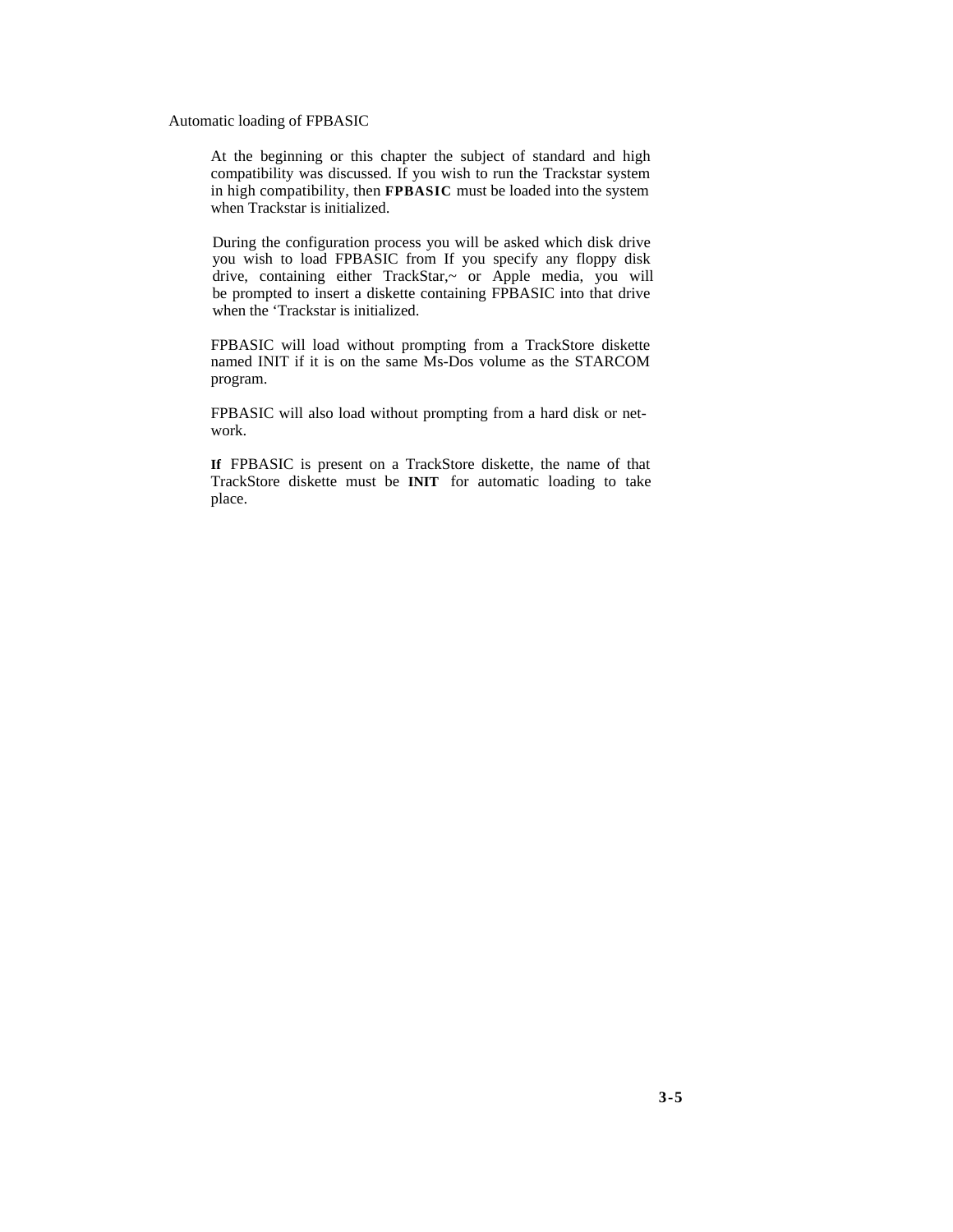## Automatic loading of FPBASIC

At the beginning or this chapter the subject of standard and high compatibility was discussed. If you wish to run the Trackstar system in high compatibility, then **FPBASIC** must be loaded into the system when Trackstar is initialized.

During the configuration process you will be asked which disk drive you wish to load FPBASIC from If you specify any floppy disk drive, containing either TrackStar,~ or Apple media, you will be prompted to insert a diskette containing FPBASIC into that drive when the 'Trackstar is initialized.

FPBASIC will load without prompting from a TrackStore diskette named INIT if it is on the same Ms-Dos volume as the STARCOM program.

FPBASIC will also load without prompting from a hard disk or network.

**If** FPBASIC is present on a TrackStore diskette, the name of that TrackStore diskette must be **INIT** for automatic loading to take place.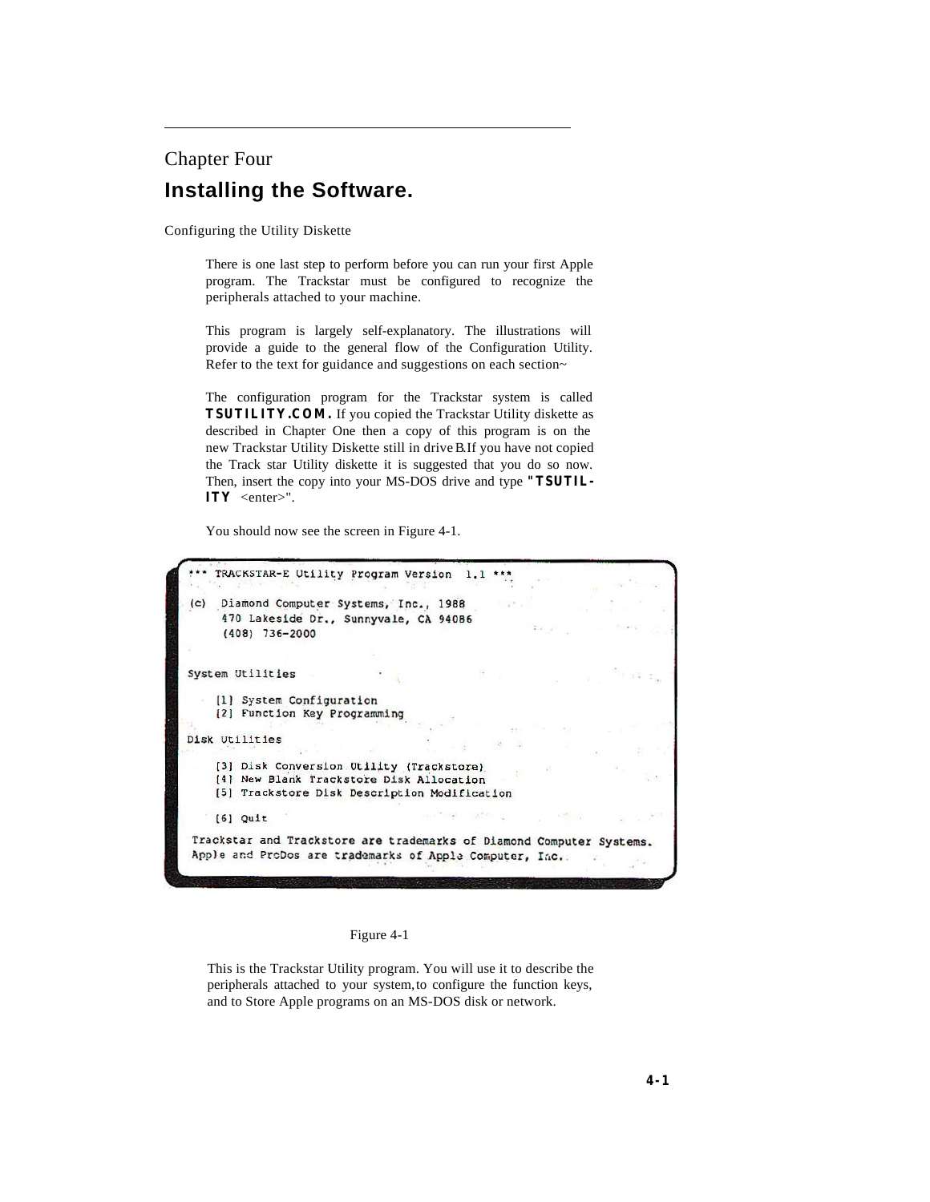Chapter Four

# Installing the Software.

Configuring the Utility Diskette

There is one last step to perform before you can run your first Apple program. The Trackstar must be configured to recognize the peripherals attached to your machine.

This program is largely self-explanatory. The illustrations will provide a guide to the general flow of the Configuration Utility. Refer to the text for guidance and suggestions on each section~

The configuration program for the Trackstar system is called **TSUTILITY.COM.** If you copied the Trackstar Utility diskette as described in Chapter One then a copy of this program is on the new Trackstar Utility Diskette still in drive B. If you have not copied the Track star Utility diskette it is suggested that you do so now. Then, insert the copy into your MS-DOS drive and type "**TSUTIL-ITY** <enter>".

You should now see the screen in Figure 4-1.

```
*** TRACKSTAR-E Utility Program Version  1.1 ***

(c)  Diamond Computer Systems, Inc., 1988
     470 Lakeside Dr., Sunnyvale, CA 94086
     (408) 736-2000


System Utilities

    [1] System Configuration
    [2] Function Key Programming

Disk Utilities

    [3] Disk Conversion Utility (Trackstore)
    [4] New Blank Trackstore Disk Allocation
    [5] Trackstore Disk Description Modification

    [6] Quit

Trackstar and Trackstore are trademarks of Diamond Computer Systems.
Apple and ProDos are trademarks of Apple Computer, Inc.
```

Figure 4-1

This is the Trackstar Utility program. You will use it to describe the peripherals attached to your system, to configure the function keys, and to Store Apple programs on an MS-DOS disk or network.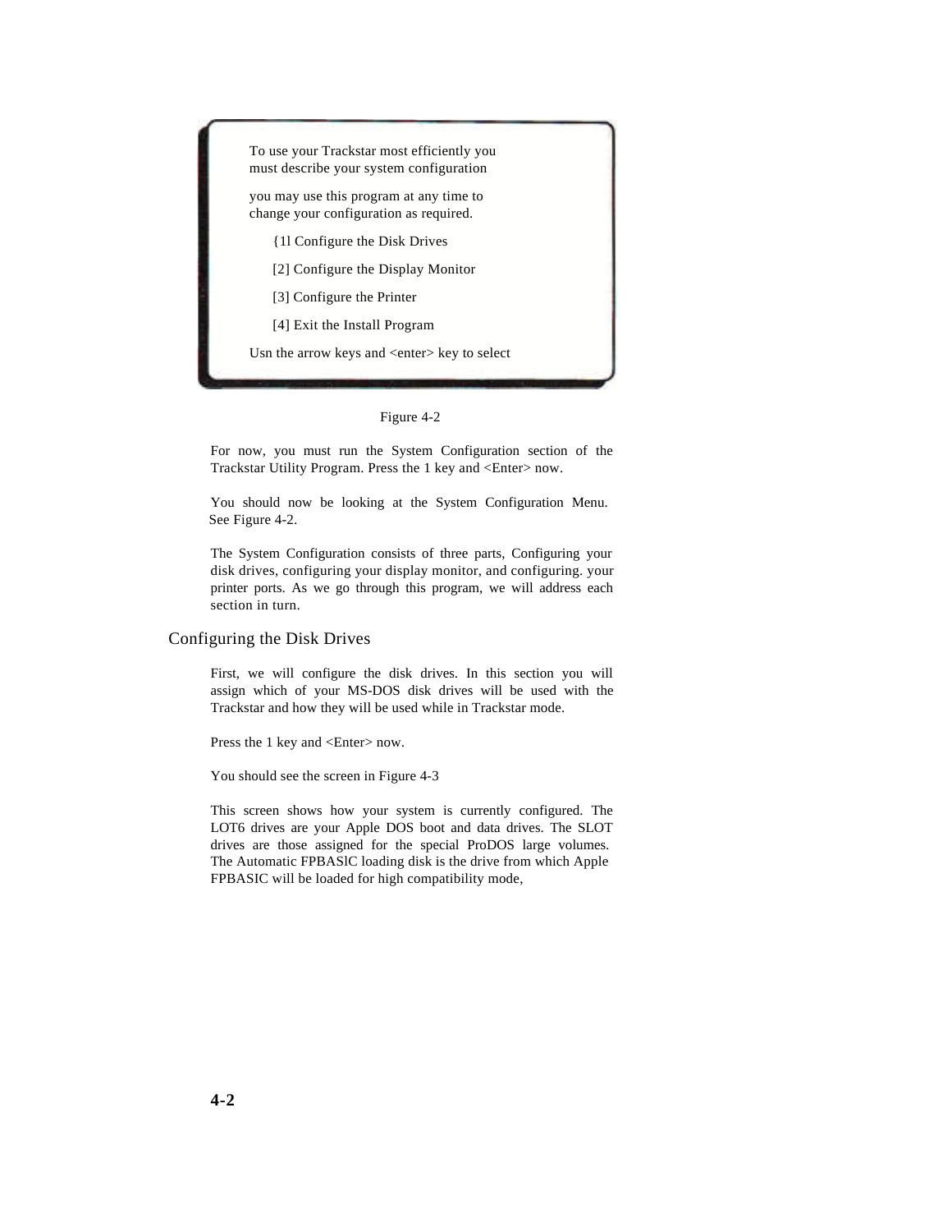To use your Trackstar most efficiently you must describe your system configuration

you may use this program at any time to change your configuration as required.

{1l Configure the Disk Drives

[2] Configure the Display Monitor

[3] Configure the Printer

[4] Exit the Install Program

Usn the arrow keys and <enter> key to select

Figure 4-2

For now, you must run the System Configuration section of the Trackstar Utility Program. Press the 1 key and <Enter> now.

You should now be looking at the System Configuration Menu. See Figure 4-2.

The System Configuration consists of three parts, Configuring your disk drives, configuring your display monitor, and configuring. your printer ports. As we go through this program, we will address each section in turn.

## Configuring the Disk Drives

First, we will configure the disk drives. In this section you will assign which of your MS-DOS disk drives will be used with the Trackstar and how they will be used while in Trackstar mode.

Press the 1 key and <Enter> now.

You should see the screen in Figure 4-3

This screen shows how your system is currently configured. The LOT6 drives are your Apple DOS boot and data drives. The SLOT drives are those assigned for the special ProDOS large volumes. The Automatic FPBASlC loading disk is the drive from which Apple FPBASIC will be loaded for high compatibility mode,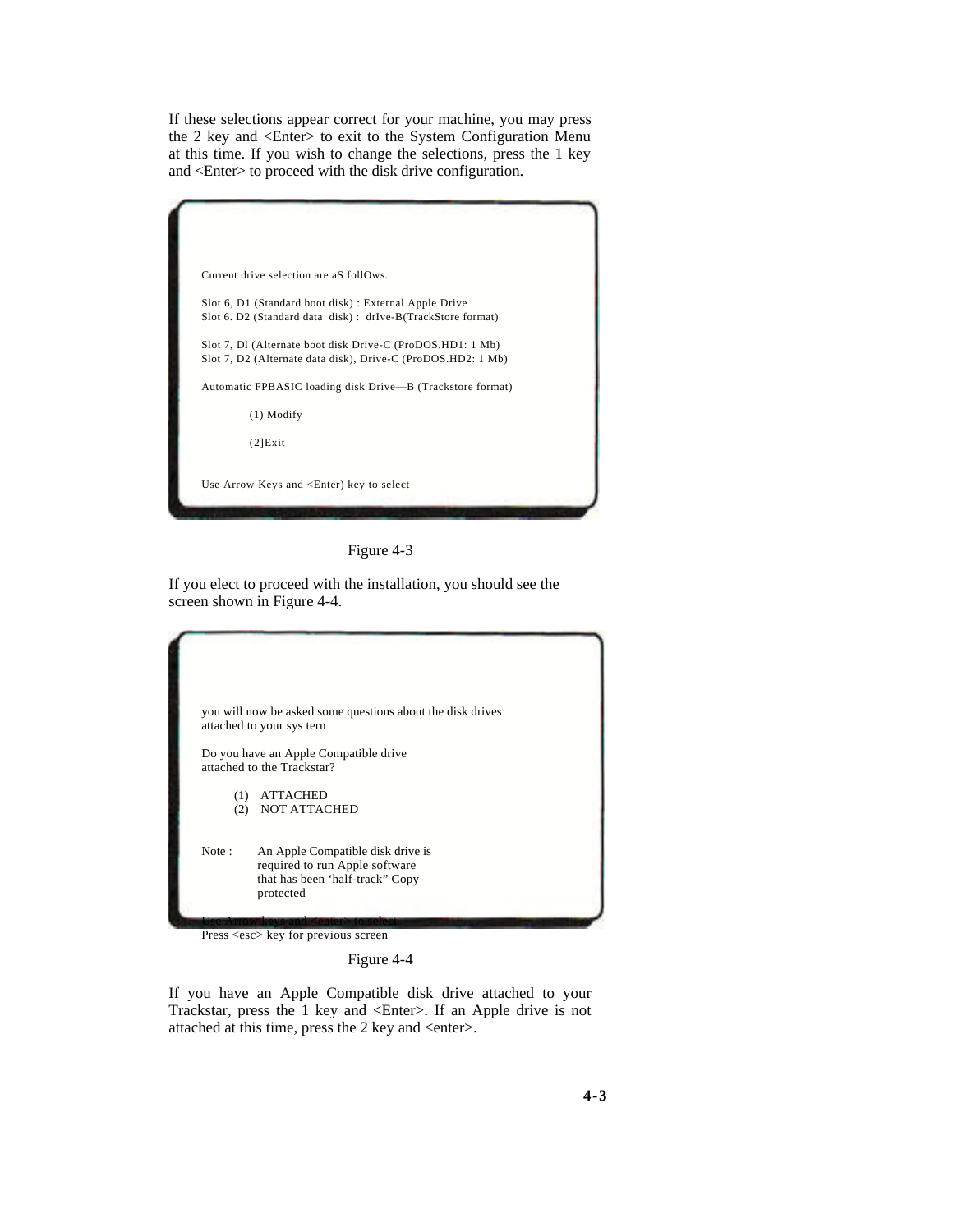If these selections appear correct for your machine, you may press the 2 key and <Enter> to exit to the System Configuration Menu at this time. If you wish to change the selections, press the 1 key and <Enter> to proceed with the disk drive configuration.

```
Current drive selection are aS follOws.

Slot 6, D1 (Standard boot disk) : External Apple Drive
Slot 6. D2 (Standard data  disk) :  drIve-B(TrackStore format)

Slot 7, Dl (Alternate boot disk Drive-C (ProDOS.HD1: 1 Mb)
Slot 7, D2 (Alternate data disk), Drive-C (ProDOS.HD2: 1 Mb)

Automatic FPBASIC loading disk Drive—B (Trackstore format)

          (1) Modify

          (2]Exit


Use Arrow Keys and <Enter) key to select
```

Figure 4-3

If you elect to proceed with the installation, you should see the screen shown in Figure 4-4.

```
you will now be asked some questions about the disk drives
attached to your sys tern

Do you have an Apple Compatible drive
attached to the Trackstar?

       (1)   ATTACHED
       (2)   NOT ATTACHED


Note :      An Apple Compatible disk drive is
            required to run Apple software
            that has been 'half-track" Copy
            protected

Use Arrow keys and <enter> to select
Press <esc> key for previous screen
```

Figure 4-4

If you have an Apple Compatible disk drive attached to your Trackstar, press the 1 key and <Enter>. If an Apple drive is not attached at this time, press the 2 key and <enter>.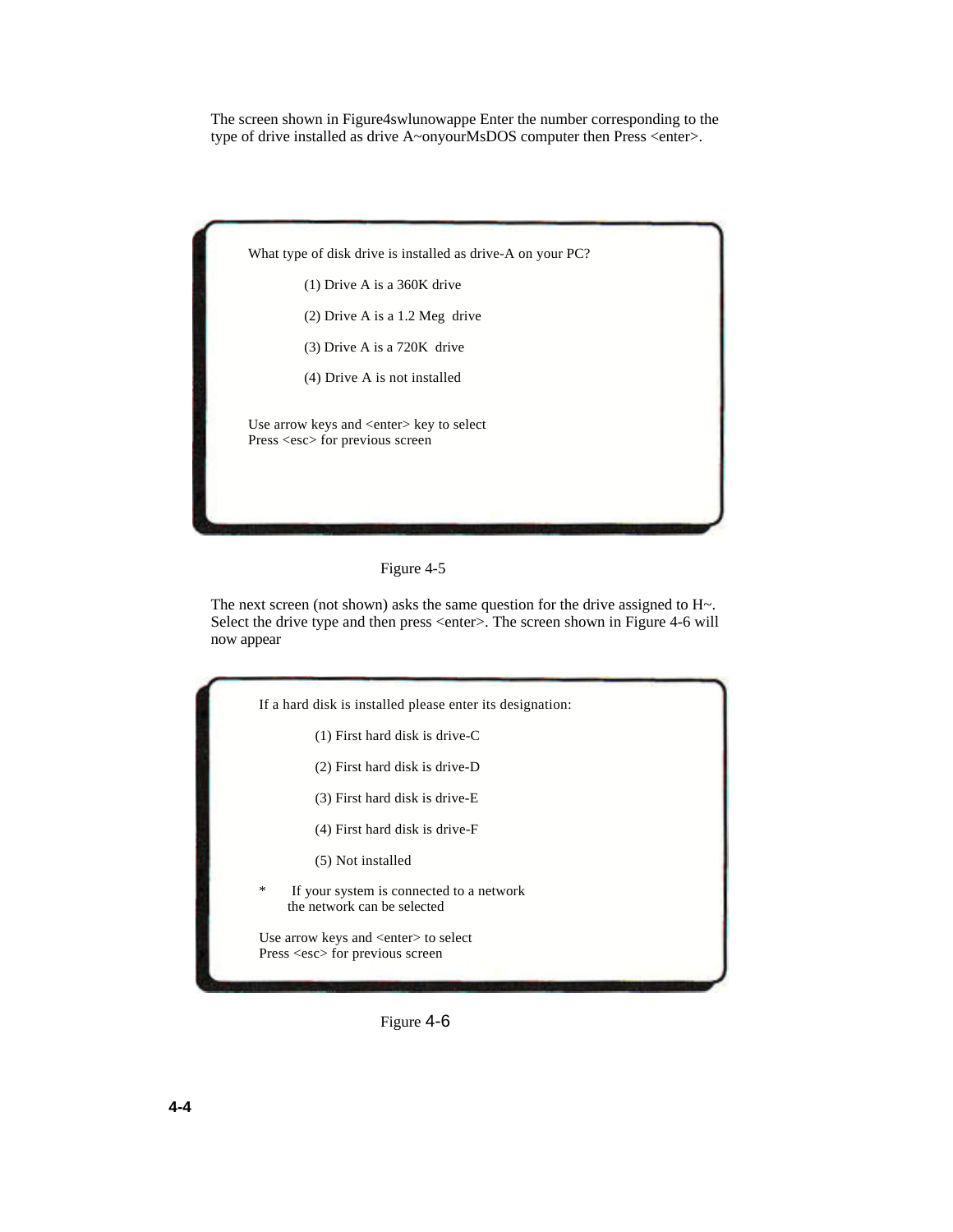The screen shown in Figure4swlunowappe Enter the number corresponding to the type of drive installed as drive A~onyourMsDOS computer then Press <enter>.

```
What type of disk drive is installed as drive-A on your PC?

        (1) Drive A is a 360K drive

        (2) Drive A is a 1.2 Meg  drive

        (3) Drive A is a 720K  drive

        (4) Drive A is not installed


Use arrow keys and <enter> key to select
Press <esc> for previous screen
```

Figure 4-5

The next screen (not shown) asks the same question for the drive assigned to H~. Select the drive type and then press <enter>. The screen shown in Figure 4-6 will now appear

```
If a hard disk is installed please enter its designation:

        (1) First hard disk is drive-C

        (2) First hard disk is drive-D

        (3) First hard disk is drive-E

        (4) First hard disk is drive-F

        (5) Not installed

*    If your system is connected to a network
     the network can be selected

Use arrow keys and <enter> to select
Press <esc> for previous screen
```

Figure 4-6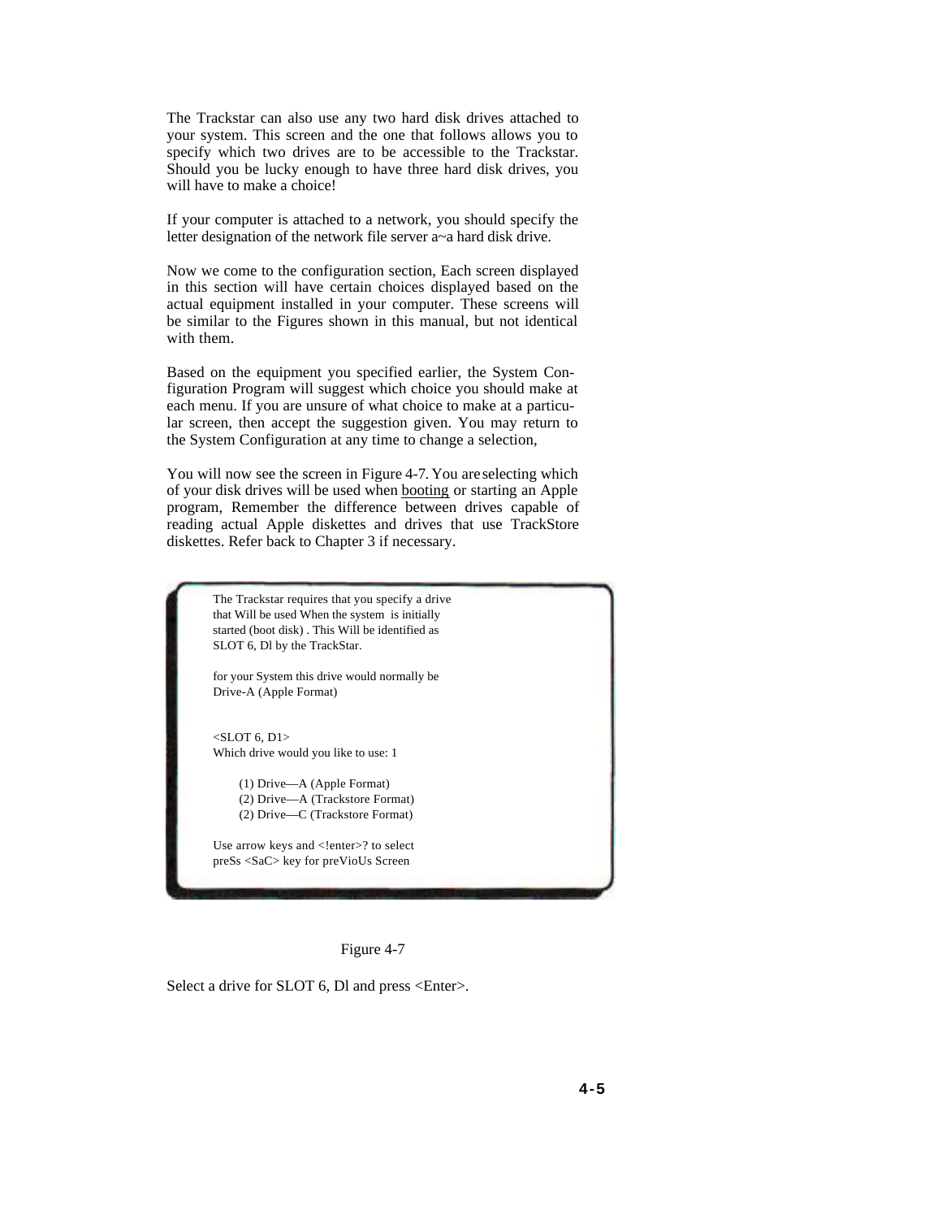The Trackstar can also use any two hard disk drives attached to your system. This screen and the one that follows allows you to specify which two drives are to be accessible to the Trackstar. Should you be lucky enough to have three hard disk drives, you will have to make a choice!

If your computer is attached to a network, you should specify the letter designation of the network file server a~a hard disk drive.

Now we come to the configuration section, Each screen displayed in this section will have certain choices displayed based on the actual equipment installed in your computer. These screens will be similar to the Figures shown in this manual, but not identical with them.

Based on the equipment you specified earlier, the System Configuration Program will suggest which choice you should make at each menu. If you are unsure of what choice to make at a particular screen, then accept the suggestion given. You may return to the System Configuration at any time to change a selection,

You will now see the screen in Figure 4-7. You are selecting which of your disk drives will be used when <u>booting</u> or starting an Apple program, Remember the difference between drives capable of reading actual Apple diskettes and drives that use TrackStore diskettes. Refer back to Chapter 3 if necessary.

```
The Trackstar requires that you specify a drive
that Will be used When the system  is initially
started (boot disk) . This Will be identified as
SLOT 6, Dl by the TrackStar.

for your System this drive would normally be
Drive-A (Apple Format)


<SLOT 6, D1>
Which drive would you like to use: 1

      (1) Drive—A (Apple Format)
      (2) Drive—A (Trackstore Format)
      (2) Drive—C (Trackstore Format)

Use arrow keys and <!enter>? to select
preSs <SaC> key for preVioUs Screen
```

Figure 4-7

Select a drive for SLOT 6, Dl and press <Enter>.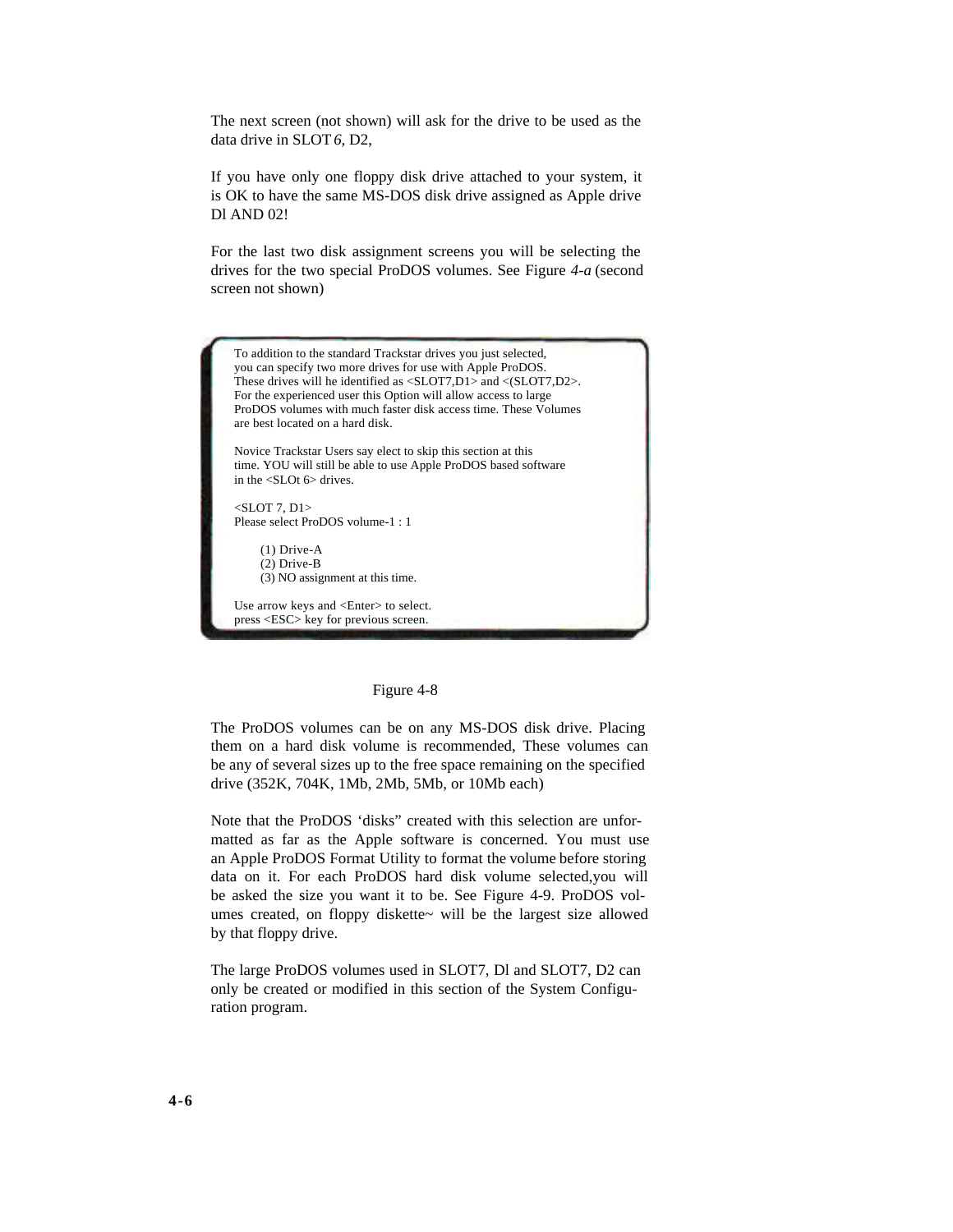The next screen (not shown) will ask for the drive to be used as the data drive in SLOT *6*, D2,

If you have only one floppy disk drive attached to your system, it is OK to have the same MS-DOS disk drive assigned as Apple drive Dl AND 02!

For the last two disk assignment screens you will be selecting the drives for the two special ProDOS volumes. See Figure *4-a* (second screen not shown)

```
To addition to the standard Trackstar drives you just selected,
you can specify two more drives for use with Apple ProDOS.
These drives will he identified as <SLOT7,D1> and <(SLOT7,D2>.
For the experienced user this Option will allow access to large
ProDOS volumes with much faster disk access time. These Volumes
are best located on a hard disk.

Novice Trackstar Users say elect to skip this section at this
time. YOU will still be able to use Apple ProDOS based software
in the <SLOt 6> drives.

<SLOT 7, D1>
Please select ProDOS volume-1 : 1

     (1) Drive-A
     (2) Drive-B
     (3) NO assignment at this time.

Use arrow keys and <Enter> to select.
press <ESC> key for previous screen.
```

Figure 4-8

The ProDOS volumes can be on any MS-DOS disk drive. Placing them on a hard disk volume is recommended, These volumes can be any of several sizes up to the free space remaining on the specified drive (352K, 704K, 1Mb, 2Mb, 5Mb, or 10Mb each)

Note that the ProDOS 'disks" created with this selection are unformatted as far as the Apple software is concerned. You must use an Apple ProDOS Format Utility to format the volume before storing data on it. For each ProDOS hard disk volume selected,you will be asked the size you want it to be. See Figure 4-9. ProDOS volumes created, on floppy diskette~ will be the largest size allowed by that floppy drive.

The large ProDOS volumes used in SLOT7, Dl and SLOT7, D2 can only be created or modified in this section of the System Configuration program.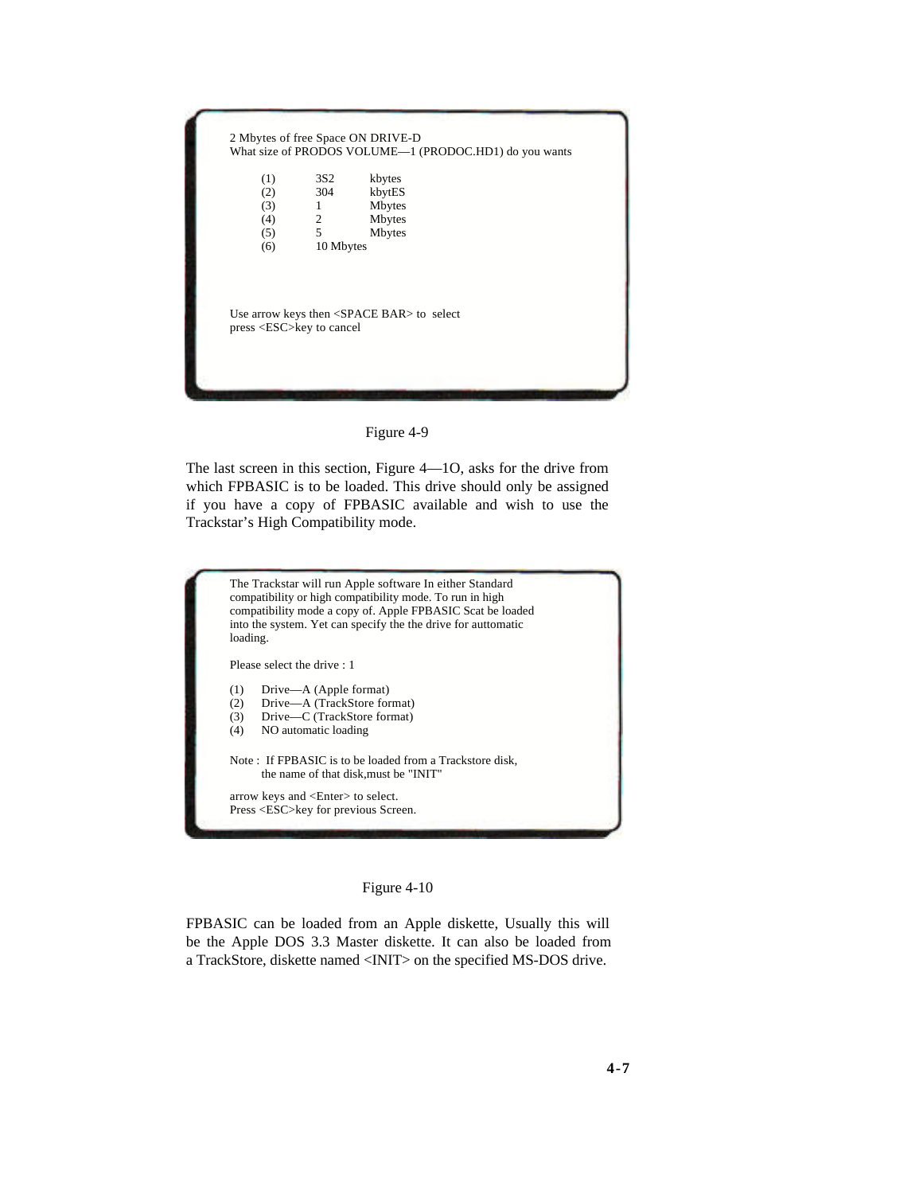```
2 Mbytes of free Space ON DRIVE-D
What size of PRODOS VOLUME—1 (PRODOC.HD1) do you wants

    (1)     3S2      kbytes
    (2)     304      kbytES
    (3)     1        Mbytes
    (4)     2        Mbytes
    (5)     5        Mbytes
    (6)     10 Mbytes



Use arrow keys then <SPACE BAR> to  select
press <ESC>key to cancel
```

Figure 4-9

The last screen in this section, Figure 4—1O, asks for the drive from which FPBASIC is to be loaded. This drive should only be assigned if you have a copy of FPBASIC available and wish to use the Trackstar's High Compatibility mode.

```
The Trackstar will run Apple software In either Standard
compatibility or high compatibility mode. To run in high
compatibility mode a copy of. Apple FPBASIC Scat be loaded
into the system. Yet can specify the the drive for auttomatic
loading.

Please select the drive : 1

(1)   Drive—A (Apple format)
(2)   Drive—A (TrackStore format)
(3)   Drive—C (TrackStore format)
(4)   NO automatic loading

Note :  If FPBASIC is to be loaded from a Trackstore disk,
        the name of that disk,must be "INIT"

arrow keys and <Enter> to select.
Press <ESC>key for previous Screen.
```

Figure 4-10

FPBASIC can be loaded from an Apple diskette, Usually this will be the Apple DOS 3.3 Master diskette. It can also be loaded from a TrackStore, diskette named <INIT> on the specified MS-DOS drive.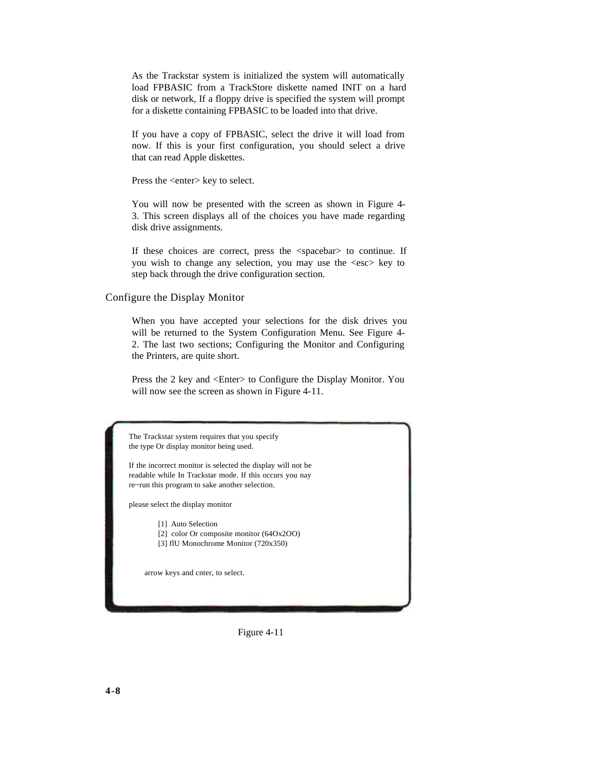As the Trackstar system is initialized the system will automatically load FPBASIC from a TrackStore diskette named INIT on a hard disk or network, If a floppy drive is specified the system will prompt for a diskette containing FPBASIC to be loaded into that drive.

If you have a copy of FPBASIC, select the drive it will load from now. If this is your first configuration, you should select a drive that can read Apple diskettes.

Press the <enter> key to select.

You will now be presented with the screen as shown in Figure 4-3. This screen displays all of the choices you have made regarding disk drive assignments.

If these choices are correct, press the <spacebar> to continue. If you wish to change any selection, you may use the <esc> key to step back through the drive configuration section.

## Configure the Display Monitor

When you have accepted your selections for the disk drives you will be returned to the System Configuration Menu. See Figure 4-2. The last two sections; Configuring the Monitor and Configuring the Printers, are quite short.

Press the 2 key and <Enter> to Configure the Display Monitor. You will now see the screen as shown in Figure 4-11.

```
The Trackstar system requires that you specify
the type Or display monitor being used.

If the incorrect monitor is selected the display will not be
readable while In Trackstar mode. If this occurs you nay
re~run this program to sake another selection.

please select the display monitor

        [1]  Auto Selection
        [2]  color Or composite monitor (64Ox2OO)
        [3] flU Monochrome Monitor (720x350)


    arrow keys and cnter, to select.
```

Figure 4-11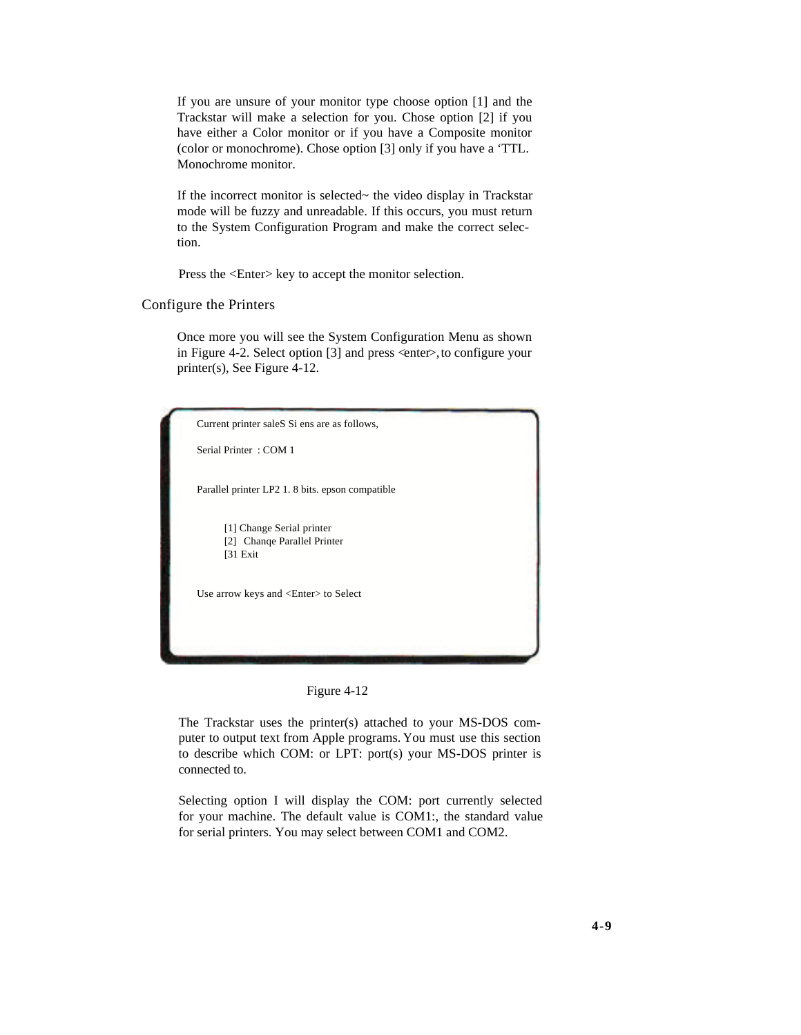If you are unsure of your monitor type choose option [1] and the Trackstar will make a selection for you. Chose option [2] if you have either a Color monitor or if you have a Composite monitor (color or monochrome). Chose option [3] only if you have a 'TTL. Monochrome monitor.

If the incorrect monitor is selected~ the video display in Trackstar mode will be fuzzy and unreadable. If this occurs, you must return to the System Configuration Program and make the correct selection.

Press the <Enter> key to accept the monitor selection.

## Configure the Printers

Once more you will see the System Configuration Menu as shown in Figure 4-2. Select option [3] and press <enter>, to configure your printer(s), See Figure 4-12.

```
Current printer saleS Si ens are as follows,

Serial Printer  : COM 1


Parallel printer LP2 1. 8 bits. epson compatible


        [1] Change Serial printer
        [2]  Chanqe Parallel Printer
        [31 Exit


Use arrow keys and <Enter> to Select
```

Figure 4-12

The Trackstar uses the printer(s) attached to your MS-DOS computer to output text from Apple programs. You must use this section to describe which COM: or LPT: port(s) your MS-DOS printer is connected to.

Selecting option I will display the COM: port currently selected for your machine. The default value is COM1:, the standard value for serial printers. You may select between COM1 and COM2.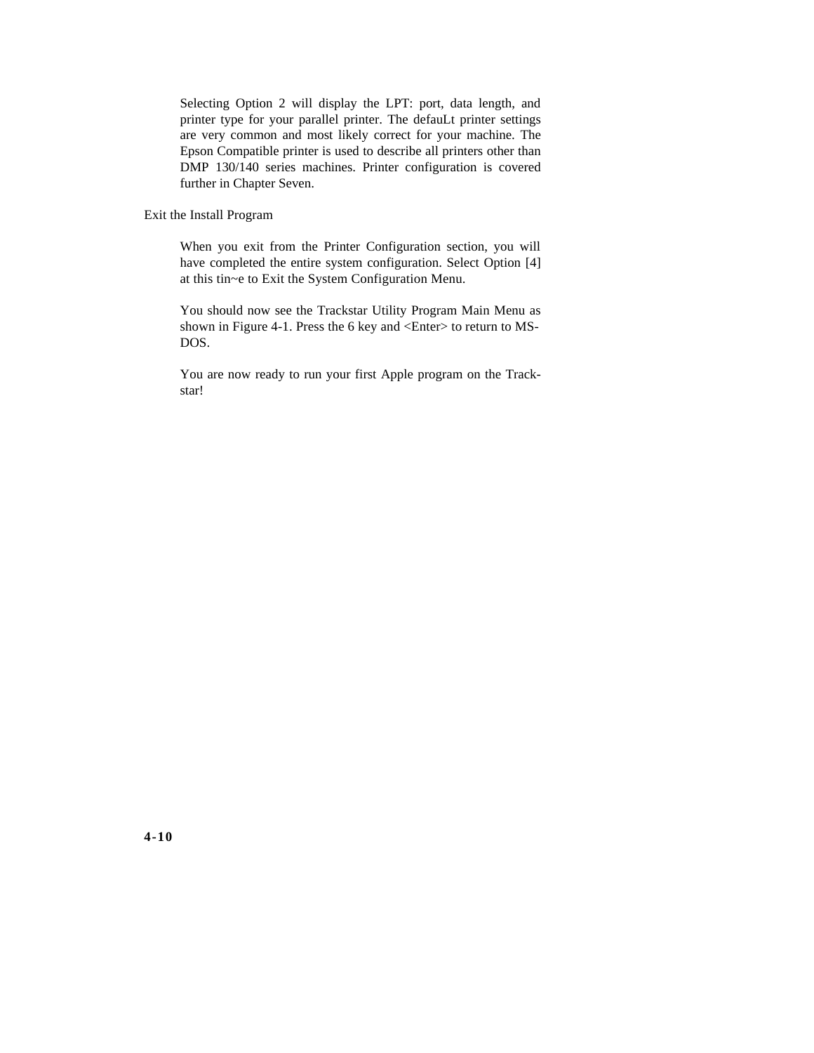Selecting Option 2 will display the LPT: port, data length, and printer type for your parallel printer. The defauLt printer settings are very common and most likely correct for your machine. The Epson Compatible printer is used to describe all printers other than DMP 130/140 series machines. Printer configuration is covered further in Chapter Seven.

## Exit the Install Program

When you exit from the Printer Configuration section, you will have completed the entire system configuration. Select Option [4] at this tin~e to Exit the System Configuration Menu.

You should now see the Trackstar Utility Program Main Menu as shown in Figure 4-1. Press the 6 key and <Enter> to return to MS-DOS.

You are now ready to run your first Apple program on the Trackstar!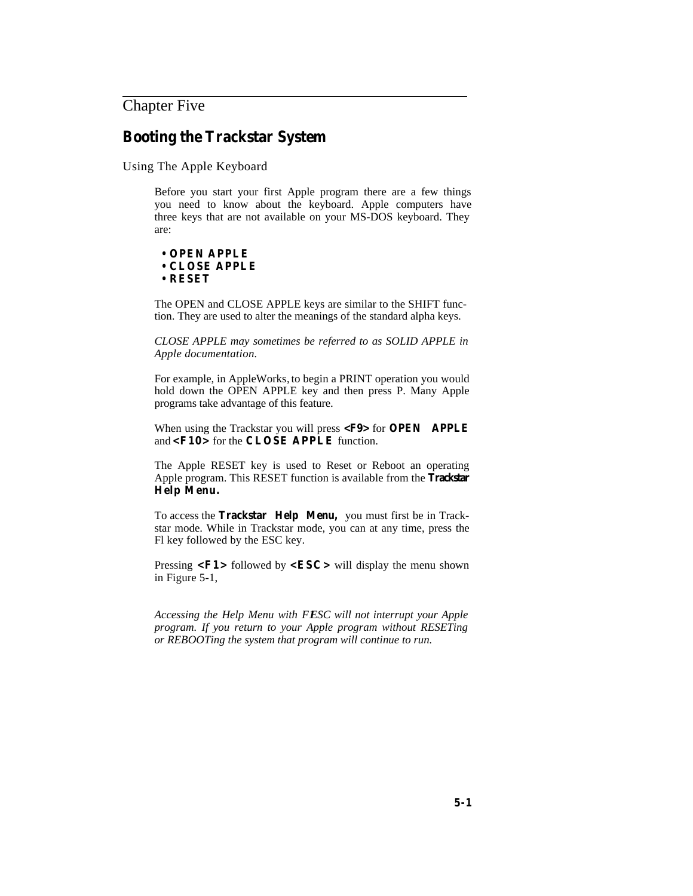Chapter Five

# Booting the Trackstar System

## Using The Apple Keyboard

Before you start your first Apple program there are a few things you need to know about the keyboard. Apple computers have three keys that are not available on your MS-DOS keyboard. They are:

- **OPEN APPLE**
- **CLOSE APPLE**
- **RESET**

The OPEN and CLOSE APPLE keys are similar to the SHIFT function. They are used to alter the meanings of the standard alpha keys.

*CLOSE APPLE may sometimes be referred to as SOLID APPLE in Apple documentation.*

For example, in AppleWorks, to begin a PRINT operation you would hold down the OPEN APPLE key and then press P. Many Apple programs take advantage of this feature.

When using the Trackstar you will press **<F9>** for **OPEN APPLE** and **<F10>** for the **CLOSE APPLE** function.

The Apple RESET key is used to Reset or Reboot an operating Apple program. This RESET function is available from the **Trackstar Help Menu.**

To access the **Trackstar Help Menu,** you must first be in Trackstar mode. While in Trackstar mode, you can at any time, press the Fl key followed by the ESC key.

Pressing **<F1>** followed by **<ESC>** will display the menu shown in Figure 5-1,

*Accessing the Help Menu with F1ESC will not interrupt your Apple program. If you return to your Apple program without RESETing or REBOOTing the system that program will continue to run.*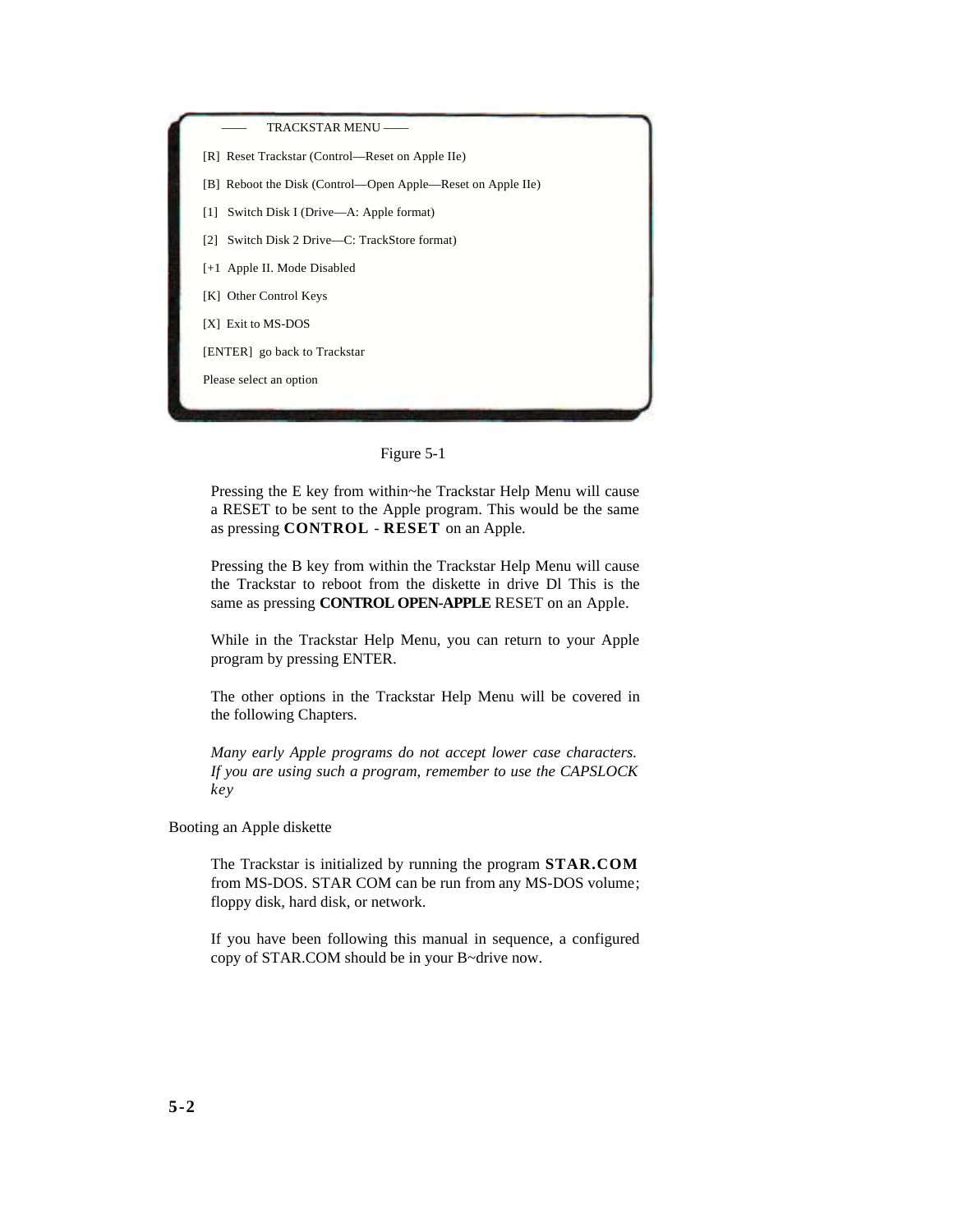```
——      TRACKSTAR MENU ——

[R]  Reset Trackstar (Control—Reset on Apple IIe)

[B]  Reboot the Disk (Control—Open Apple—Reset on Apple IIe)

[1]   Switch Disk I (Drive—A: Apple format)

[2]   Switch Disk 2 Drive—C: TrackStore format)

[+1  Apple II. Mode Disabled

[K]  Other Control Keys

[X]  Exit to MS-DOS

[ENTER]  go back to Trackstar

Please select an option
```

Figure 5-1

Pressing the E key from within~he Trackstar Help Menu will cause a RESET to be sent to the Apple program. This would be the same as pressing **CONTROL** - **RESET** on an Apple.

Pressing the B key from within the Trackstar Help Menu will cause the Trackstar to reboot from the diskette in drive Dl This is the same as pressing **CONTROL OPEN-APPLE** RESET on an Apple.

While in the Trackstar Help Menu, you can return to your Apple program by pressing ENTER.

The other options in the Trackstar Help Menu will be covered in the following Chapters.

*Many early Apple programs do not accept lower case characters. If you are using such a program, remember to use the CAPSLOCK key*

## Booting an Apple diskette

The Trackstar is initialized by running the program **STAR.COM** from MS-DOS. STAR COM can be run from any MS-DOS volume; floppy disk, hard disk, or network.

If you have been following this manual in sequence, a configured copy of STAR.COM should be in your B~drive now.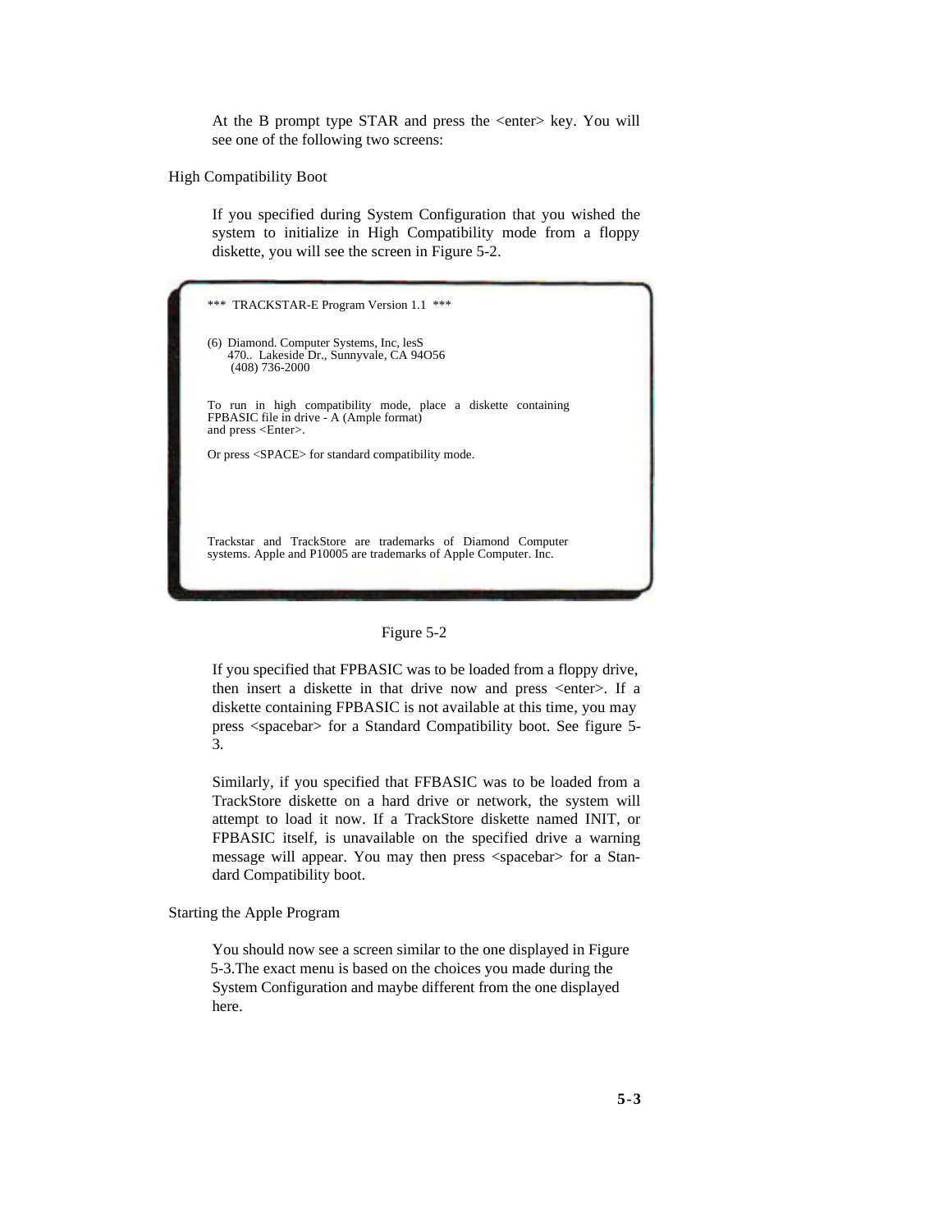At the B prompt type STAR and press the <enter> key. You will see one of the following two screens:

## High Compatibility Boot

If you specified during System Configuration that you wished the system to initialize in High Compatibility mode from a floppy diskette, you will see the screen in Figure 5-2.

```
***  TRACKSTAR-E Program Version 1.1  ***

(6)  Diamond. Computer Systems, Inc, lesS
     470..  Lakeside Dr., Sunnyvale, CA 94O56
      (408) 736-2000

To run in high compatibility mode, place a diskette containing
FPBASIC file in drive - A (Ample format)
and press <Enter>.

Or press <SPACE> for standard compatibility mode.

Trackstar and TrackStore are trademarks of Diamond Computer
systems. Apple and P10005 are trademarks of Apple Computer. Inc.
```

Figure 5-2

If you specified that FPBASIC was to be loaded from a floppy drive, then insert a diskette in that drive now and press <enter>. If a diskette containing FPBASIC is not available at this time, you may press <spacebar> for a Standard Compatibility boot. See figure 5-3.

Similarly, if you specified that FFBASIC was to be loaded from a TrackStore diskette on a hard drive or network, the system will attempt to load it now. If a TrackStore diskette named INIT, or FPBASIC itself, is unavailable on the specified drive a warning message will appear. You may then press <spacebar> for a Standard Compatibility boot.

## Starting the Apple Program

You should now see a screen similar to the one displayed in Figure 5-3.The exact menu is based on the choices you made during the System Configuration and maybe different from the one displayed here.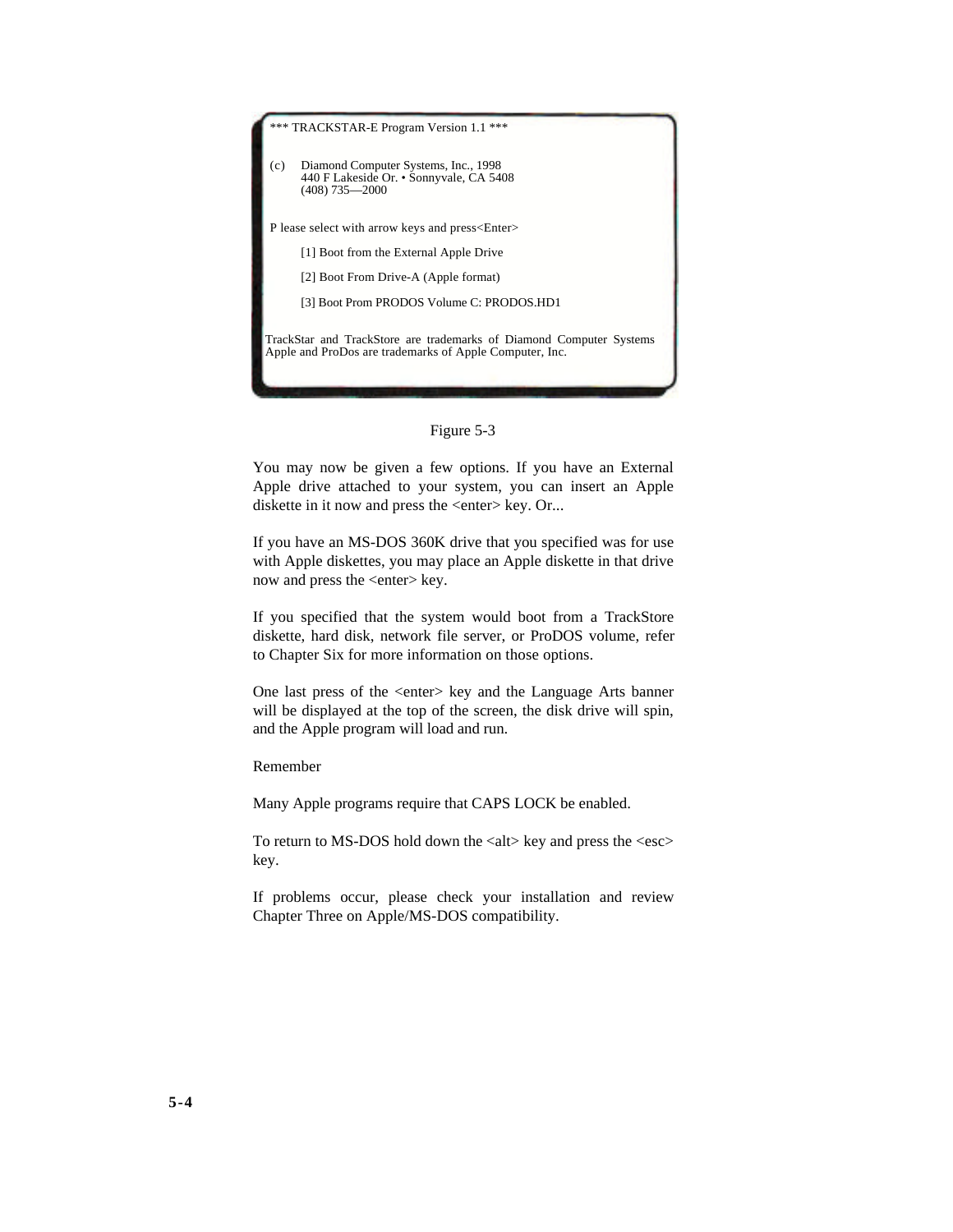```
*** TRACKSTAR-E Program Version 1.1 ***

(c)   Diamond Computer Systems, Inc., 1998
      440 F Lakeside Or. • Sonnyvale, CA 5408
      (408) 735—2000

P lease select with arrow keys and press<Enter>

      [1] Boot from the External Apple Drive

      [2] Boot From Drive-A (Apple format)

      [3] Boot Prom PRODOS Volume C: PRODOS.HD1

TrackStar and TrackStore are trademarks of Diamond Computer Systems
Apple and ProDos are trademarks of Apple Computer, Inc.
```

Figure 5-3

You may now be given a few options. If you have an External Apple drive attached to your system, you can insert an Apple diskette in it now and press the <enter> key. Or...

If you have an MS-DOS 360K drive that you specified was for use with Apple diskettes, you may place an Apple diskette in that drive now and press the <enter> key.

If you specified that the system would boot from a TrackStore diskette, hard disk, network file server, or ProDOS volume, refer to Chapter Six for more information on those options.

One last press of the <enter> key and the Language Arts banner will be displayed at the top of the screen, the disk drive will spin, and the Apple program will load and run.

Remember

Many Apple programs require that CAPS LOCK be enabled.

To return to MS-DOS hold down the <alt> key and press the <esc> key.

If problems occur, please check your installation and review Chapter Three on Apple/MS-DOS compatibility.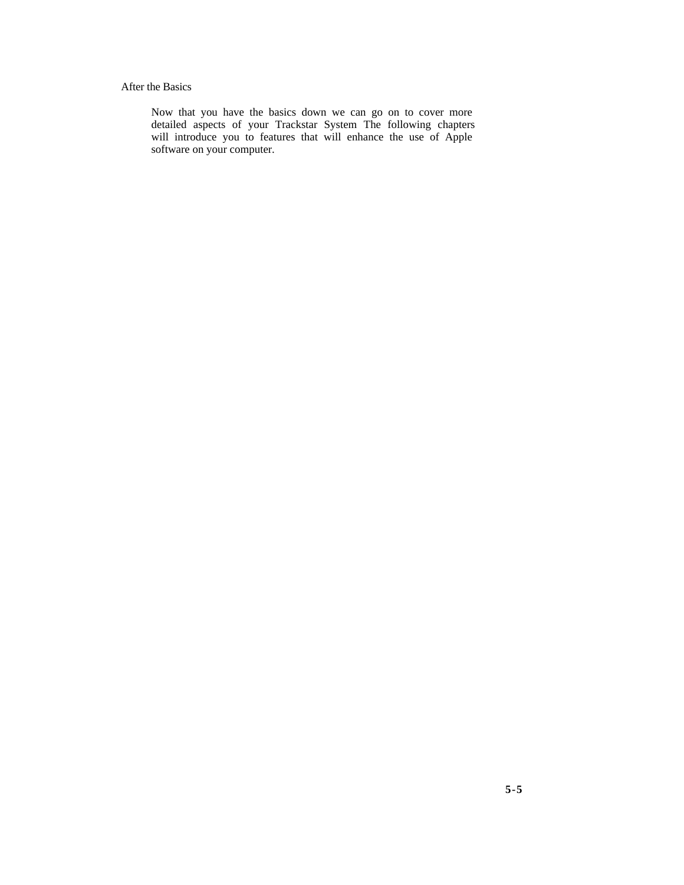## After the Basics

Now that you have the basics down we can go on to cover more detailed aspects of your Trackstar System The following chapters will introduce you to features that will enhance the use of Apple software on your computer.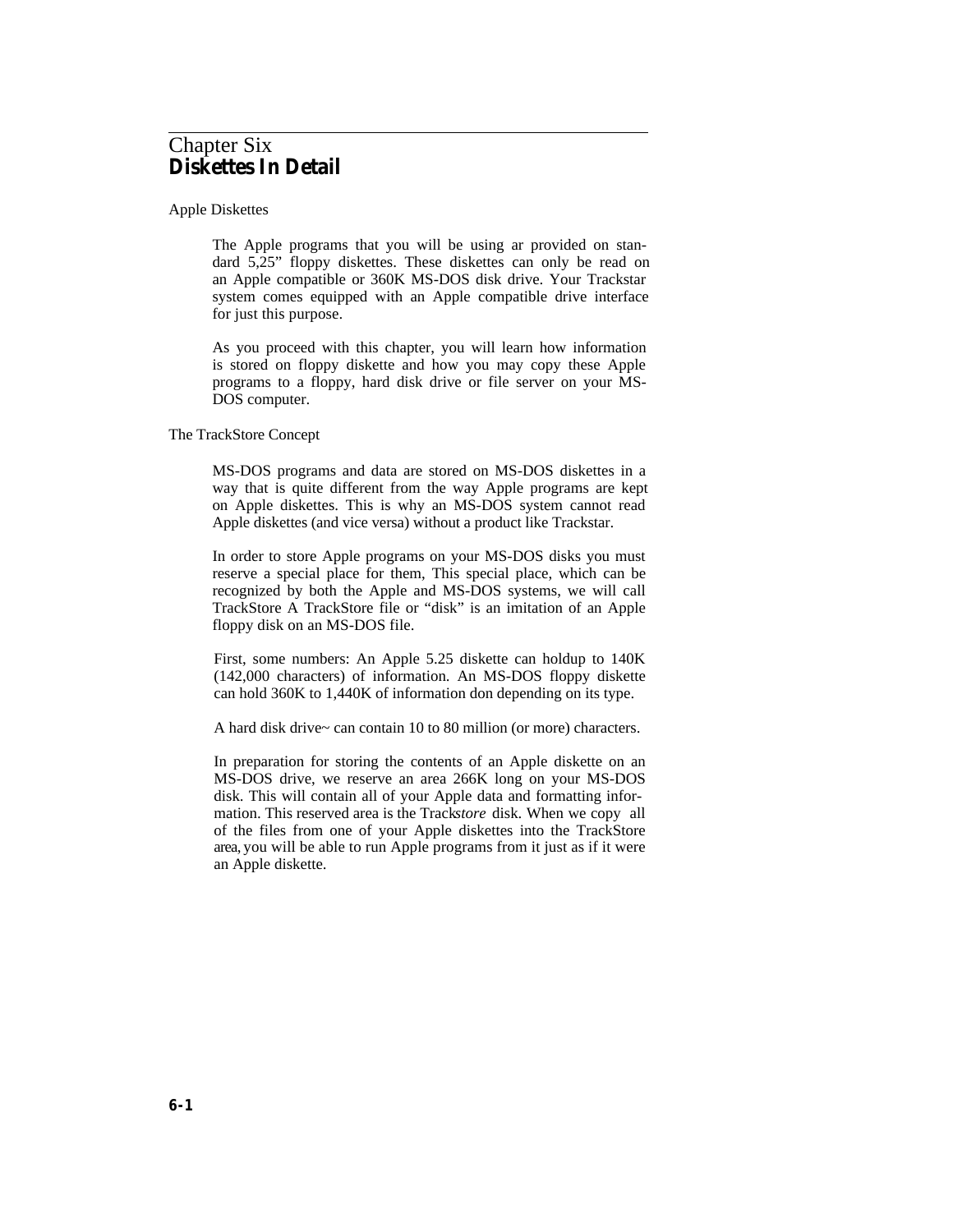# Chapter Six
# **Diskettes In Detail**

## Apple Diskettes

The Apple programs that you will be using ar provided on standard 5,25" floppy diskettes. These diskettes can only be read on an Apple compatible or 360K MS-DOS disk drive. Your Trackstar system comes equipped with an Apple compatible drive interface for just this purpose.

As you proceed with this chapter, you will learn how information is stored on floppy diskette and how you may copy these Apple programs to a floppy, hard disk drive or file server on your MS-DOS computer.

## The TrackStore Concept

MS-DOS programs and data are stored on MS-DOS diskettes in a way that is quite different from the way Apple programs are kept on Apple diskettes. This is why an MS-DOS system cannot read Apple diskettes (and vice versa) without a product like Trackstar.

In order to store Apple programs on your MS-DOS disks you must reserve a special place for them, This special place, which can be recognized by both the Apple and MS-DOS systems, we will call TrackStore A TrackStore file or "disk" is an imitation of an Apple floppy disk on an MS-DOS file.

First, some numbers: An Apple 5.25 diskette can holdup to 140K (142,000 characters) of information. An MS-DOS floppy diskette can hold 360K to 1,440K of information don depending on its type.

A hard disk drive~ can contain 10 to 80 million (or more) characters.

In preparation for storing the contents of an Apple diskette on an MS-DOS drive, we reserve an area 266K long on your MS-DOS disk. This will contain all of your Apple data and formatting information. This reserved area is the Track*store* disk. When we copy all of the files from one of your Apple diskettes into the TrackStore area, you will be able to run Apple programs from it just as if it were an Apple diskette.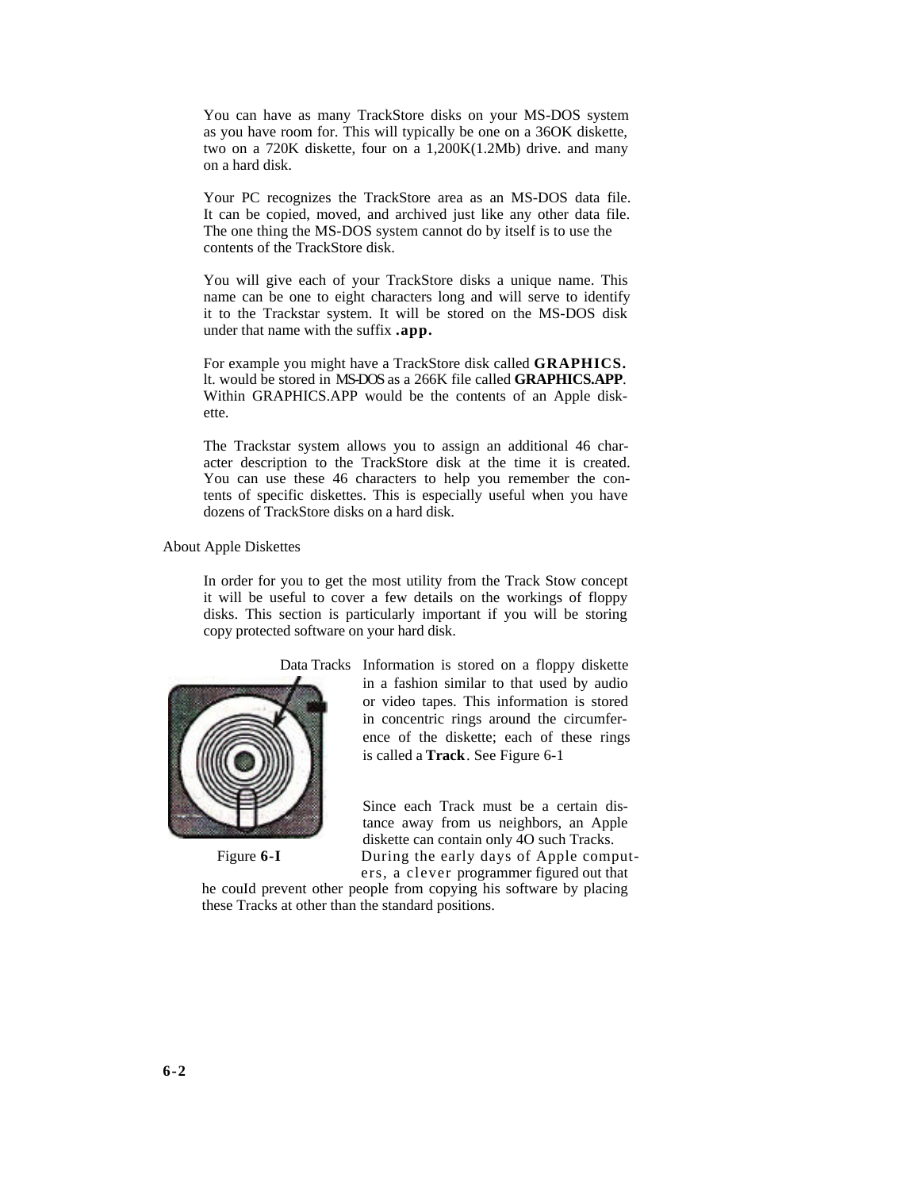You can have as many TrackStore disks on your MS-DOS system as you have room for. This will typically be one on a 36OK diskette, two on a 720K diskette, four on a 1,200K(1.2Mb) drive. and many on a hard disk.

Your PC recognizes the TrackStore area as an MS-DOS data file. It can be copied, moved, and archived just like any other data file. The one thing the MS-DOS system cannot do by itself is to use the contents of the TrackStore disk.

You will give each of your TrackStore disks a unique name. This name can be one to eight characters long and will serve to identify it to the Trackstar system. It will be stored on the MS-DOS disk under that name with the suffix **.app.**

For example you might have a TrackStore disk called **GRAPHICS.** lt. would be stored in MS-DOS as a 266K file called **GRAPHICS.APP**. Within GRAPHICS.APP would be the contents of an Apple diskette.

The Trackstar system allows you to assign an additional 46 character description to the TrackStore disk at the time it is created. You can use these 46 characters to help you remember the contents of specific diskettes. This is especially useful when you have dozens of TrackStore disks on a hard disk.

## About Apple Diskettes

In order for you to get the most utility from the Track Stow concept it will be useful to cover a few details on the workings of floppy disks. This section is particularly important if you will be storing copy protected software on your hard disk.

Data Tracks

Figure **6-I**

Information is stored on a floppy diskette in a fashion similar to that used by audio or video tapes. This information is stored in concentric rings around the circumference of the diskette; each of these rings is called a **Track**. See Figure 6-1

Since each Track must be a certain distance away from us neighbors, an Apple diskette can contain only 4O such Tracks. During the early days of Apple computers, a clever programmer figured out that he couId prevent other people from copying his software by placing these Tracks at other than the standard positions.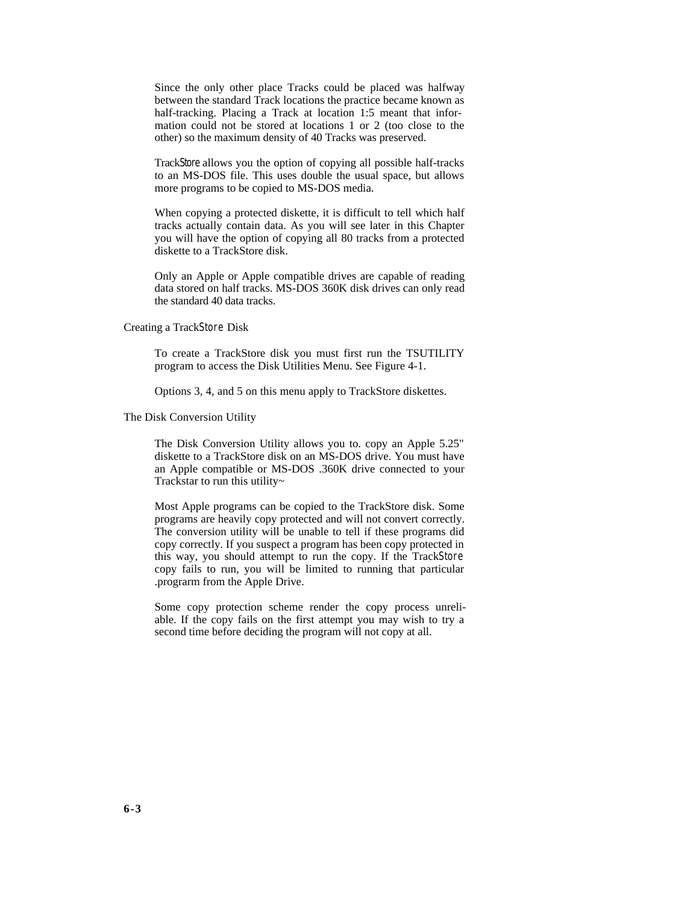Since the only other place Tracks could be placed was halfway between the standard Track locations the practice became known as half-tracking. Placing a Track at location 1:5 meant that information could not be stored at locations 1 or 2 (too close to the other) so the maximum density of 40 Tracks was preserved.

TrackStore allows you the option of copying all possible half-tracks to an MS-DOS file. This uses double the usual space, but allows more programs to be copied to MS-DOS media.

When copying a protected diskette, it is difficult to tell which half tracks actually contain data. As you will see later in this Chapter you will have the option of copying all 80 tracks from a protected diskette to a TrackStore disk.

Only an Apple or Apple compatible drives are capable of reading data stored on half tracks. MS-DOS 360K disk drives can only read the standard 40 data tracks.

## Creating a TrackStore Disk

To create a TrackStore disk you must first run the TSUTILITY program to access the Disk Utilities Menu. See Figure 4-1.

Options 3, 4, and 5 on this menu apply to TrackStore diskettes.

## The Disk Conversion Utility

The Disk Conversion Utility allows you to. copy an Apple 5.25" diskette to a TrackStore disk on an MS-DOS drive. You must have an Apple compatible or MS-DOS .360K drive connected to your Trackstar to run this utility~

Most Apple programs can be copied to the TrackStore disk. Some programs are heavily copy protected and will not convert correctly. The conversion utility will be unable to tell if these programs did copy correctly. If you suspect a program has been copy protected in this way, you should attempt to run the copy. If the TrackStore copy fails to run, you will be limited to running that particular .prograrm from the Apple Drive.

Some copy protection scheme render the copy process unreliable. If the copy fails on the first attempt you may wish to try a second time before deciding the program will not copy at all.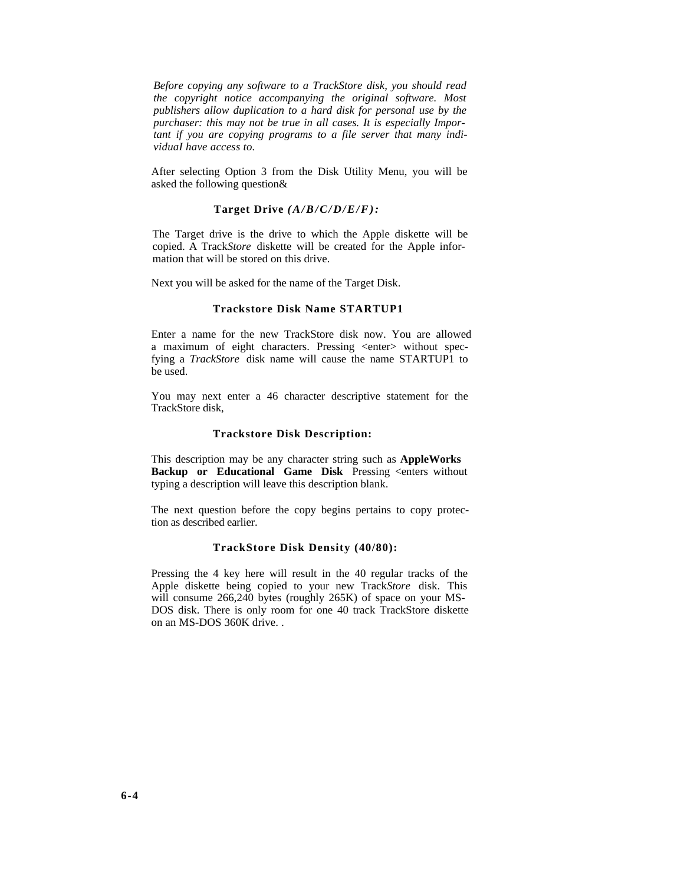*Before copying any software to a TrackStore disk, you should read the copyright notice accompanying the original software. Most publishers allow duplication to a hard disk for personal use by the purchaser: this may not be true in all cases. It is especially Important if you are copying programs to a file server that many individuaI have access to.*

After selecting Option 3 from the Disk Utility Menu, you will be asked the following question&

**Target Drive *(A/B/C/D/E/F):***

The Target drive is the drive to which the Apple diskette will be copied. A Track*Store* diskette will be created for the Apple information that will be stored on this drive.

Next you will be asked for the name of the Target Disk.

**Trackstore Disk Name STARTUP1**

Enter a name for the new TrackStore disk now. You are allowed a maximum of eight characters. Pressing <enter> without specfying a *TrackStore* disk name will cause the name STARTUP1 to be used.

You may next enter a 46 character descriptive statement for the TrackStore disk,

**Trackstore Disk Description:**

This description may be any character string such as **AppleWorks Backup or Educational Game Disk** Pressing <enters without typing a description will leave this description blank.

The next question before the copy begins pertains to copy protection as described earlier.

**TrackStore Disk Density (40/80):**

Pressing the 4 key here will result in the 40 regular tracks of the Apple diskette being copied to your new Track*Store* disk. This will consume 266,240 bytes (roughly 265K) of space on your MS-DOS disk. There is only room for one 40 track TrackStore diskette on an MS-DOS 360K drive. .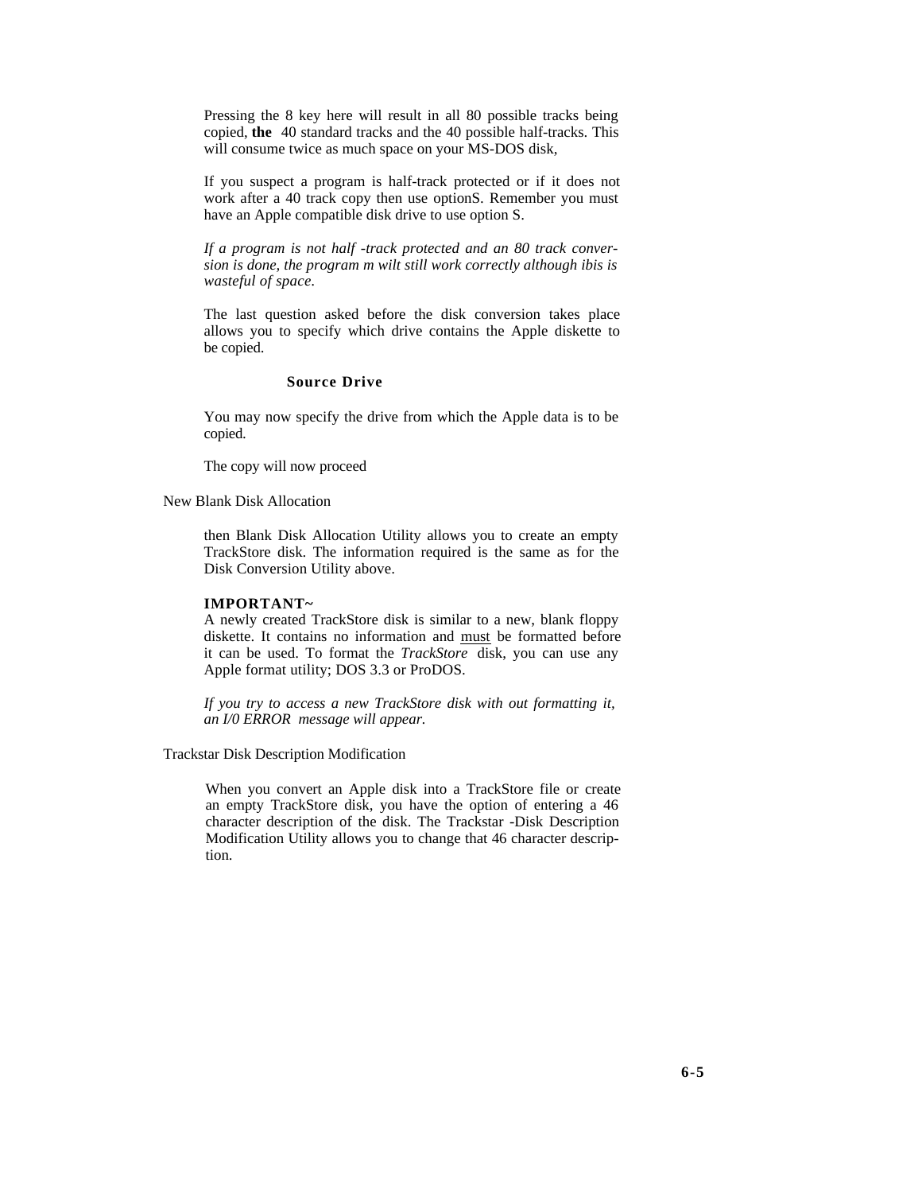Pressing the 8 key here will result in all 80 possible tracks being copied, **the** 40 standard tracks and the 40 possible half-tracks. This will consume twice as much space on your MS-DOS disk,

If you suspect a program is half-track protected or if it does not work after a 40 track copy then use optionS. Remember you must have an Apple compatible disk drive to use option S.

*If a program is not half -track protected and an 80 track conversion is done, the program m wilt still work correctly although ibis is wasteful of space.*

The last question asked before the disk conversion takes place allows you to specify which drive contains the Apple diskette to be copied.

**Source Drive**

You may now specify the drive from which the Apple data is to be copied.

The copy will now proceed

New Blank Disk Allocation

then Blank Disk Allocation Utility allows you to create an empty TrackStore disk. The information required is the same as for the Disk Conversion Utility above.

**IMPORTANT~**
A newly created TrackStore disk is similar to a new, blank floppy diskette. It contains no information and <u>must</u> be formatted before it can be used. To format the *TrackStore* disk, you can use any Apple format utility; DOS 3.3 or ProDOS.

*If you try to access a new TrackStore disk with out formatting it, an I/0 ERROR message will appear.*

Trackstar Disk Description Modification

When you convert an Apple disk into a TrackStore file or create an empty TrackStore disk, you have the option of entering a 46 character description of the disk. The Trackstar -Disk Description Modification Utility allows you to change that 46 character description.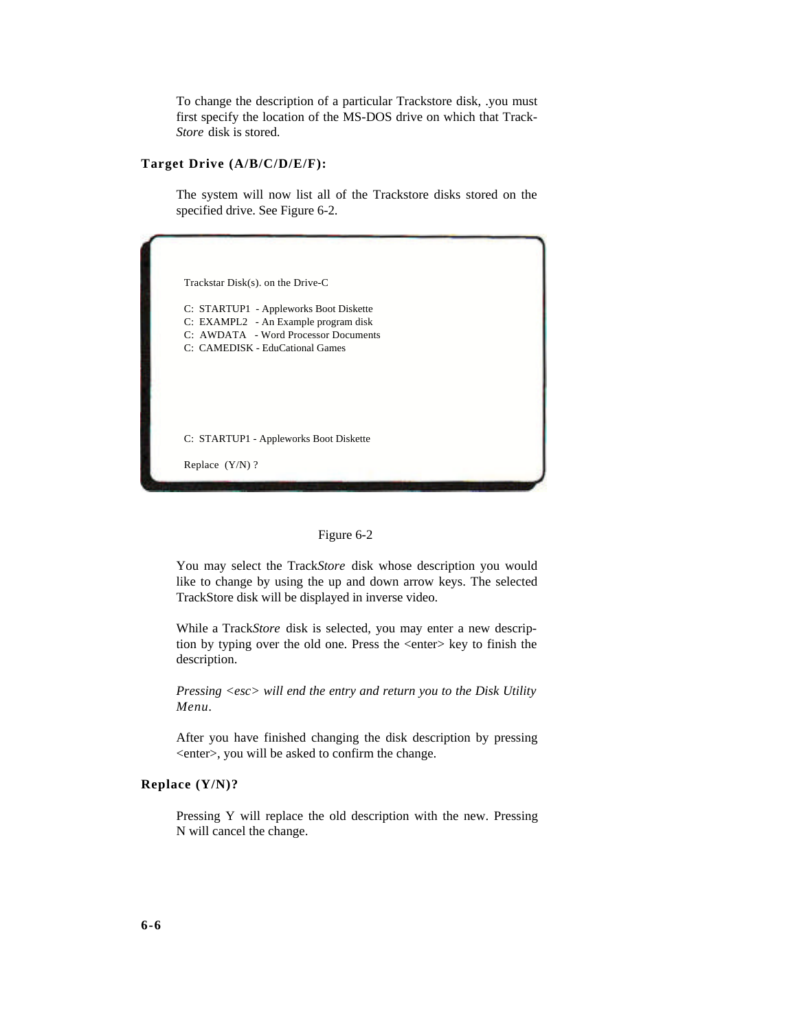To change the description of a particular Trackstore disk, .you must first specify the location of the MS-DOS drive on which that Track*Store* disk is stored.

**Target Drive (A/B/C/D/E/F):**

The system will now list all of the Trackstore disks stored on the specified drive. See Figure 6-2.

```
Trackstar Disk(s). on the Drive-C

C:  STARTUP1  - Appleworks Boot Diskette
C:  EXAMPL2   - An Example program disk
C:  AWDATA    - Word Processor Documents
C:  CAMEDISK  - EduCational Games




C:  STARTUP1 - Appleworks Boot Diskette

Replace  (Y/N) ?
```

Figure 6-2

You may select the Track*Store* disk whose description you would like to change by using the up and down arrow keys. The selected TrackStore disk will be displayed in inverse video.

While a Track*Store* disk is selected, you may enter a new description by typing over the old one. Press the <enter> key to finish the description.

*Pressing <esc> will end the entry and return you to the Disk Utility Menu.*

After you have finished changing the disk description by pressing <enter>, you will be asked to confirm the change.

**Replace (Y/N)?**

Pressing Y will replace the old description with the new. Pressing N will cancel the change.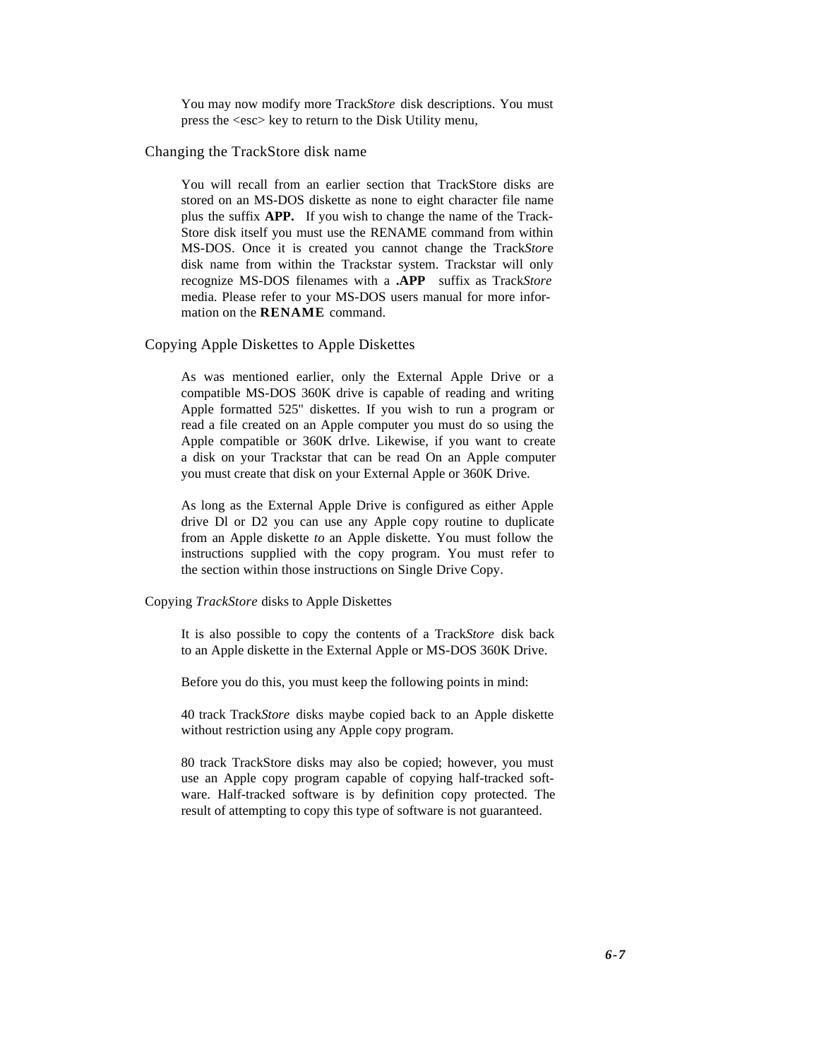You may now modify more Track*Store* disk descriptions. You must press the <esc> key to return to the Disk Utility menu,

## Changing the TrackStore disk name

You will recall from an earlier section that TrackStore disks are stored on an MS-DOS diskette as none to eight character file name plus the suffix **APP.** If you wish to change the name of the Track-Store disk itself you must use the RENAME command from within MS-DOS. Once it is created you cannot change the Track*Stor*e disk name from within the Trackstar system. Trackstar will only recognize MS-DOS filenames with a **.APP** suffix as Track*Store* media. Please refer to your MS-DOS users manual for more information on the **RENAME** command.

## Copying Apple Diskettes to Apple Diskettes

As was mentioned earlier, only the External Apple Drive or a compatible MS-DOS 360K drive is capable of reading and writing Apple formatted 525" diskettes. If you wish to run a program or read a file created on an Apple computer you must do so using the Apple compatible or 360K drIve. Likewise, if you want to create a disk on your Trackstar that can be read On an Apple computer you must create that disk on your External Apple or 360K Drive.

As long as the External Apple Drive is configured as either Apple drive Dl or D2 you can use any Apple copy routine to duplicate from an Apple diskette *to* an Apple diskette. You must follow the instructions supplied with the copy program. You must refer to the section within those instructions on Single Drive Copy.

### Copying *TrackStore* disks to Apple Diskettes

It is also possible to copy the contents of a Track*Store* disk back to an Apple diskette in the External Apple or MS-DOS 360K Drive.

Before you do this, you must keep the following points in mind:

40 track Track*Store* disks maybe copied back to an Apple diskette without restriction using any Apple copy program.

80 track TrackStore disks may also be copied; however, you must use an Apple copy program capable of copying half-tracked software. Half-tracked software is by definition copy protected. The result of attempting to copy this type of software is not guaranteed.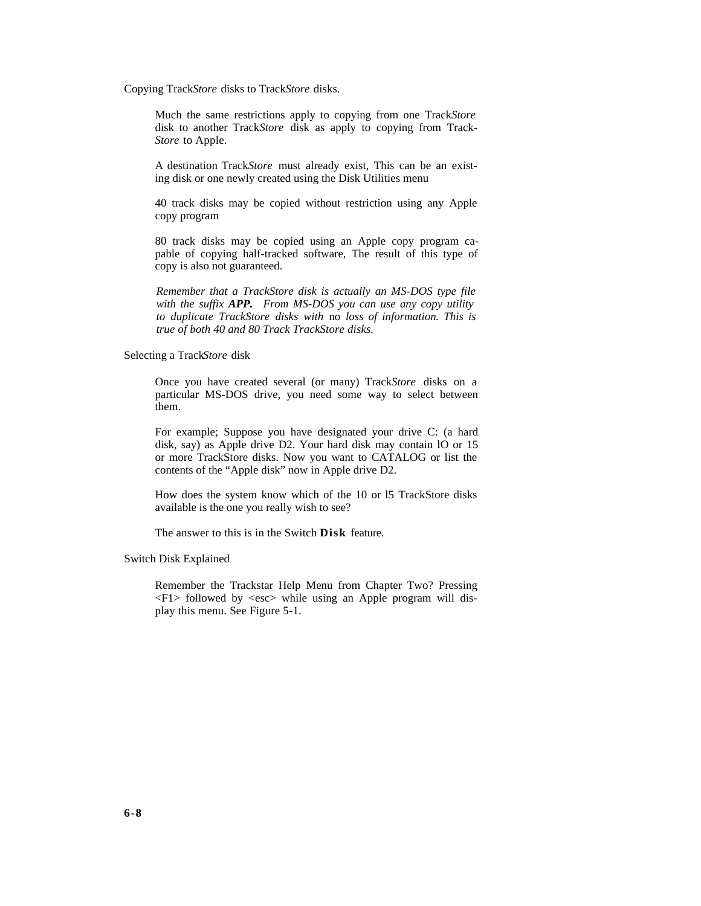## Copying Track*Store* disks to Track*Store* disks.

Much the same restrictions apply to copying from one Track*Store* disk to another Track*Store* disk as apply to copying from Track-*Store* to Apple.

A destination Track*Store* must already exist, This can be an existing disk or one newly created using the Disk Utilities menu

40 track disks may be copied without restriction using any Apple copy program

80 track disks may be copied using an Apple copy program capable of copying half-tracked software, The result of this type of copy is also not guaranteed.

*Remember that a TrackStore disk is actually an MS-DOS type file with the suffix* ***APP.*** *From MS-DOS you can use any copy utility to duplicate TrackStore disks with* no *loss of information. This is true of both 40 and 80 Track TrackStore disks.*

## Selecting a Track*Store* disk

Once you have created several (or many) Track*Store* disks on a particular MS-DOS drive, you need some way to select between them.

For example; Suppose you have designated your drive C: (a hard disk, say) as Apple drive D2. Your hard disk may contain lO or 15 or more TrackStore disks. Now you want to CATALOG or list the contents of the “Apple disk” now in Apple drive D2.

How does the system know which of the 10 or l5 TrackStore disks available is the one you really wish to see?

The answer to this is in the Switch **Disk** feature.

## Switch Disk Explained

Remember the Trackstar Help Menu from Chapter Two? Pressing <F1> followed by <esc> while using an Apple program will display this menu. See Figure 5-1.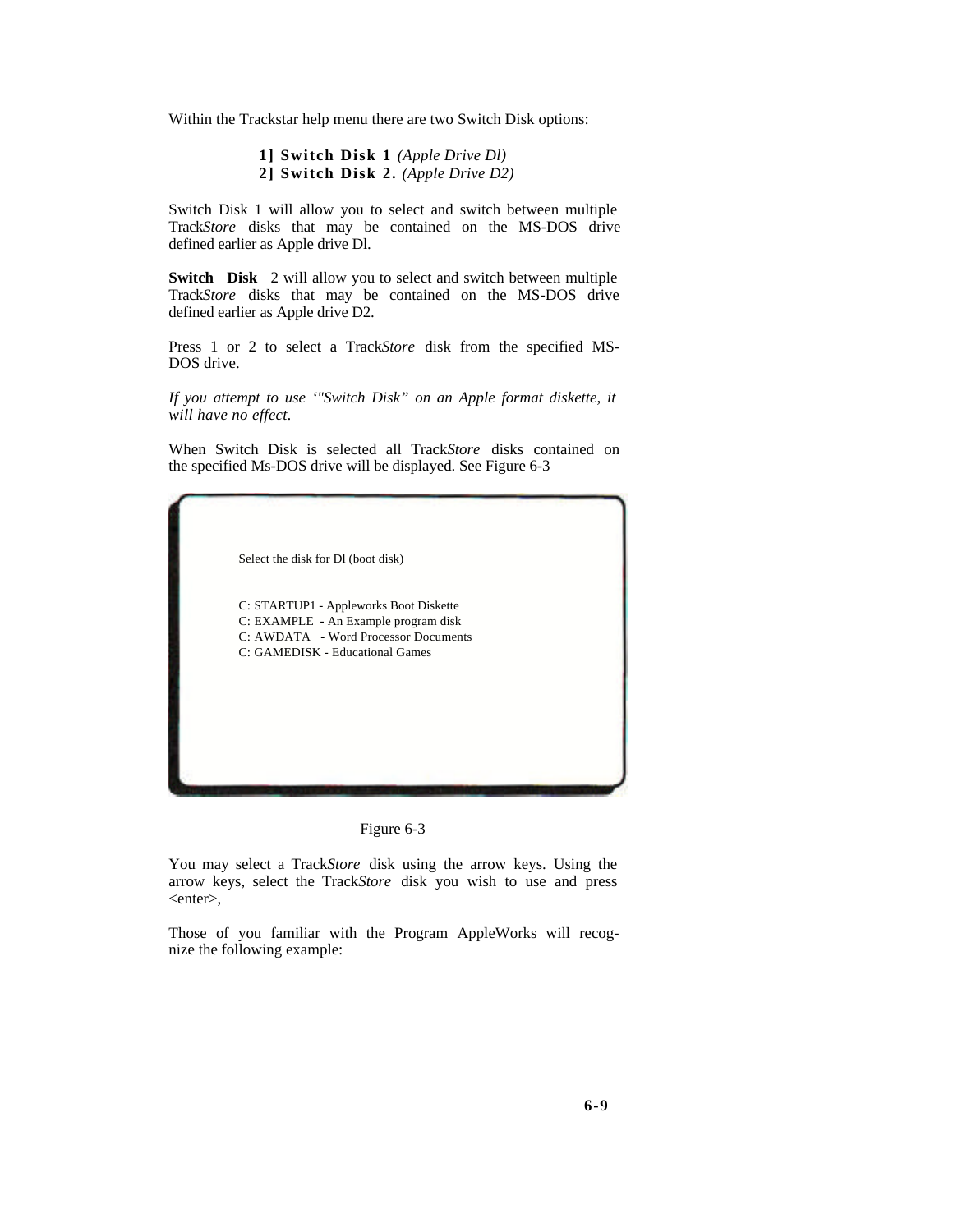Within the Trackstar help menu there are two Switch Disk options:

**1] Switch Disk 1** *(Apple Drive Dl)*
**2] Switch Disk 2.** *(Apple Drive D2)*

Switch Disk 1 will allow you to select and switch between multiple Track*Store* disks that may be contained on the MS-DOS drive defined earlier as Apple drive Dl.

**Switch Disk** 2 will allow you to select and switch between multiple Track*Store* disks that may be contained on the MS-DOS drive defined earlier as Apple drive D2.

Press 1 or 2 to select a Track*Store* disk from the specified MS-DOS drive.

*If you attempt to use '"Switch Disk" on an Apple format diskette, it will have no effect.*

When Switch Disk is selected all Track*Store* disks contained on the specified Ms-DOS drive will be displayed. See Figure 6-3

```
Select the disk for Dl (boot disk)

C: STARTUP1 - Appleworks Boot Diskette
C: EXAMPLE  - An Example program disk
C: AWDATA   - Word Processor Documents
C: GAMEDISK - Educational Games
```

Figure 6-3

You may select a Track*Store* disk using the arrow keys. Using the arrow keys, select the Track*Store* disk you wish to use and press <enter>,

Those of you familiar with the Program AppleWorks will recognize the following example: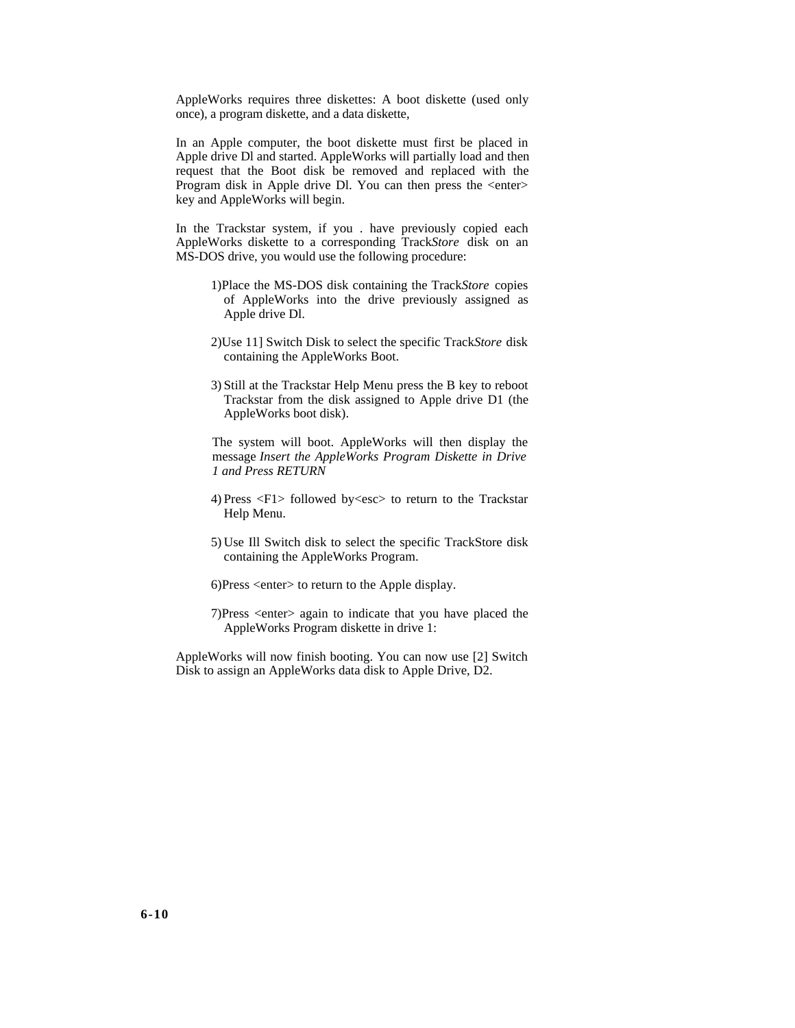AppleWorks requires three diskettes: A boot diskette (used only once), a program diskette, and a data diskette,

In an Apple computer, the boot diskette must first be placed in Apple drive Dl and started. AppleWorks will partially load and then request that the Boot disk be removed and replaced with the Program disk in Apple drive Dl. You can then press the <enter> key and AppleWorks will begin.

In the Trackstar system, if you . have previously copied each AppleWorks diskette to a corresponding Track*Store* disk on an MS-DOS drive, you would use the following procedure:

1) Place the MS-DOS disk containing the Track*Store* copies of AppleWorks into the drive previously assigned as Apple drive Dl.

2) Use 11] Switch Disk to select the specific Track*Store* disk containing the AppleWorks Boot.

3) Still at the Trackstar Help Menu press the B key to reboot Trackstar from the disk assigned to Apple drive D1 (the AppleWorks boot disk).

   The system will boot. AppleWorks will then display the message *Insert the AppleWorks Program Diskette in Drive 1 and Press RETURN*

4) Press <F1> followed by<esc> to return to the Trackstar Help Menu.

5) Use Ill Switch disk to select the specific TrackStore disk containing the AppleWorks Program.

6) Press <enter> to return to the Apple display.

7) Press <enter> again to indicate that you have placed the AppleWorks Program diskette in drive 1:

AppleWorks will now finish booting. You can now use [2] Switch Disk to assign an AppleWorks data disk to Apple Drive, D2.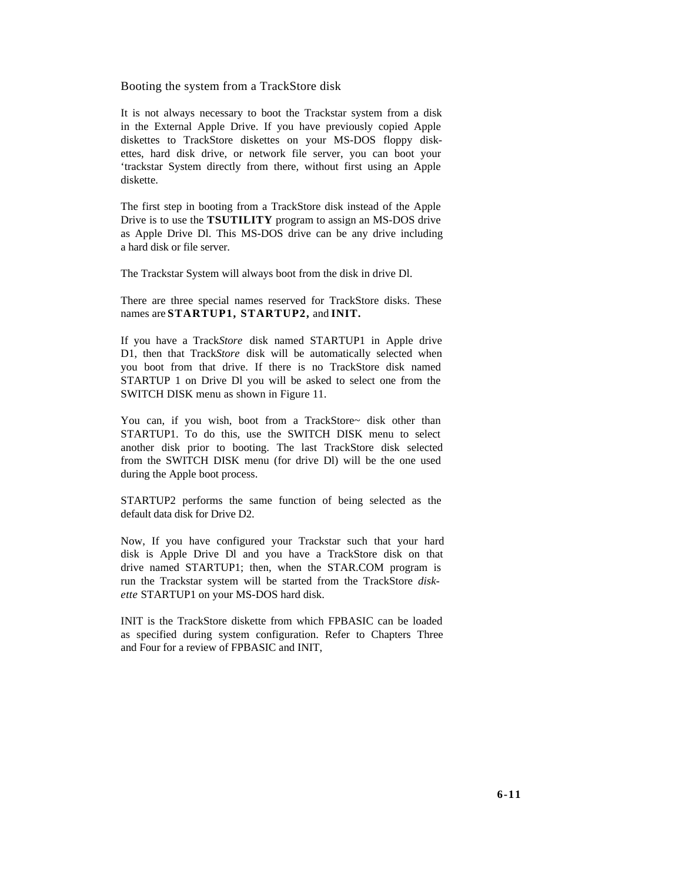## Booting the system from a TrackStore disk

It is not always necessary to boot the Trackstar system from a disk in the External Apple Drive. If you have previously copied Apple diskettes to TrackStore diskettes on your MS-DOS floppy diskettes, hard disk drive, or network file server, you can boot your ‘trackstar System directly from there, without first using an Apple diskette.

The first step in booting from a TrackStore disk instead of the Apple Drive is to use the **TSUTILITY** program to assign an MS-DOS drive as Apple Drive Dl. This MS-DOS drive can be any drive including a hard disk or file server.

The Trackstar System will always boot from the disk in drive Dl.

There are three special names reserved for TrackStore disks. These names are **STARTUP1, STARTUP2,** and **INIT.**

If you have a Track*Store* disk named STARTUP1 in Apple drive D1, then that Track*Store* disk will be automatically selected when you boot from that drive. If there is no TrackStore disk named STARTUP 1 on Drive Dl you will be asked to select one from the SWITCH DISK menu as shown in Figure 11.

You can, if you wish, boot from a TrackStore~ disk other than STARTUP1. To do this, use the SWITCH DISK menu to select another disk prior to booting. The last TrackStore disk selected from the SWITCH DISK menu (for drive Dl) will be the one used during the Apple boot process.

STARTUP2 performs the same function of being selected as the default data disk for Drive D2.

Now, If you have configured your Trackstar such that your hard disk is Apple Drive Dl and you have a TrackStore disk on that drive named STARTUP1; then, when the STAR.COM program is run the Trackstar system will be started from the TrackStore *diskette* STARTUP1 on your MS-DOS hard disk.

INIT is the TrackStore diskette from which FPBASIC can be loaded as specified during system configuration. Refer to Chapters Three and Four for a review of FPBASIC and INIT,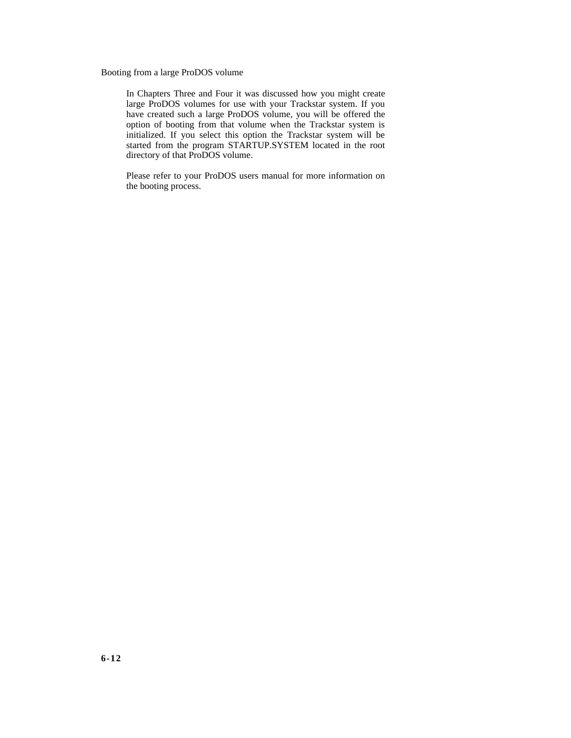## Booting from a large ProDOS volume

In Chapters Three and Four it was discussed how you might create large ProDOS volumes for use with your Trackstar system. If you have created such a large ProDOS volume, you will be offered the option of booting from that volume when the Trackstar system is initialized. If you select this option the Trackstar system will be started from the program STARTUP.SYSTEM located in the root directory of that ProDOS volume.

Please refer to your ProDOS users manual for more information on the booting process.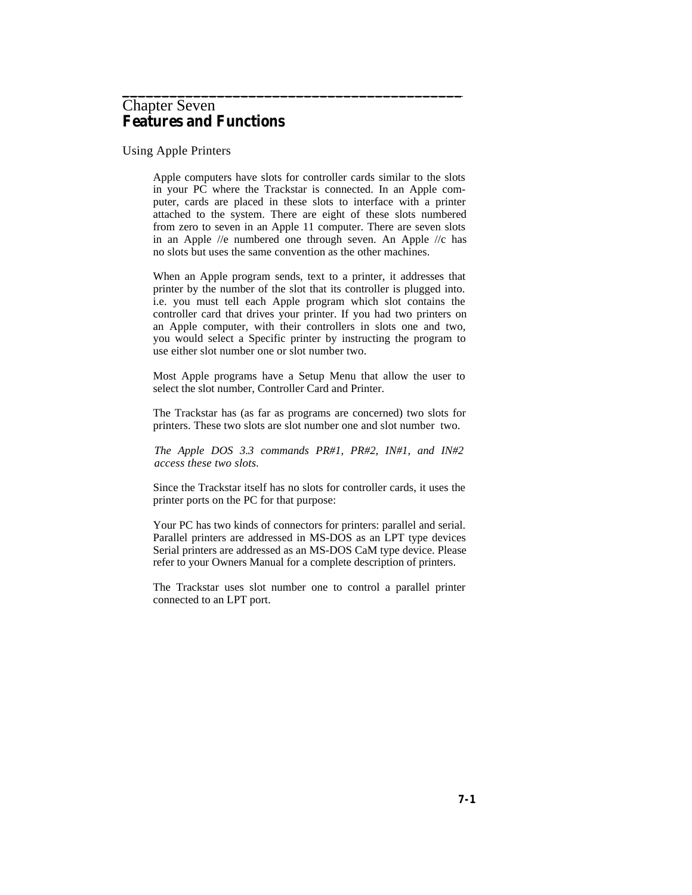# Chapter Seven
## **Features and Functions**

### Using Apple Printers

Apple computers have slots for controller cards similar to the slots in your PC where the Trackstar is connected. In an Apple computer, cards are placed in these slots to interface with a printer attached to the system. There are eight of these slots numbered from zero to seven in an Apple 11 computer. There are seven slots in an Apple //e numbered one through seven. An Apple //c has no slots but uses the same convention as the other machines.

When an Apple program sends, text to a printer, it addresses that printer by the number of the slot that its controller is plugged into. i.e. you must tell each Apple program which slot contains the controller card that drives your printer. If you had two printers on an Apple computer, with their controllers in slots one and two, you would select a Specific printer by instructing the program to use either slot number one or slot number two.

Most Apple programs have a Setup Menu that allow the user to select the slot number, Controller Card and Printer.

The Trackstar has (as far as programs are concerned) two slots for printers. These two slots are slot number one and slot number two.

*The Apple DOS 3.3 commands PR#1, PR#2, IN#1, and IN#2 access these two slots.*

Since the Trackstar itself has no slots for controller cards, it uses the printer ports on the PC for that purpose:

Your PC has two kinds of connectors for printers: parallel and serial. Parallel printers are addressed in MS-DOS as an LPT type devices Serial printers are addressed as an MS-DOS CaM type device. Please refer to your Owners Manual for a complete description of printers.

The Trackstar uses slot number one to control a parallel printer connected to an LPT port.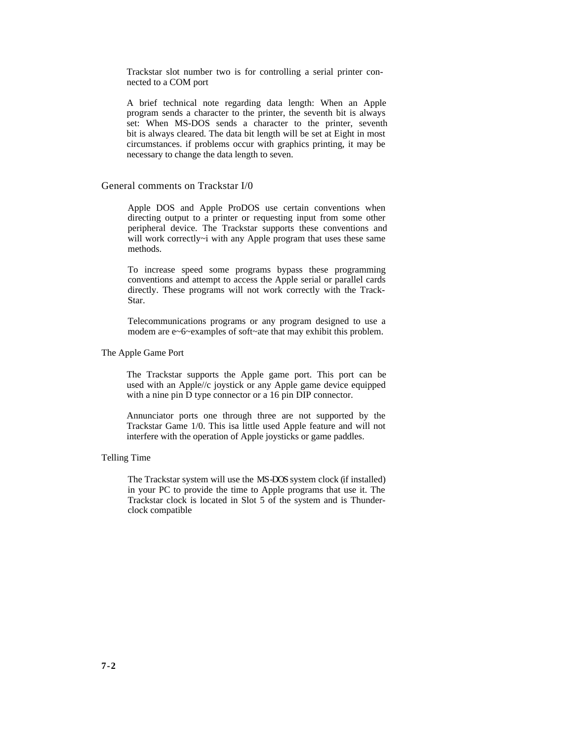Trackstar slot number two is for controlling a serial printer connected to a COM port

A brief technical note regarding data length: When an Apple program sends a character to the printer, the seventh bit is always set: When MS-DOS sends a character to the printer, seventh bit is always cleared. The data bit length will be set at Eight in most circumstances. if problems occur with graphics printing, it may be necessary to change the data length to seven.

## General comments on Trackstar I/0

Apple DOS and Apple ProDOS use certain conventions when directing output to a printer or requesting input from some other peripheral device. The Trackstar supports these conventions and will work correctly~i with any Apple program that uses these same methods.

To increase speed some programs bypass these programming conventions and attempt to access the Apple serial or parallel cards directly. These programs will not work correctly with the Track-Star.

Telecommunications programs or any program designed to use a modem are e~6~examples of soft~ate that may exhibit this problem.

### The Apple Game Port

The Trackstar supports the Apple game port. This port can be used with an Apple//c joystick or any Apple game device equipped with a nine pin D type connector or a 16 pin DIP connector.

Annunciator ports one through three are not supported by the Trackstar Game 1/0. This isa little used Apple feature and will not interfere with the operation of Apple joysticks or game paddles.

### Telling Time

The Trackstar system will use the MS-DOS system clock (if installed) in your PC to provide the time to Apple programs that use it. The Trackstar clock is located in Slot 5 of the system and is Thunder-clock compatible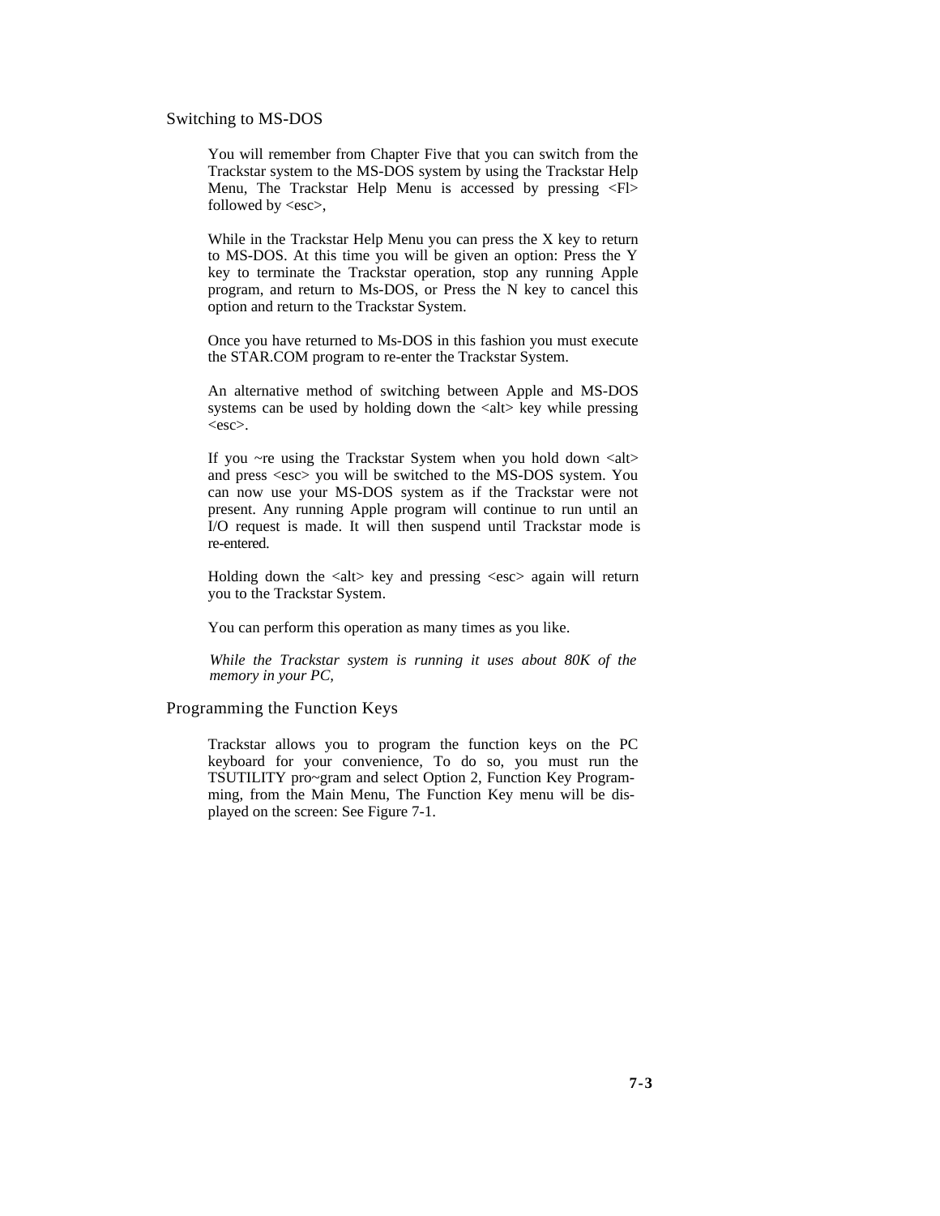## Switching to MS-DOS

You will remember from Chapter Five that you can switch from the Trackstar system to the MS-DOS system by using the Trackstar Help Menu, The Trackstar Help Menu is accessed by pressing <Fl> followed by <esc>,

While in the Trackstar Help Menu you can press the X key to return to MS-DOS. At this time you will be given an option: Press the Y key to terminate the Trackstar operation, stop any running Apple program, and return to Ms-DOS, or Press the N key to cancel this option and return to the Trackstar System.

Once you have returned to Ms-DOS in this fashion you must execute the STAR.COM program to re-enter the Trackstar System.

An alternative method of switching between Apple and MS-DOS systems can be used by holding down the <alt> key while pressing <esc>.

If you ~re using the Trackstar System when you hold down <alt> and press <esc> you will be switched to the MS-DOS system. You can now use your MS-DOS system as if the Trackstar were not present. Any running Apple program will continue to run until an I/O request is made. It will then suspend until Trackstar mode is re-entered.

Holding down the <alt> key and pressing <esc> again will return you to the Trackstar System.

You can perform this operation as many times as you like.

*While the Trackstar system is running it uses about 80K of the memory in your PC,*

## Programming the Function Keys

Trackstar allows you to program the function keys on the PC keyboard for your convenience, To do so, you must run the TSUTILITY pro~gram and select Option 2, Function Key Programming, from the Main Menu, The Function Key menu will be displayed on the screen: See Figure 7-1.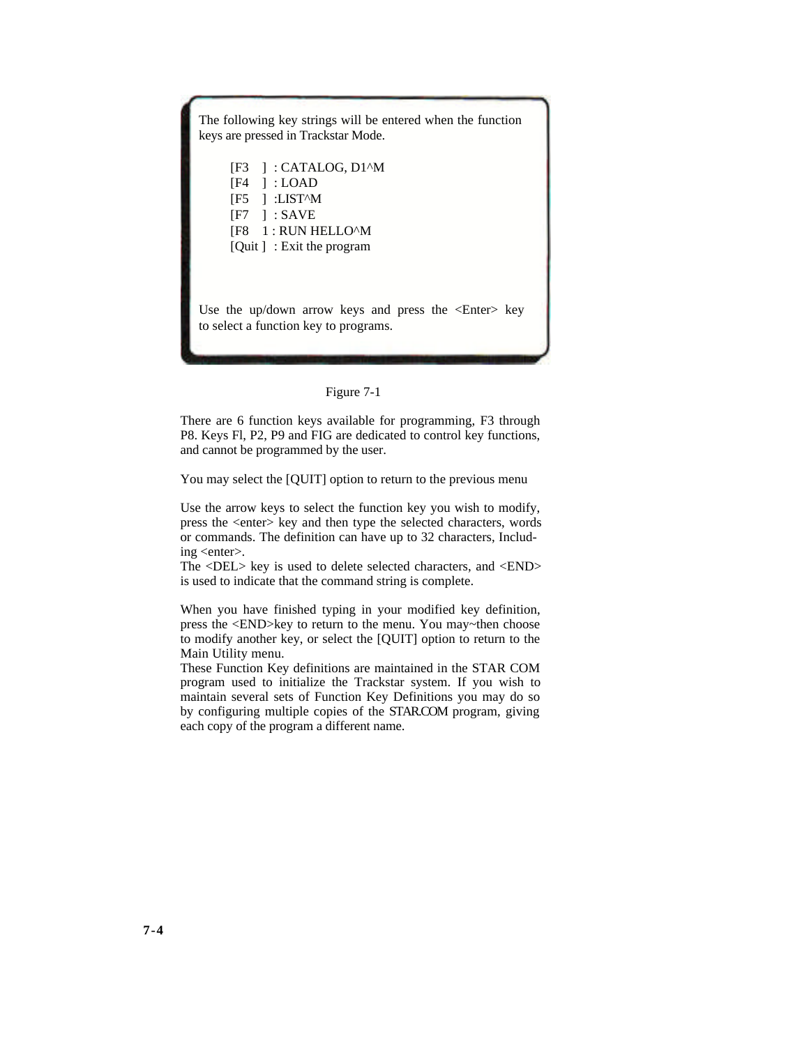The following key strings will be entered when the function keys are pressed in Trackstar Mode.

[F3 ] : CATALOG, D1^M
[F4 ] : LOAD
[F5 ] :LIST^M
[F7 ] : SAVE
[F8 1 : RUN HELLO^M
[Quit ] : Exit the program

Use the up/down arrow keys and press the <Enter> key to select a function key to programs.

Figure 7-1

There are 6 function keys available for programming, F3 through P8. Keys Fl, P2, P9 and FIG are dedicated to control key functions, and cannot be programmed by the user.

You may select the [QUIT] option to return to the previous menu

Use the arrow keys to select the function key you wish to modify, press the <enter> key and then type the selected characters, words or commands. The definition can have up to 32 characters, Including <enter>.
The <DEL> key is used to delete selected characters, and <END> is used to indicate that the command string is complete.

When you have finished typing in your modified key definition, press the <END>key to return to the menu. You may~then choose to modify another key, or select the [QUIT] option to return to the Main Utility menu.
These Function Key definitions are maintained in the STAR COM program used to initialize the Trackstar system. If you wish to maintain several sets of Function Key Definitions you may do so by configuring multiple copies of the STAR.COM program, giving each copy of the program a different name.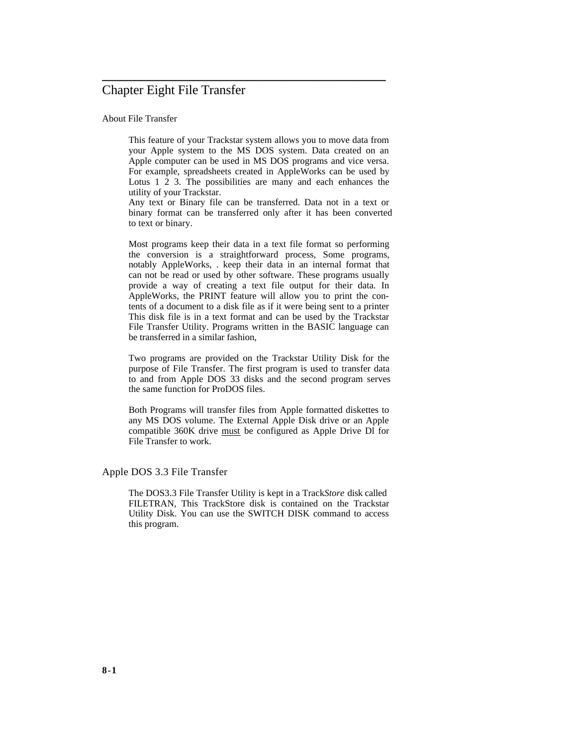# Chapter Eight File Transfer

## About File Transfer

This feature of your Trackstar system allows you to move data from your Apple system to the MS DOS system. Data created on an Apple computer can be used in MS DOS programs and vice versa. For example, spreadsheets created in AppleWorks can be used by Lotus 1 2 3. The possibilities are many and each enhances the utility of your Trackstar.
Any text or Binary file can be transferred. Data not in a text or binary format can be transferred only after it has been converted to text or binary.

Most programs keep their data in a text file format so performing the conversion is a straightforward process, Some programs, notably AppleWorks, . keep their data in an internal format that can not be read or used by other software. These programs usually provide a way of creating a text file output for their data. In AppleWorks, the PRINT feature will allow you to print the contents of a document to a disk file as if it were being sent to a printer This disk file is in a text format and can be used by the Trackstar File Transfer Utility. Programs written in the BASIC language can be transferred in a similar fashion,

Two programs are provided on the Trackstar Utility Disk for the purpose of File Transfer. The first program is used to transfer data to and from Apple DOS 33 disks and the second program serves the same function for ProDOS files.

Both Programs will transfer files from Apple formatted diskettes to any MS DOS volume. The External Apple Disk drive or an Apple compatible 360K drive <u>must</u> be configured as Apple Drive Dl for File Transfer to work.

## Apple DOS 3.3 File Transfer

The DOS3.3 File Transfer Utility is kept in a Track*Store* disk called FILETRAN, This TrackStore disk is contained on the Trackstar Utility Disk. You can use the SWITCH DISK command to access this program.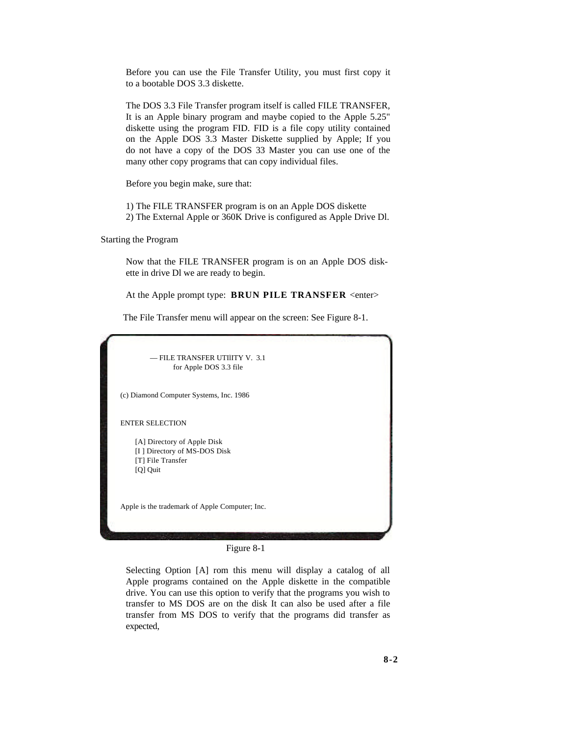Before you can use the File Transfer Utility, you must first copy it to a bootable DOS 3.3 diskette.

The DOS 3.3 File Transfer program itself is called FILE TRANSFER, It is an Apple binary program and maybe copied to the Apple 5.25" diskette using the program FID. FID is a file copy utility contained on the Apple DOS 3.3 Master Diskette supplied by Apple; If you do not have a copy of the DOS 33 Master you can use one of the many other copy programs that can copy individual files.

Before you begin make, sure that:

1) The FILE TRANSFER program is on an Apple DOS diskette
2) The External Apple or 360K Drive is configured as Apple Drive Dl.

## Starting the Program

Now that the FILE TRANSFER program is on an Apple DOS diskette in drive Dl we are ready to begin.

At the Apple prompt type: **BRUN PILE TRANSFER** <enter>

The File Transfer menu will appear on the screen: See Figure 8-1.

```
        — FILE TRANSFER UTIlITY V.  3.1
              for Apple DOS 3.3 file


(c) Diamond Computer Systems, Inc. 1986


ENTER SELECTION

     [A] Directory of Apple Disk
     [I ] Directory of MS-DOS Disk
     [T] File Transfer
     [Q] Quit



Apple is the trademark of Apple Computer; Inc.
```

Figure 8-1

Selecting Option [A] rom this menu will display a catalog of all Apple programs contained on the Apple diskette in the compatible drive. You can use this option to verify that the programs you wish to transfer to MS DOS are on the disk It can also be used after a file transfer from MS DOS to verify that the programs did transfer as expected,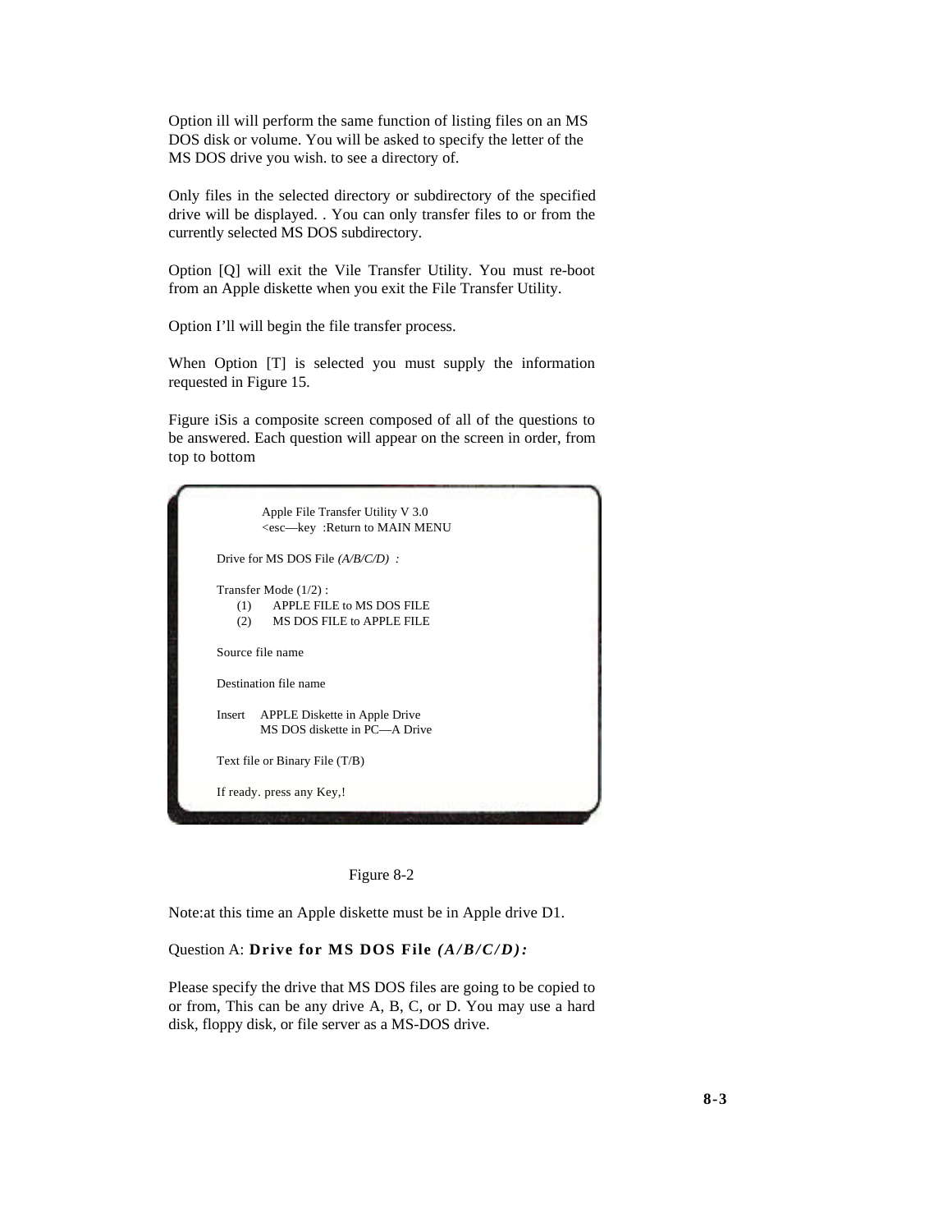Option ill will perform the same function of listing files on an MS DOS disk or volume. You will be asked to specify the letter of the MS DOS drive you wish. to see a directory of.

Only files in the selected directory or subdirectory of the specified drive will be displayed. . You can only transfer files to or from the currently selected MS DOS subdirectory.

Option [Q] will exit the Vile Transfer Utility. You must re-boot from an Apple diskette when you exit the File Transfer Utility.

Option I'll will begin the file transfer process.

When Option [T] is selected you must supply the information requested in Figure 15.

Figure iSis a composite screen composed of all of the questions to be answered. Each question will appear on the screen in order, from top to bottom

```
            Apple File Transfer Utility V 3.0
            <esc—key  :Return to MAIN MENU

Drive for MS DOS File (A/B/C/D)  :

Transfer Mode (1/2) :
    (1)     APPLE FILE to MS DOS FILE
    (2)     MS DOS FILE to APPLE FILE

Source file name

Destination file name

Insert    APPLE Diskette in Apple Drive
          MS DOS diskette in PC—A Drive

Text file or Binary File (T/B)

If ready. press any Key,!
```

Figure 8-2

Note:at this time an Apple diskette must be in Apple drive D1.

Question A: **Drive for MS DOS File *(A/B/C/D):***

Please specify the drive that MS DOS files are going to be copied to or from, This can be any drive A, B, C, or D. You may use a hard disk, floppy disk, or file server as a MS-DOS drive.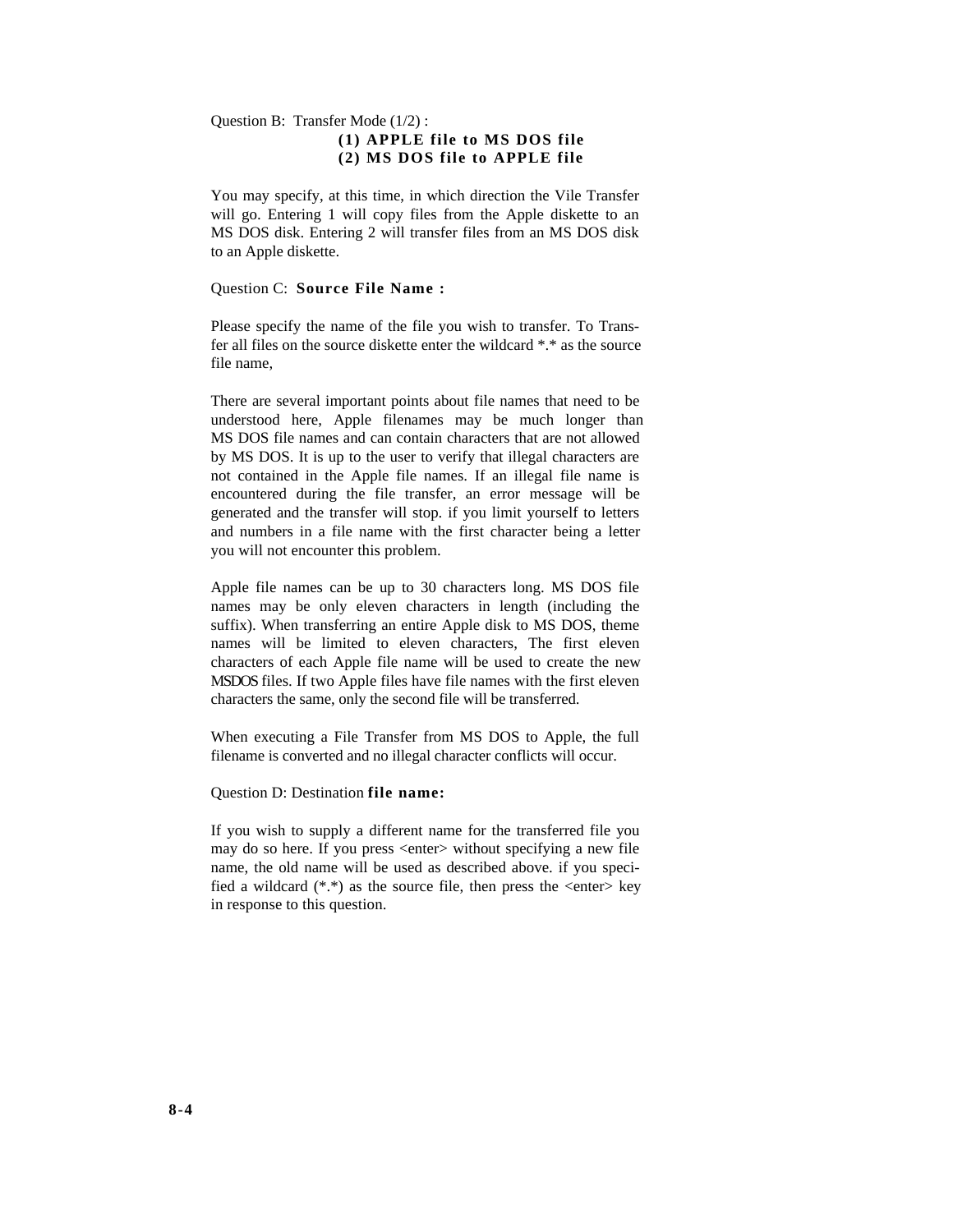Question B: Transfer Mode (1/2) :

**(1) APPLE file to MS DOS file**
**(2) MS DOS file to APPLE file**

You may specify, at this time, in which direction the Vile Transfer will go. Entering 1 will copy files from the Apple diskette to an MS DOS disk. Entering 2 will transfer files from an MS DOS disk to an Apple diskette.

Question C: **Source File Name :**

Please specify the name of the file you wish to transfer. To Transfer all files on the source diskette enter the wildcard *.* as the source file name,

There are several important points about file names that need to be understood here, Apple filenames may be much longer than MS DOS file names and can contain characters that are not allowed by MS DOS. It is up to the user to verify that illegal characters are not contained in the Apple file names. If an illegal file name is encountered during the file transfer, an error message will be generated and the transfer will stop. if you limit yourself to letters and numbers in a file name with the first character being a letter you will not encounter this problem.

Apple file names can be up to 30 characters long. MS DOS file names may be only eleven characters in length (including the suffix). When transferring an entire Apple disk to MS DOS, theme names will be limited to eleven characters, The first eleven characters of each Apple file name will be used to create the new MSDOS files. If two Apple files have file names with the first eleven characters the same, only the second file will be transferred.

When executing a File Transfer from MS DOS to Apple, the full filename is converted and no illegal character conflicts will occur.

Question D: Destination **file name:**

If you wish to supply a different name for the transferred file you may do so here. If you press <enter> without specifying a new file name, the old name will be used as described above. if you specified a wildcard (*.*) as the source file, then press the <enter> key in response to this question.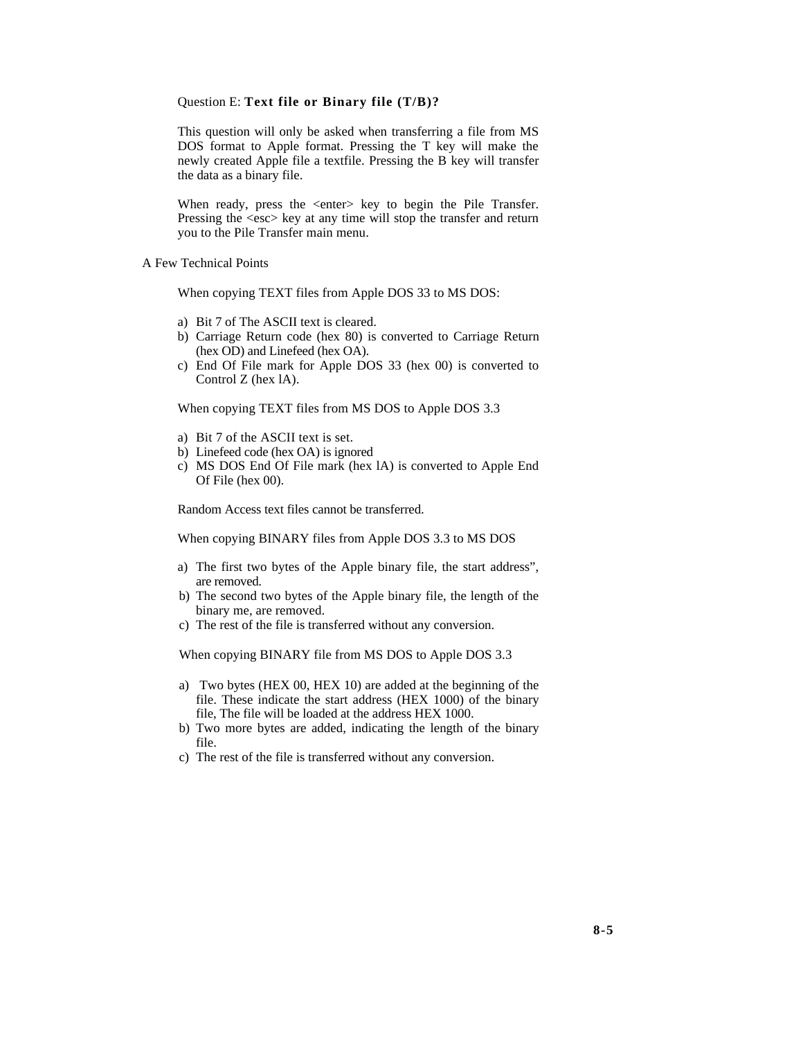Question E: **Text file or Binary file (T/B)?**

This question will only be asked when transferring a file from MS DOS format to Apple format. Pressing the T key will make the newly created Apple file a textfile. Pressing the B key will transfer the data as a binary file.

When ready, press the <enter> key to begin the Pile Transfer. Pressing the <esc> key at any time will stop the transfer and return you to the Pile Transfer main menu.

A Few Technical Points

When copying TEXT files from Apple DOS 33 to MS DOS:

a) Bit 7 of The ASCII text is cleared.
b) Carriage Return code (hex 80) is converted to Carriage Return (hex OD) and Linefeed (hex OA).
c) End Of File mark for Apple DOS 33 (hex 00) is converted to Control Z (hex lA).

When copying TEXT files from MS DOS to Apple DOS 3.3

a) Bit 7 of the ASCII text is set.
b) Linefeed code (hex OA) is ignored
c) MS DOS End Of File mark (hex lA) is converted to Apple End Of File (hex 00).

Random Access text files cannot be transferred.

When copying BINARY files from Apple DOS 3.3 to MS DOS

a) The first two bytes of the Apple binary file, the start address", are removed.
b) The second two bytes of the Apple binary file, the length of the binary me, are removed.
c) The rest of the file is transferred without any conversion.

When copying BINARY file from MS DOS to Apple DOS 3.3

a) Two bytes (HEX 00, HEX 10) are added at the beginning of the file. These indicate the start address (HEX 1000) of the binary file, The file will be loaded at the address HEX 1000.
b) Two more bytes are added, indicating the length of the binary file.
c) The rest of the file is transferred without any conversion.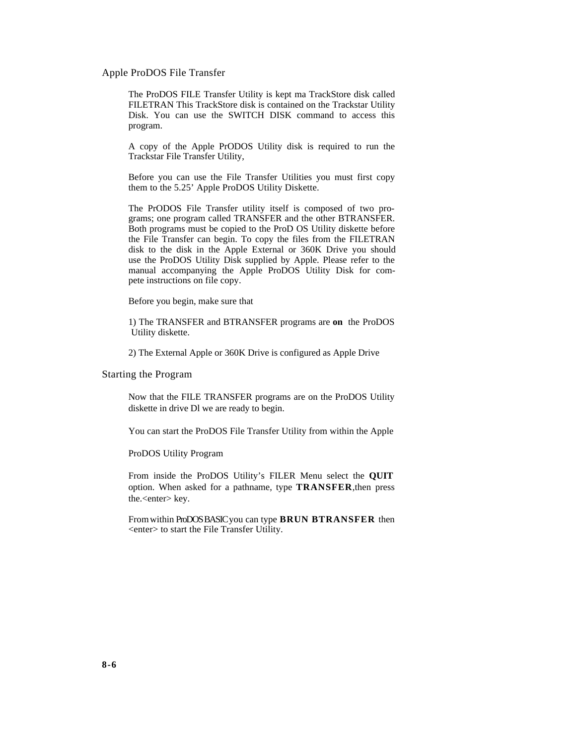## Apple ProDOS File Transfer

The ProDOS FILE Transfer Utility is kept ma TrackStore disk called FILETRAN This TrackStore disk is contained on the Trackstar Utility Disk. You can use the SWITCH DISK command to access this program.

A copy of the Apple PrODOS Utility disk is required to run the Trackstar File Transfer Utility,

Before you can use the File Transfer Utilities you must first copy them to the 5.25' Apple ProDOS Utility Diskette.

The PrODOS File Transfer utility itself is composed of two programs; one program called TRANSFER and the other BTRANSFER. Both programs must be copied to the ProD OS Utility diskette before the File Transfer can begin. To copy the files from the FILETRAN disk to the disk in the Apple External or 360K Drive you should use the ProDOS Utility Disk supplied by Apple. Please refer to the manual accompanying the Apple ProDOS Utility Disk for compete instructions on file copy.

Before you begin, make sure that

1) The TRANSFER and BTRANSFER programs are **on** the ProDOS Utility diskette.

2) The External Apple or 360K Drive is configured as Apple Drive

## Starting the Program

Now that the FILE TRANSFER programs are on the ProDOS Utility diskette in drive Dl we are ready to begin.

You can start the ProDOS File Transfer Utility from within the Apple

ProDOS Utility Program

From inside the ProDOS Utility's FILER Menu select the **QUIT** option. When asked for a pathname, type **TRANSFER**,then press the.<enter> key.

From within ProDOS BASIC you can type **BRUN BTRANSFER** then <enter> to start the File Transfer Utility.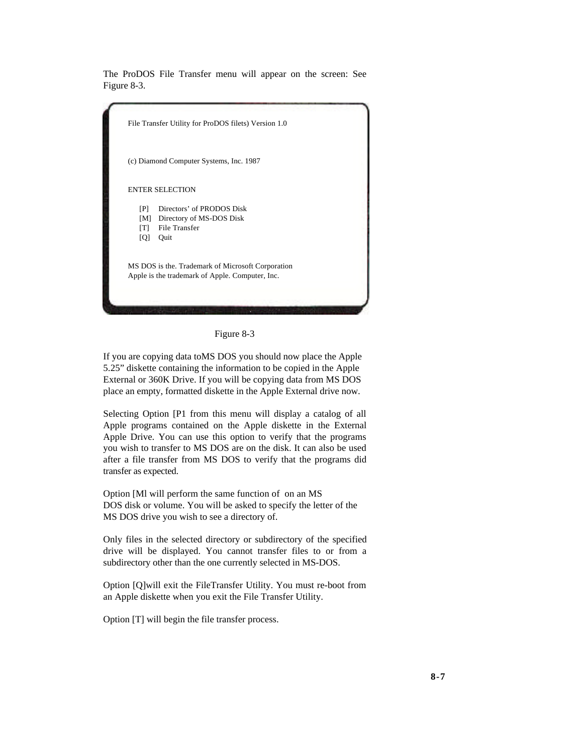The ProDOS File Transfer menu will appear on the screen: See Figure 8-3.

```
File Transfer Utility for ProDOS filets) Version 1.0


(c) Diamond Computer Systems, Inc. 1987


ENTER SELECTION

    [P]   Directors' of PRODOS Disk
    [M]   Directory of MS-DOS Disk
    [T]   File Transfer
    [Q]   Quit


MS DOS is the. Trademark of Microsoft Corporation
Apple is the trademark of Apple. Computer, Inc.
```

Figure 8-3

If you are copying data toMS DOS you should now place the Apple 5.25" diskette containing the information to be copied in the Apple External or 360K Drive. If you will be copying data from MS DOS place an empty, formatted diskette in the Apple External drive now.

Selecting Option [P1 from this menu will display a catalog of all Apple programs contained on the Apple diskette in the External Apple Drive. You can use this option to verify that the programs you wish to transfer to MS DOS are on the disk. It can also be used after a file transfer from MS DOS to verify that the programs did transfer as expected.

Option [Ml will perform the same function of on an MS DOS disk or volume. You will be asked to specify the letter of the MS DOS drive you wish to see a directory of.

Only files in the selected directory or subdirectory of the specified drive will be displayed. You cannot transfer files to or from a subdirectory other than the one currently selected in MS-DOS.

Option [Q]will exit the FileTransfer Utility. You must re-boot from an Apple diskette when you exit the File Transfer Utility.

Option [T] will begin the file transfer process.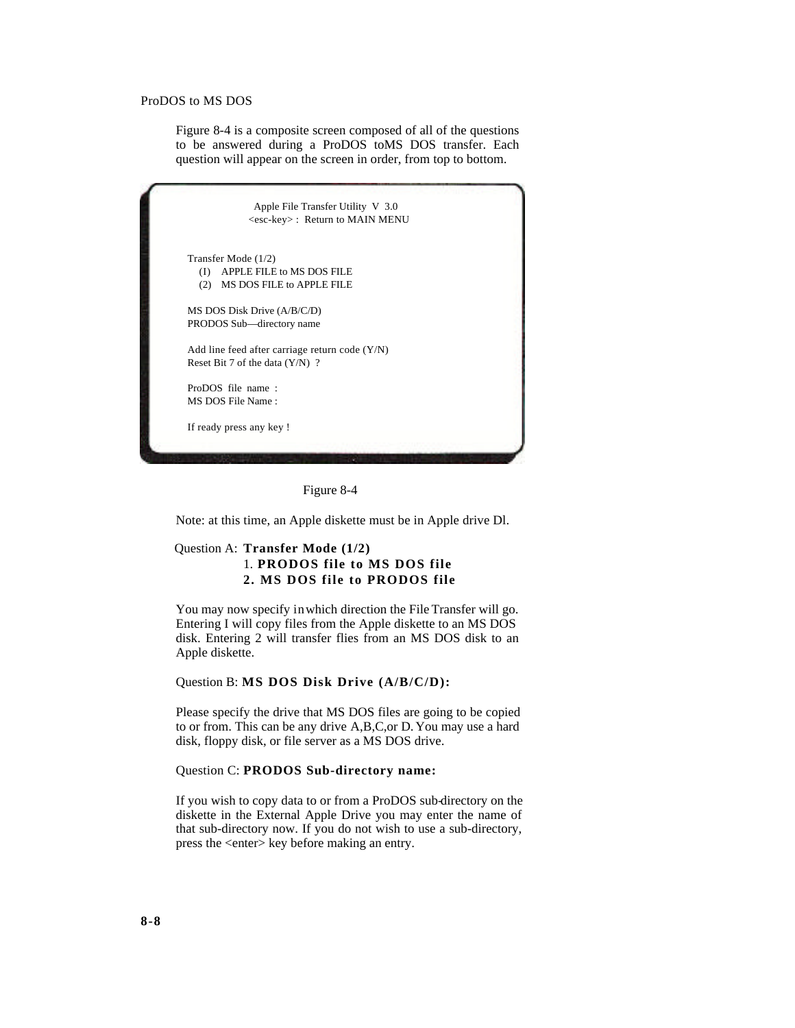ProDOS to MS DOS

Figure 8-4 is a composite screen composed of all of the questions to be answered during a ProDOS toMS DOS transfer. Each question will appear on the screen in order, from top to bottom.

```
                Apple File Transfer Utility  V  3.0
               <esc-key> :  Return to MAIN MENU


  Transfer Mode (1/2)
     (I)   APPLE FILE to MS DOS FILE
     (2)   MS DOS FILE to APPLE FILE

  MS DOS Disk Drive (A/B/C/D)
  PRODOS Sub—directory name

  Add line feed after carriage return code (Y/N)
  Reset Bit 7 of the data (Y/N)  ?

  ProDOS  file  name  :
  MS DOS File Name :

  If ready press any key !
```

Figure 8-4

Note: at this time, an Apple diskette must be in Apple drive Dl.

Question A: **Transfer Mode (1/2)**
1. **PRODOS file to MS DOS file**
2. **MS DOS file to PRODOS file**

You may now specify in which direction the File Transfer will go. Entering I will copy files from the Apple diskette to an MS DOS disk. Entering 2 will transfer flies from an MS DOS disk to an Apple diskette.

Question B: **MS DOS Disk Drive (A/B/C/D):**

Please specify the drive that MS DOS files are going to be copied to or from. This can be any drive A,B,C,or D. You may use a hard disk, floppy disk, or file server as a MS DOS drive.

Question C: **PRODOS Sub-directory name:**

If you wish to copy data to or from a ProDOS sub-directory on the diskette in the External Apple Drive you may enter the name of that sub-directory now. If you do not wish to use a sub-directory, press the <enter> key before making an entry.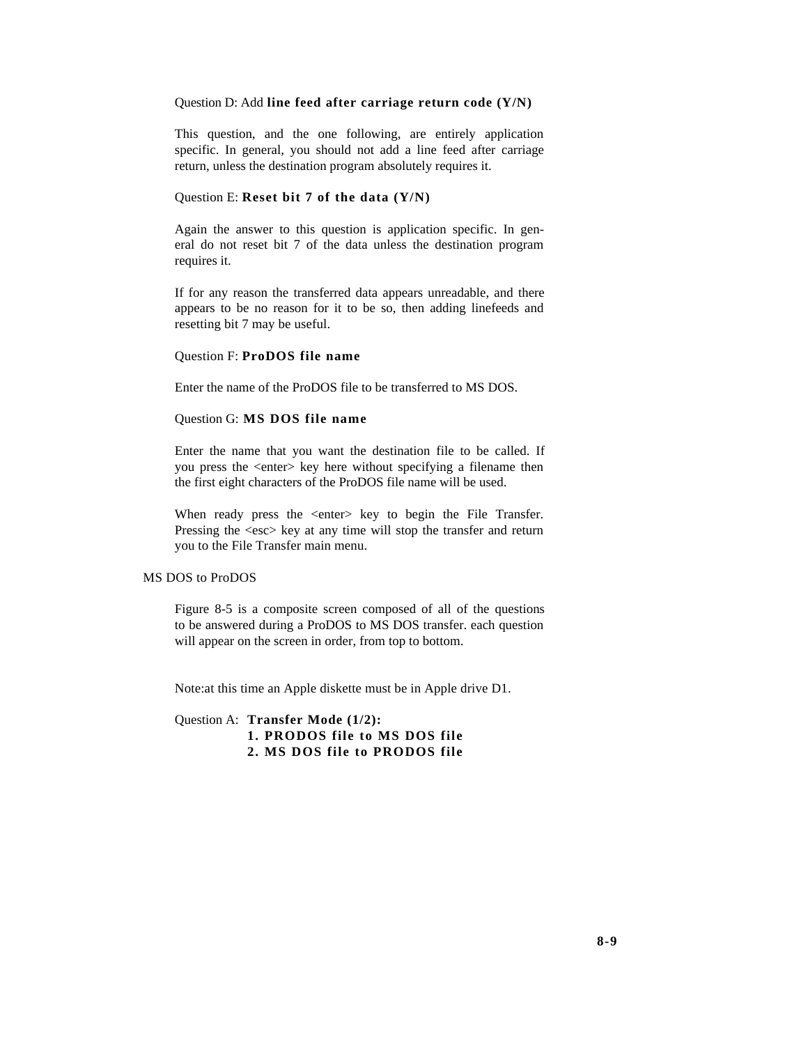Question D: Add **line feed after carriage return code (Y/N)**

This question, and the one following, are entirely application specific. In general, you should not add a line feed after carriage return, unless the destination program absolutely requires it.

Question E: **Reset bit 7 of the data (Y/N)**

Again the answer to this question is application specific. In general do not reset bit 7 of the data unless the destination program requires it.

If for any reason the transferred data appears unreadable, and there appears to be no reason for it to be so, then adding linefeeds and resetting bit 7 may be useful.

Question F: **ProDOS file name**

Enter the name of the ProDOS file to be transferred to MS DOS.

Question G: **MS DOS file name**

Enter the name that you want the destination file to be called. If you press the <enter> key here without specifying a filename then the first eight characters of the ProDOS file name will be used.

When ready press the <enter> key to begin the File Transfer. Pressing the <esc> key at any time will stop the transfer and return you to the File Transfer main menu.

## MS DOS to ProDOS

Figure 8-5 is a composite screen composed of all of the questions to be answered during a ProDOS to MS DOS transfer. each question will appear on the screen in order, from top to bottom.

Note:at this time an Apple diskette must be in Apple drive D1.

Question A: **Transfer Mode (1/2):**
**1. PRODOS file to MS DOS file**
**2. MS DOS file to PRODOS file**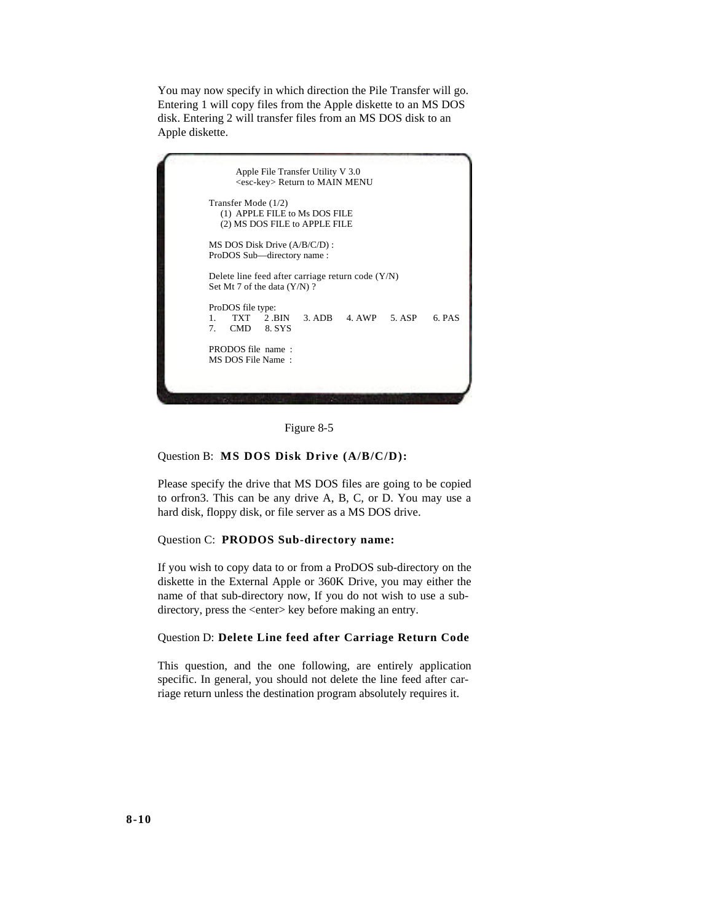You may now specify in which direction the Pile Transfer will go. Entering 1 will copy files from the Apple diskette to an MS DOS disk. Entering 2 will transfer files from an MS DOS disk to an Apple diskette.

```
        Apple File Transfer Utility V 3.0
        <esc-key> Return to MAIN MENU

Transfer Mode (1/2)
   (1)  APPLE FILE to Ms DOS FILE
   (2) MS DOS FILE to APPLE FILE

MS DOS Disk Drive (A/B/C/D) :
ProDOS Sub—directory name :

Delete line feed after carriage return code (Y/N)
Set Mt 7 of the data (Y/N) ?

ProDOS file type:
1.    TXT    2 .BIN    3. ADB    4. AWP    5. ASP    6. PAS
7.    CMD    8. SYS

PRODOS file  name  :
MS DOS File Name  :
```

Figure 8-5

Question B: **MS DOS Disk Drive (A/B/C/D):**

Please specify the drive that MS DOS files are going to be copied to orfron3. This can be any drive A, B, C, or D. You may use a hard disk, floppy disk, or file server as a MS DOS drive.

Question C: **PRODOS Sub-directory name:**

If you wish to copy data to or from a ProDOS sub-directory on the diskette in the External Apple or 360K Drive, you may either the name of that sub-directory now, If you do not wish to use a sub-directory, press the <enter> key before making an entry.

Question D: **Delete Line feed after Carriage Return Code**

This question, and the one following, are entirely application specific. In general, you should not delete the line feed after carriage return unless the destination program absolutely requires it.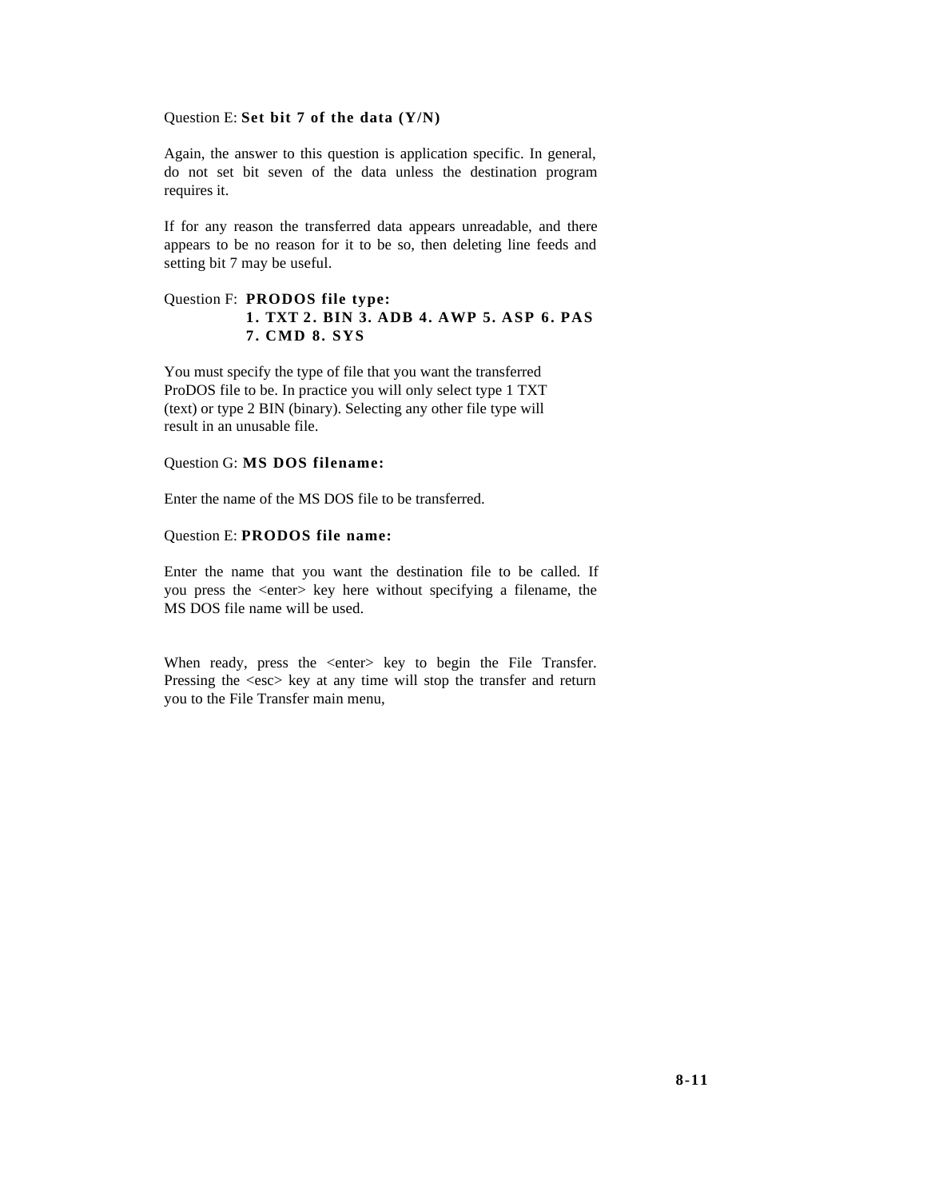Question E: **Set bit 7 of the data (Y/N)**

Again, the answer to this question is application specific. In general, do not set bit seven of the data unless the destination program requires it.

If for any reason the transferred data appears unreadable, and there appears to be no reason for it to be so, then deleting line feeds and setting bit 7 may be useful.

Question F: **PRODOS file type:**
**1. TXT 2. BIN 3. ADB 4. AWP 5. ASP 6. PAS**
**7. CMD 8. SYS**

You must specify the type of file that you want the transferred ProDOS file to be. In practice you will only select type 1 TXT (text) or type 2 BIN (binary). Selecting any other file type will result in an unusable file.

Question G: **MS DOS filename:**

Enter the name of the MS DOS file to be transferred.

Question E: **PRODOS file name:**

Enter the name that you want the destination file to be called. If you press the <enter> key here without specifying a filename, the MS DOS file name will be used.

When ready, press the <enter> key to begin the File Transfer. Pressing the <esc> key at any time will stop the transfer and return you to the File Transfer main menu,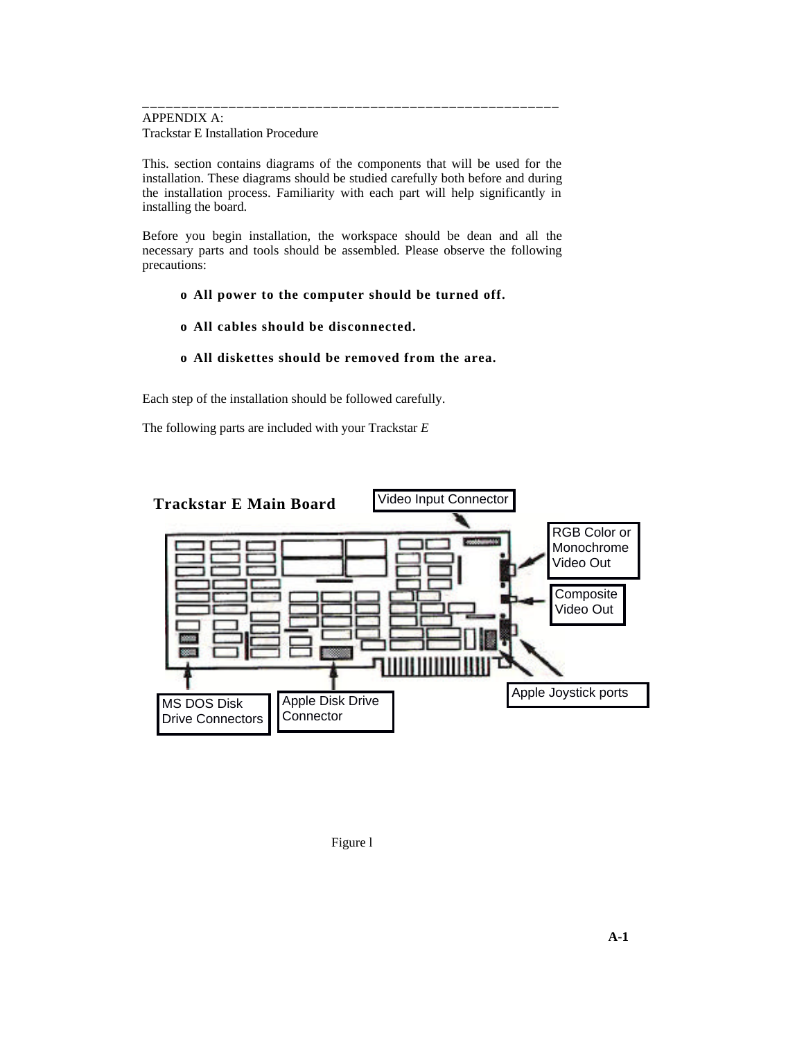APPENDIX A:
Trackstar E Installation Procedure

This. section contains diagrams of the components that will be used for the installation. These diagrams should be studied carefully both before and during the installation process. Familiarity with each part will help significantly in installing the board.

Before you begin installation, the workspace should be dean and all the necessary parts and tools should be assembled. Please observe the following precautions:

- **All power to the computer should be turned off.**
- **All cables should be disconnected.**
- **All diskettes should be removed from the area.**

Each step of the installation should be followed carefully.

The following parts are included with your Trackstar *E*

**Trackstar E Main Board**

Video Input Connector

RGB Color or Monochrome Video Out

Composite Video Out

Apple Joystick ports

MS DOS Disk Drive Connectors

Apple Disk Drive Connector

Figure l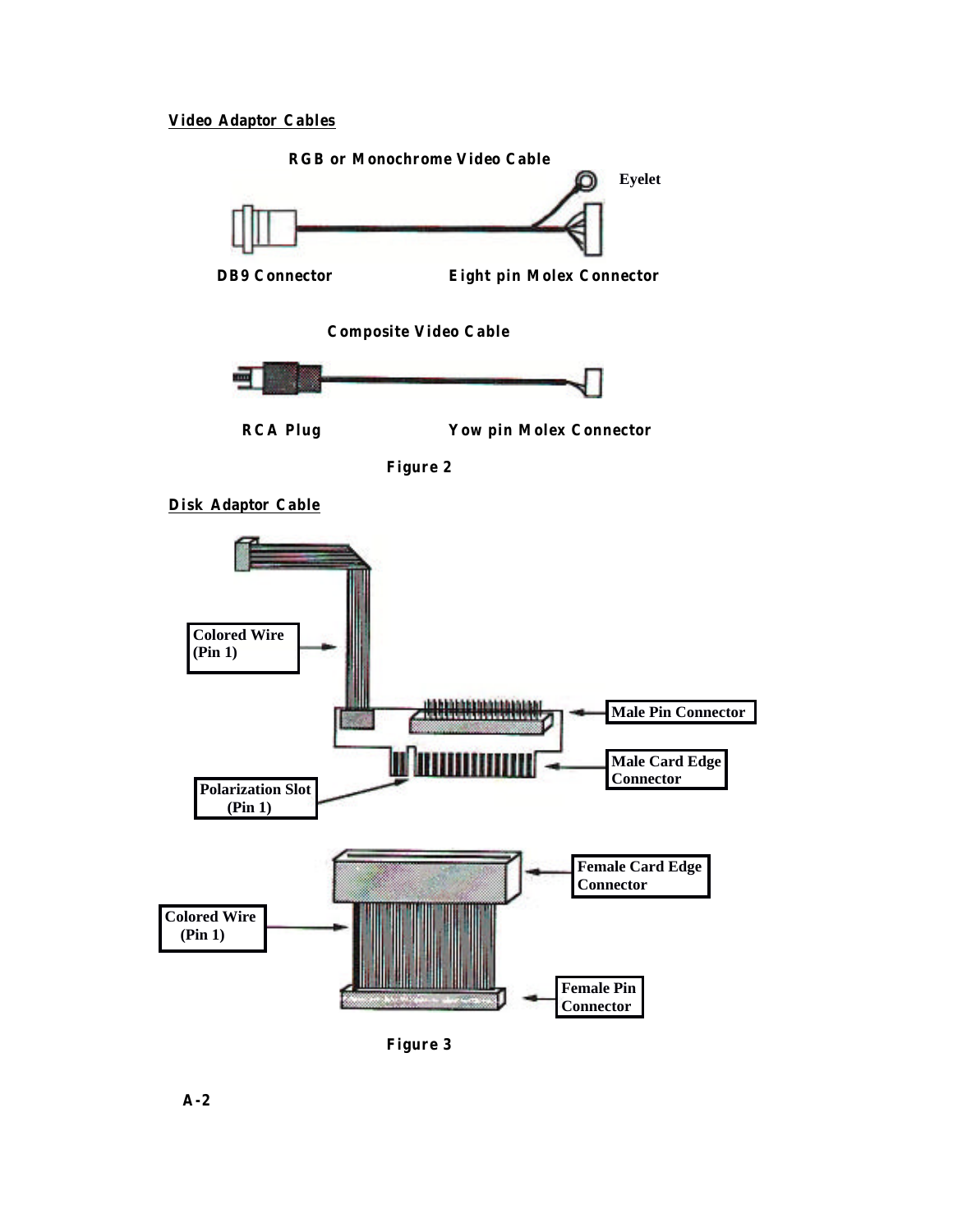## Video Adaptor Cables

RGB or Monochrome Video Cable

Eyelet

DB9 Connector

Eight pin Molex Connector

Composite Video Cable

RCA Plug

Yow pin Molex Connector

Figure 2

## Disk Adaptor Cable

Colored Wire (Pin 1)

Male Pin Connector

Male Card Edge Connector

Polarization Slot (Pin 1)

Female Card Edge Connector

Colored Wire (Pin 1)

Female Pin Connector

Figure 3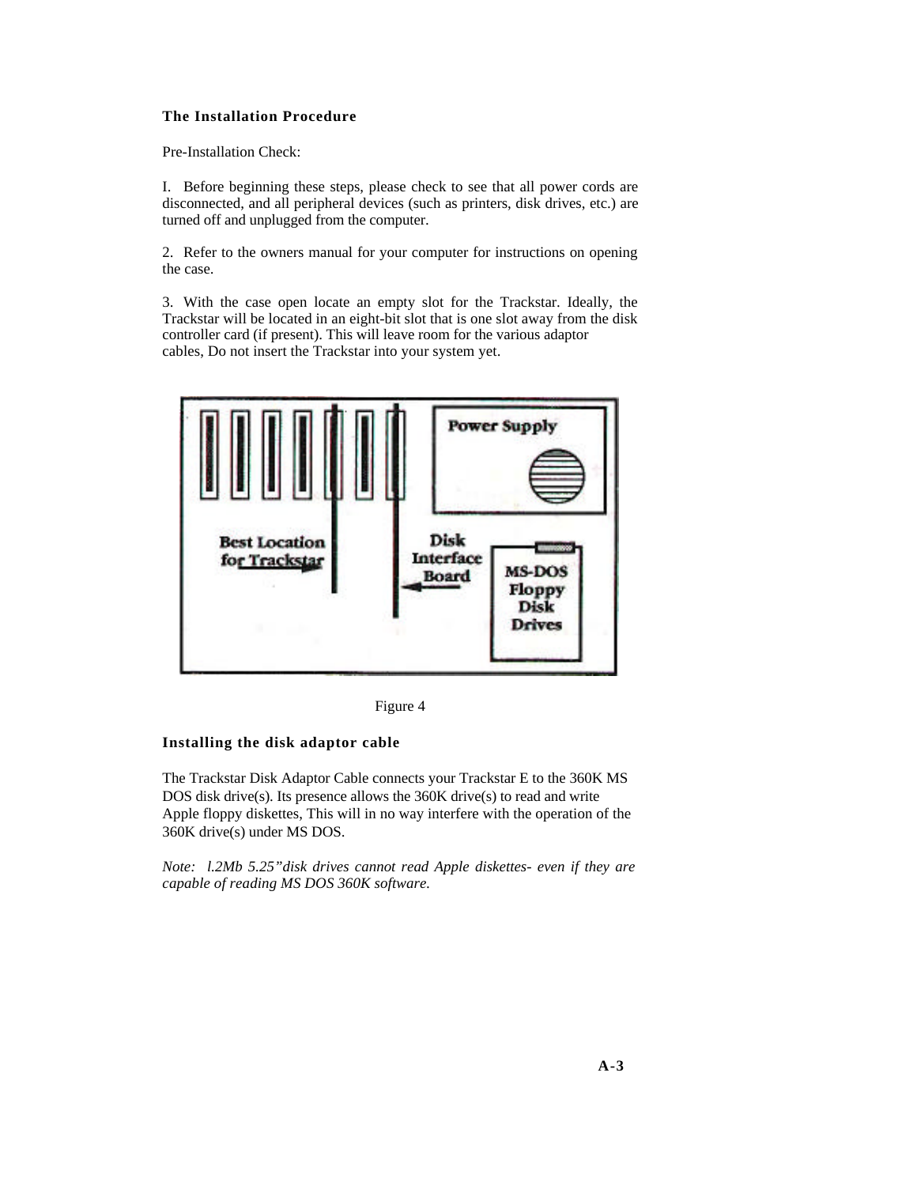### The Installation Procedure

Pre-Installation Check:

I. Before beginning these steps, please check to see that all power cords are disconnected, and all peripheral devices (such as printers, disk drives, etc.) are turned off and unplugged from the computer.

2. Refer to the owners manual for your computer for instructions on opening the case.

3. With the case open locate an empty slot for the Trackstar. Ideally, the Trackstar will be located in an eight-bit slot that is one slot away from the disk controller card (if present). This will leave room for the various adaptor cables, Do not insert the Trackstar into your system yet.

Power Supply

Best Location for Trackstar

Disk Interface Board

MS-DOS Floppy Disk Drives

Figure 4

### Installing the disk adaptor cable

The Trackstar Disk Adaptor Cable connects your Trackstar E to the 360K MS DOS disk drive(s). Its presence allows the 360K drive(s) to read and write Apple floppy diskettes, This will in no way interfere with the operation of the 360K drive(s) under MS DOS.

*Note: l.2Mb 5.25"disk drives cannot read Apple diskettes- even if they are capable of reading MS DOS 360K software.*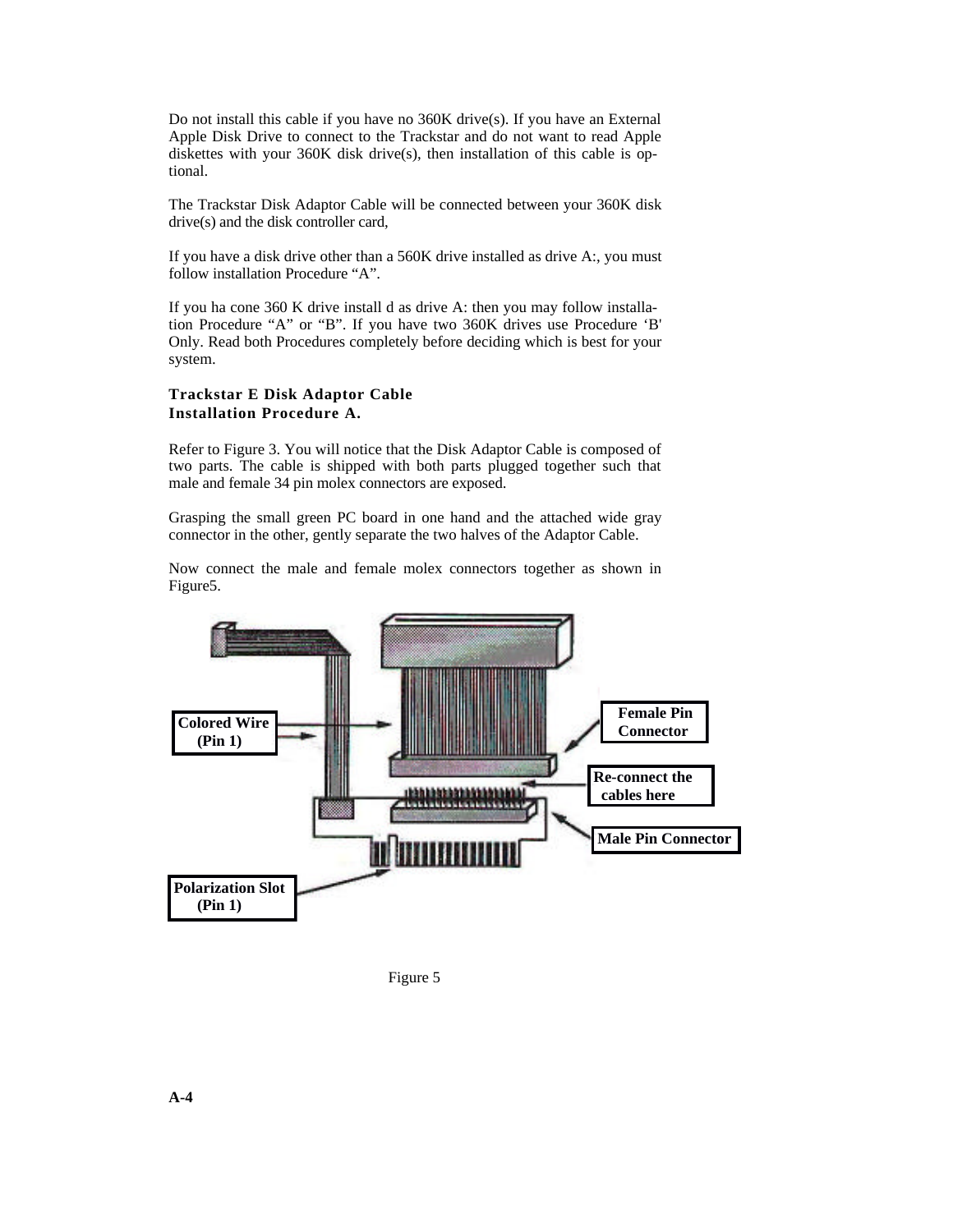Do not install this cable if you have no 360K drive(s). If you have an External Apple Disk Drive to connect to the Trackstar and do not want to read Apple diskettes with your 360K disk drive(s), then installation of this cable is optional.

The Trackstar Disk Adaptor Cable will be connected between your 360K disk drive(s) and the disk controller card,

If you have a disk drive other than a 560K drive installed as drive A:, you must follow installation Procedure “A”.

If you ha cone 360 K drive install d as drive A: then you may follow installation Procedure “A” or “B”. If you have two 360K drives use Procedure ‘B' Only. Read both Procedures completely before deciding which is best for your system.

**Trackstar E Disk Adaptor Cable**
**Installation Procedure A.**

Refer to Figure 3. You will notice that the Disk Adaptor Cable is composed of two parts. The cable is shipped with both parts plugged together such that male and female 34 pin molex connectors are exposed.

Grasping the small green PC board in one hand and the attached wide gray connector in the other, gently separate the two halves of the Adaptor Cable.

Now connect the male and female molex connectors together as shown in Figure5.

**Colored Wire (Pin 1)**

**Female Pin Connector**

**Re-connect the cables here**

**Male Pin Connector**

**Polarization Slot (Pin 1)**

Figure 5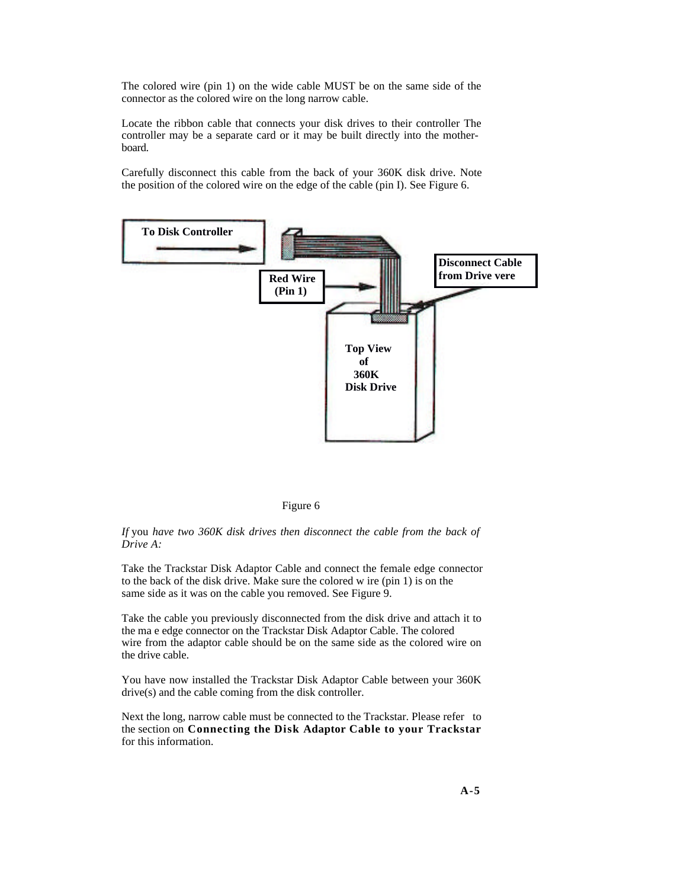The colored wire (pin 1) on the wide cable MUST be on the same side of the connector as the colored wire on the long narrow cable.

Locate the ribbon cable that connects your disk drives to their controller The controller may be a separate card or it may be built directly into the mother-board.

Carefully disconnect this cable from the back of your 360K disk drive. Note the position of the colored wire on the edge of the cable (pin I). See Figure 6.

To Disk Controller

Red Wire (Pin 1)

Disconnect Cable from Drive vere

Top View of 360K Disk Drive

Figure 6

*If* you *have two 360K disk drives then disconnect the cable from the back of Drive A:*

Take the Trackstar Disk Adaptor Cable and connect the female edge connector to the back of the disk drive. Make sure the colored w ire (pin 1) is on the same side as it was on the cable you removed. See Figure 9.

Take the cable you previously disconnected from the disk drive and attach it to the ma e edge connector on the Trackstar Disk Adaptor Cable. The colored wire from the adaptor cable should be on the same side as the colored wire on the drive cable.

You have now installed the Trackstar Disk Adaptor Cable between your 360K drive(s) and the cable coming from the disk controller.

Next the long, narrow cable must be connected to the Trackstar. Please refer to the section on **Connecting the Disk Adaptor Cable to your Trackstar** for this information.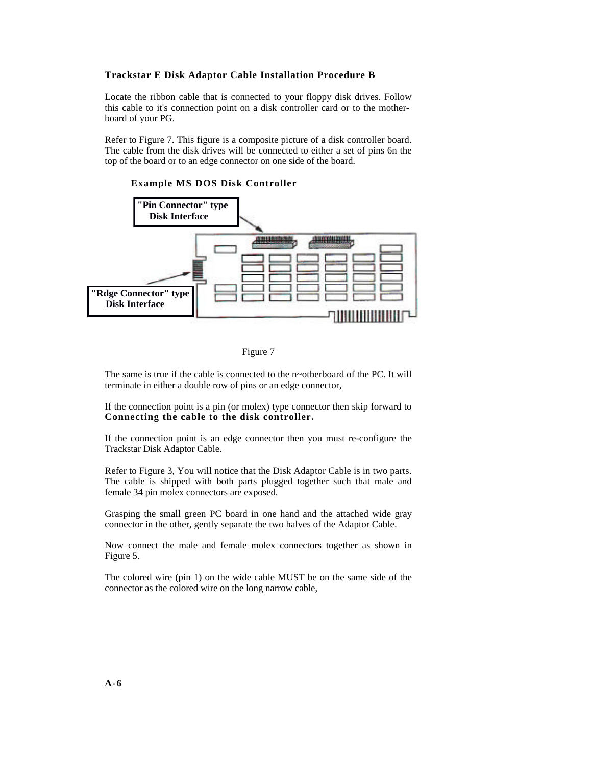**Trackstar E Disk Adaptor Cable Installation Procedure B**

Locate the ribbon cable that is connected to your floppy disk drives. Follow this cable to it's connection point on a disk controller card or to the mother-board of your PG.

Refer to Figure 7. This figure is a composite picture of a disk controller board. The cable from the disk drives will be connected to either a set of pins 6n the top of the board or to an edge connector on one side of the board.

**Example MS DOS Disk Controller**

"Pin Connector" type Disk Interface

"Rdge Connector" type Disk Interface

Figure 7

The same is true if the cable is connected to the n~otherboard of the PC. It will terminate in either a double row of pins or an edge connector,

If the connection point is a pin (or molex) type connector then skip forward to **Connecting the cable to the disk controller.**

If the connection point is an edge connector then you must re-configure the Trackstar Disk Adaptor Cable.

Refer to Figure 3, You will notice that the Disk Adaptor Cable is in two parts. The cable is shipped with both parts plugged together such that male and female 34 pin molex connectors are exposed.

Grasping the small green PC board in one hand and the attached wide gray connector in the other, gently separate the two halves of the Adaptor Cable.

Now connect the male and female molex connectors together as shown in Figure 5.

The colored wire (pin 1) on the wide cable MUST be on the same side of the connector as the colored wire on the long narrow cable,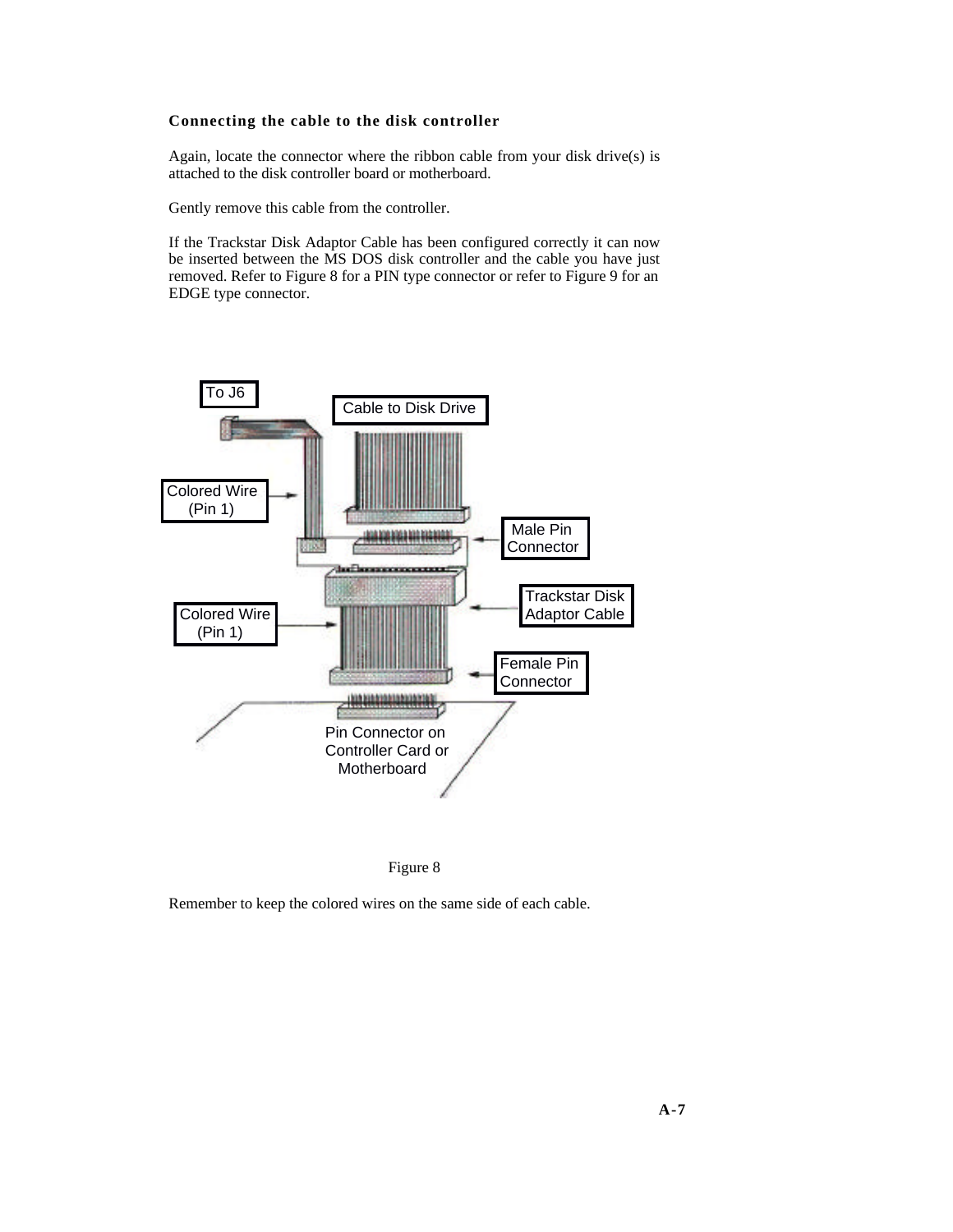### Connecting the cable to the disk controller

Again, locate the connector where the ribbon cable from your disk drive(s) is attached to the disk controller board or motherboard.

Gently remove this cable from the controller.

If the Trackstar Disk Adaptor Cable has been configured correctly it can now be inserted between the MS DOS disk controller and the cable you have just removed. Refer to Figure 8 for a PIN type connector or refer to Figure 9 for an EDGE type connector.

To J6

Cable to Disk Drive

Colored Wire (Pin 1)

Male Pin Connector

Trackstar Disk Adaptor Cable

Colored Wire (Pin 1)

Female Pin Connector

Pin Connector on Controller Card or Motherboard

Figure 8

Remember to keep the colored wires on the same side of each cable.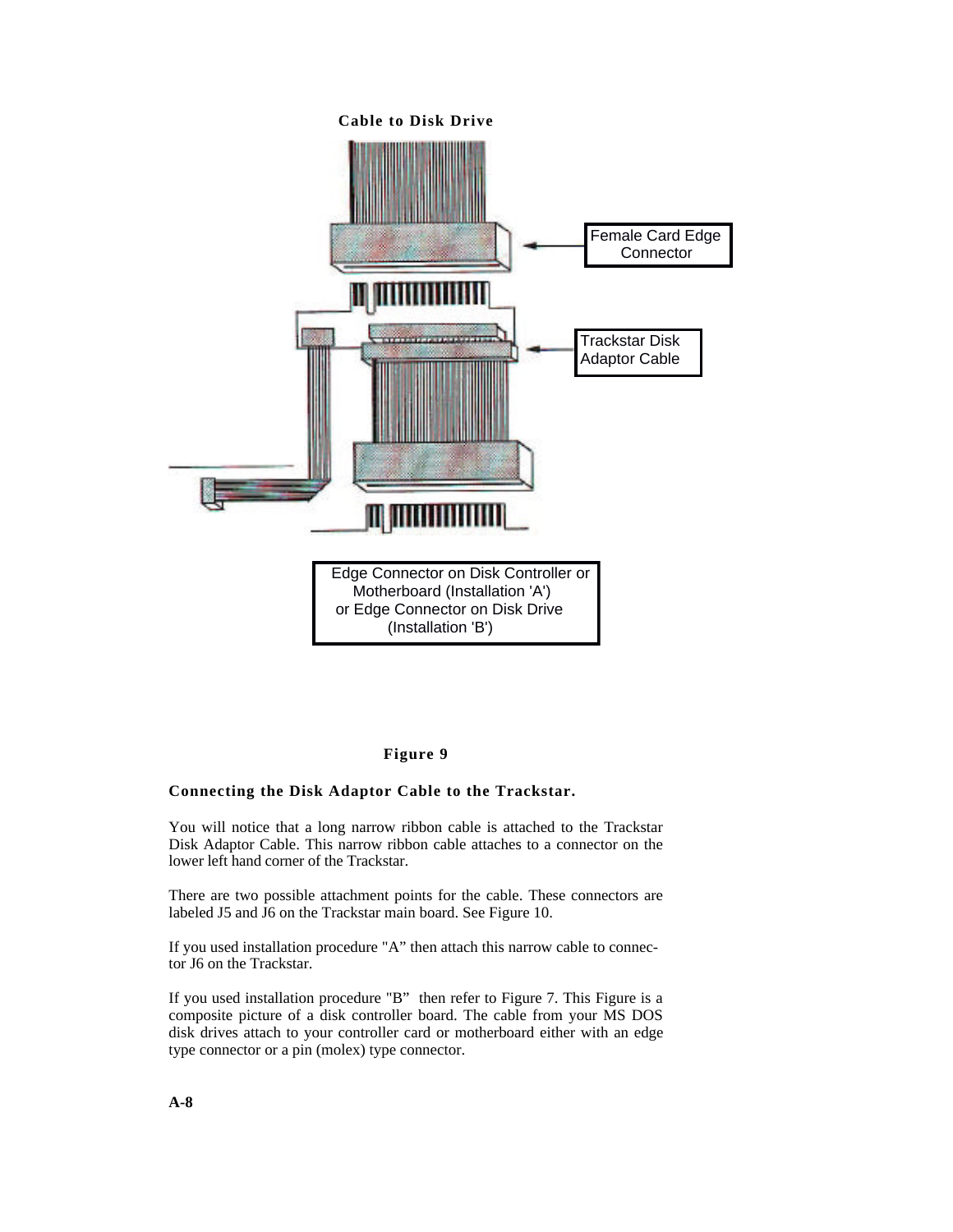**Cable to Disk Drive**

Female Card Edge Connector

Trackstar Disk Adaptor Cable

Edge Connector on Disk Controller or Motherboard (Installation 'A') or Edge Connector on Disk Drive (Installation 'B')

**Figure 9**

**Connecting the Disk Adaptor Cable to the Trackstar.**

You will notice that a long narrow ribbon cable is attached to the Trackstar Disk Adaptor Cable. This narrow ribbon cable attaches to a connector on the lower left hand corner of the Trackstar.

There are two possible attachment points for the cable. These connectors are labeled J5 and J6 on the Trackstar main board. See Figure 10.

If you used installation procedure "A" then attach this narrow cable to connector J6 on the Trackstar.

If you used installation procedure "B" then refer to Figure 7. This Figure is a composite picture of a disk controller board. The cable from your MS DOS disk drives attach to your controller card or motherboard either with an edge type connector or a pin (molex) type connector.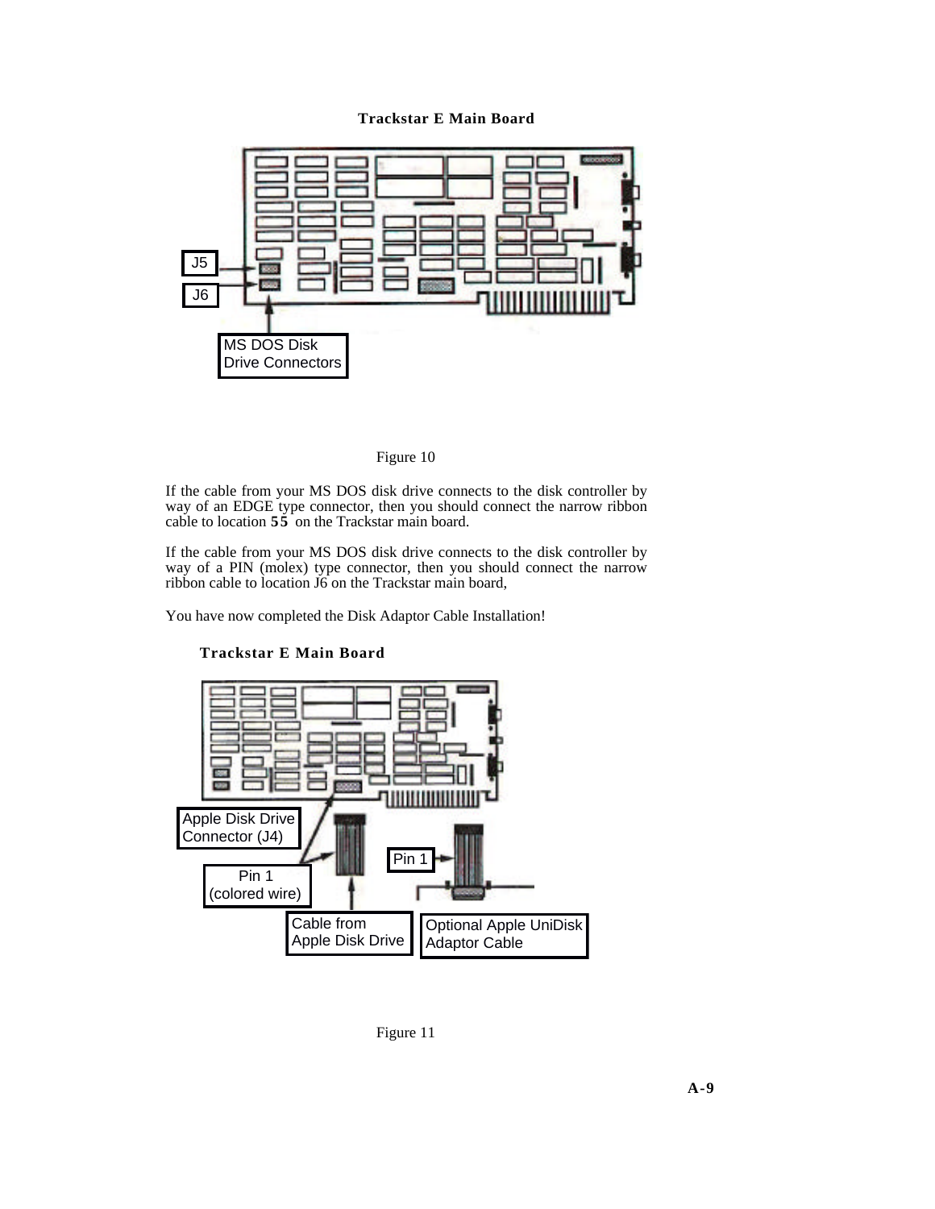**Trackstar E Main Board**

J5

J6

MS DOS Disk Drive Connectors

Figure 10

If the cable from your MS DOS disk drive connects to the disk controller by way of an EDGE type connector, then you should connect the narrow ribbon cable to location **55** on the Trackstar main board.

If the cable from your MS DOS disk drive connects to the disk controller by way of a PIN (molex) type connector, then you should connect the narrow ribbon cable to location J6 on the Trackstar main board,

You have now completed the Disk Adaptor Cable Installation!

**Trackstar E Main Board**

Apple Disk Drive Connector (J4)

Pin 1 (colored wire)

Cable from Apple Disk Drive

Pin 1

Optional Apple UniDisk Adaptor Cable

Figure 11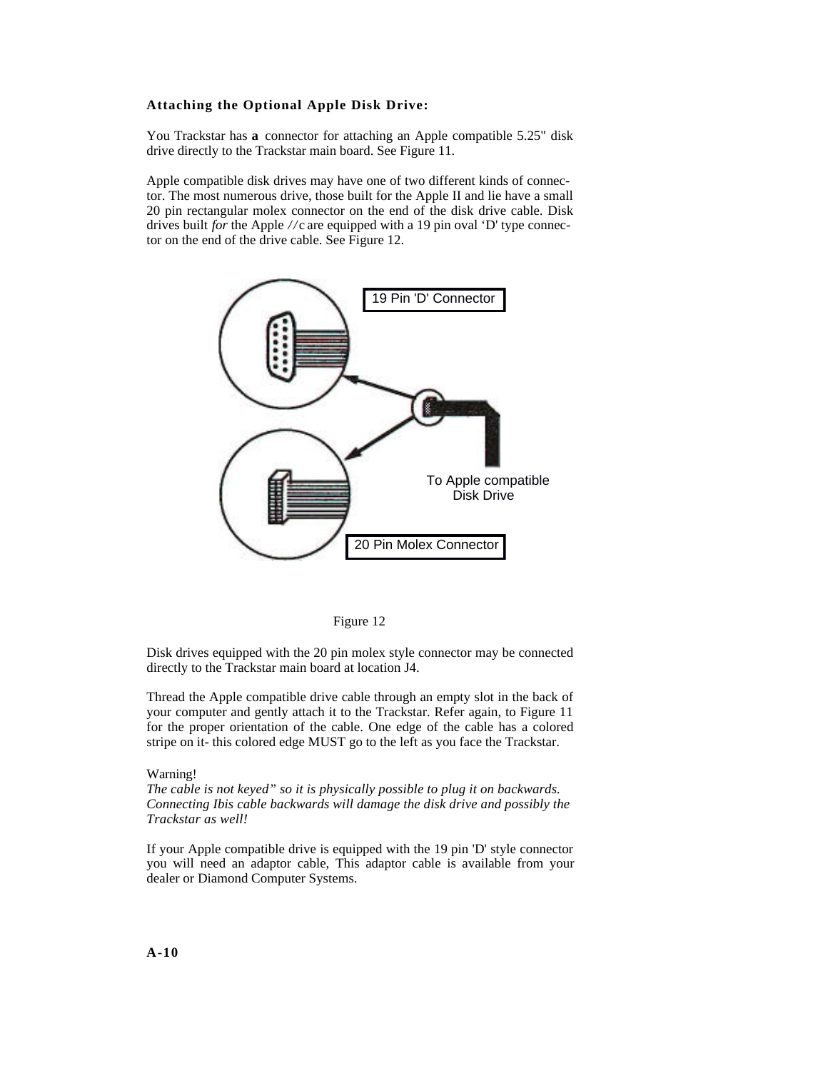**Attaching the Optional Apple Disk Drive:**

You Trackstar has **a** connector for attaching an Apple compatible 5.25" disk drive directly to the Trackstar main board. See Figure 11.

Apple compatible disk drives may have one of two different kinds of connector. The most numerous drive, those built for the Apple II and lie have a small 20 pin rectangular molex connector on the end of the disk drive cable. Disk drives built *for* the Apple //c are equipped with a 19 pin oval 'D' type connector on the end of the drive cable. See Figure 12.

19 Pin 'D' Connector

To Apple compatible Disk Drive

20 Pin Molex Connector

Figure 12

Disk drives equipped with the 20 pin molex style connector may be connected directly to the Trackstar main board at location J4.

Thread the Apple compatible drive cable through an empty slot in the back of your computer and gently attach it to the Trackstar. Refer again, to Figure 11 for the proper orientation of the cable. One edge of the cable has a colored stripe on it- this colored edge MUST go to the left as you face the Trackstar.

Warning!
*The cable is not keyed" so it is physically possible to plug it on backwards. Connecting Ibis cable backwards will damage the disk drive and possibly the Trackstar as well!*

If your Apple compatible drive is equipped with the 19 pin 'D' style connector you will need an adaptor cable, This adaptor cable is available from your dealer or Diamond Computer Systems.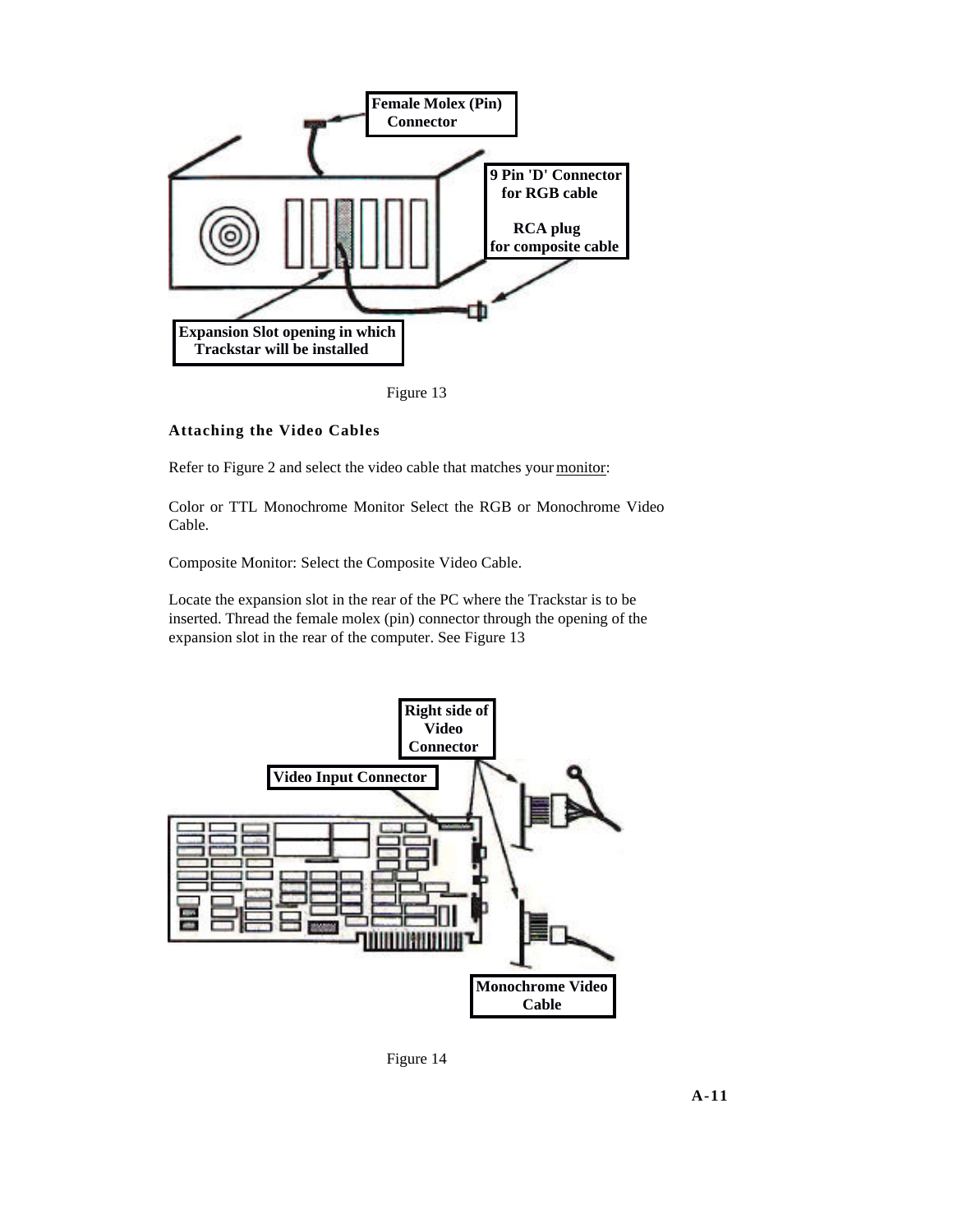Female Molex (Pin) Connector

9 Pin 'D' Connector for RGB cable

RCA plug for composite cable

Expansion Slot opening in which Trackstar will be installed

Figure 13

### Attaching the Video Cables

Refer to Figure 2 and select the video cable that matches your monitor:

Color or TTL Monochrome Monitor Select the RGB or Monochrome Video Cable.

Composite Monitor: Select the Composite Video Cable.

Locate the expansion slot in the rear of the PC where the Trackstar is to be inserted. Thread the female molex (pin) connector through the opening of the expansion slot in the rear of the computer. See Figure 13

Right side of Video Connector

Video Input Connector

Monochrome Video Cable

Figure 14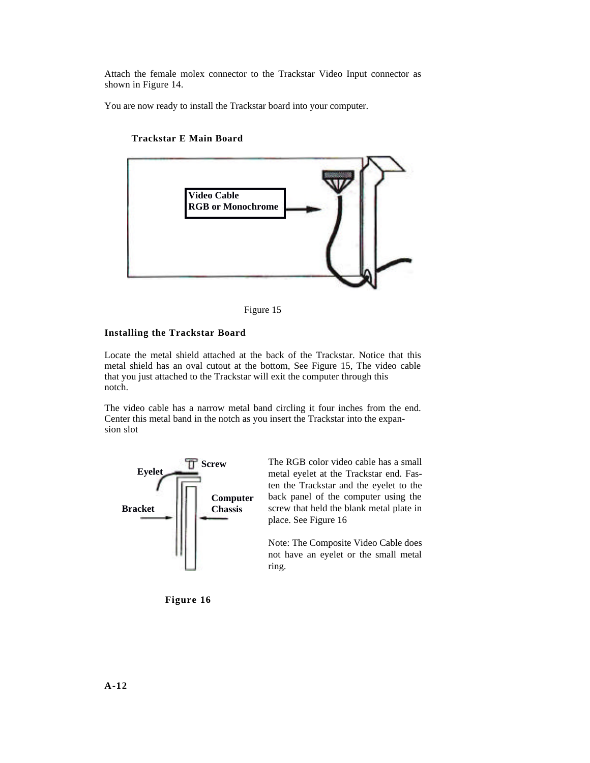Attach the female molex connector to the Trackstar Video Input connector as shown in Figure 14.

You are now ready to install the Trackstar board into your computer.

**Trackstar E Main Board**

Video Cable
RGB or Monochrome

Figure 15

**Installing the Trackstar Board**

Locate the metal shield attached at the back of the Trackstar. Notice that this metal shield has an oval cutout at the bottom, See Figure 15, The video cable that you just attached to the Trackstar will exit the computer through this notch.

The video cable has a narrow metal band circling it four inches from the end. Center this metal band in the notch as you insert the Trackstar into the expansion slot

Screw
Eyelet
Computer
Chassis
Bracket

**Figure 16**

The RGB color video cable has a small metal eyelet at the Trackstar end. Fasten the Trackstar and the eyelet to the back panel of the computer using the screw that held the blank metal plate in place. See Figure 16

Note: The Composite Video Cable does not have an eyelet or the small metal ring.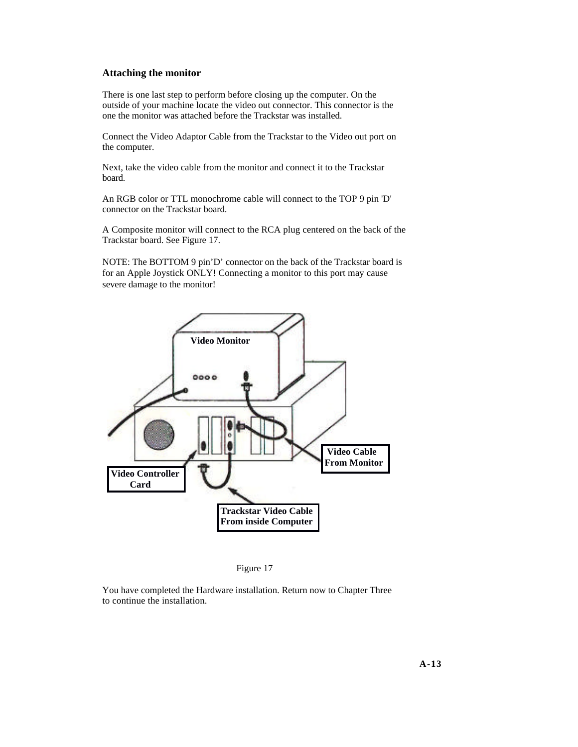### Attaching the monitor

There is one last step to perform before closing up the computer. On the outside of your machine locate the video out connector. This connector is the one the monitor was attached before the Trackstar was installed.

Connect the Video Adaptor Cable from the Trackstar to the Video out port on the computer.

Next, take the video cable from the monitor and connect it to the Trackstar board.

An RGB color or TTL monochrome cable will connect to the TOP 9 pin 'D' connector on the Trackstar board.

A Composite monitor will connect to the RCA plug centered on the back of the Trackstar board. See Figure 17.

NOTE: The BOTTOM 9 pin'D' connector on the back of the Trackstar board is for an Apple Joystick ONLY! Connecting a monitor to this port may cause severe damage to the monitor!

Video Monitor

Video Cable From Monitor

Video Controller Card

Trackstar Video Cable From inside Computer

Figure 17

You have completed the Hardware installation. Return now to Chapter Three to continue the installation.